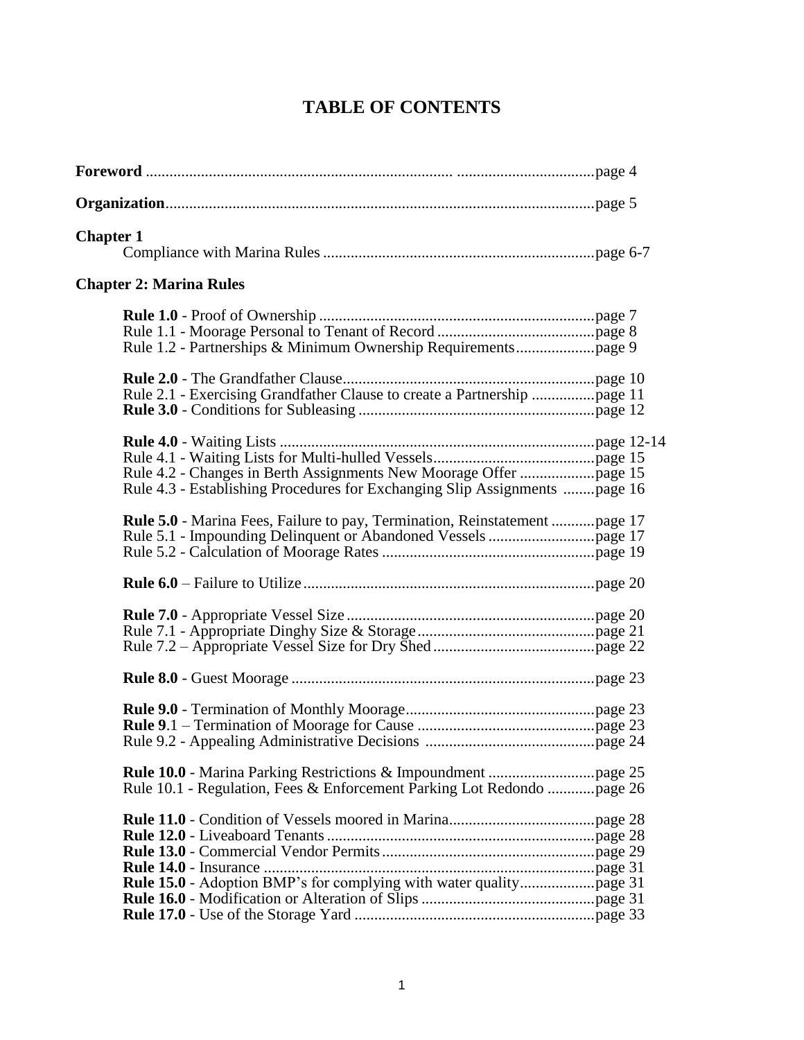# TABLE OF CONTENTS

**Foreword** ....................................................................................................page 4

**Organization**...................................................................................................page 5

**Chapter 1**

Compliance with Marina Rules ........................................................................page 6-7

**Chapter 2: Marina Rules**

**Rule 1.0** - Proof of Ownership ......................................................................page 7
Rule 1.1 - Moorage Personal to Tenant of Record ...........................................page 8
Rule 1.2 - Partnerships & Minimum Ownership Requirements.........................page 9

**Rule 2.0** - The Grandfather Clause.................................................................page 10
Rule 2.1 - Exercising Grandfather Clause to create a Partnership ....................page 11
**Rule 3.0** - Conditions for Subleasing ............................................................page 12

**Rule 4.0** - Waiting Lists .................................................................................page 12-14
Rule 4.1 - Waiting Lists for Multi-hulled Vessels..............................................page 15
Rule 4.2 - Changes in Berth Assignments New Moorage Offer .......................page 15
Rule 4.3 - Establishing Procedures for Exchanging Slip Assignments ............page 16

**Rule 5.0** - Marina Fees, Failure to pay, Termination, Reinstatement ............page 17
Rule 5.1 - Impounding Delinquent or Abandoned Vessels ...............................page 17
Rule 5.2 - Calculation of Moorage Rates ..........................................................page 19

**Rule 6.0** – Failure to Utilize ...........................................................................page 20

**Rule 7.0** - Appropriate Vessel Size ................................................................page 20
Rule 7.1 - Appropriate Dinghy Size & Storage .................................................page 21
Rule 7.2 – Appropriate Vessel Size for Dry Shed .............................................page 22

**Rule 8.0** - Guest Moorage ..............................................................................page 23

**Rule 9.0** - Termination of Monthly Moorage.................................................page 23
**Rule 9**.1 – Termination of Moorage for Cause ..............................................page 23
Rule 9.2 - Appealing Administrative Decisions ...............................................page 24

**Rule 10.0** - Marina Parking Restrictions & Impoundment ............................page 25
Rule 10.1 - Regulation, Fees & Enforcement Parking Lot Redondo ................page 26

**Rule 11.0** - Condition of Vessels moored in Marina......................................page 28
**Rule 12.0** - Liveaboard Tenants ....................................................................page 28
**Rule 13.0** - Commercial Vendor Permits.......................................................page 29
**Rule 14.0** - Insurance .....................................................................................page 31
**Rule 15.0** - Adoption BMP's for complying with water quality.....................page 31
**Rule 16.0** - Modification or Alteration of Slips .............................................page 31
**Rule 17.0** - Use of the Storage Yard ..............................................................page 33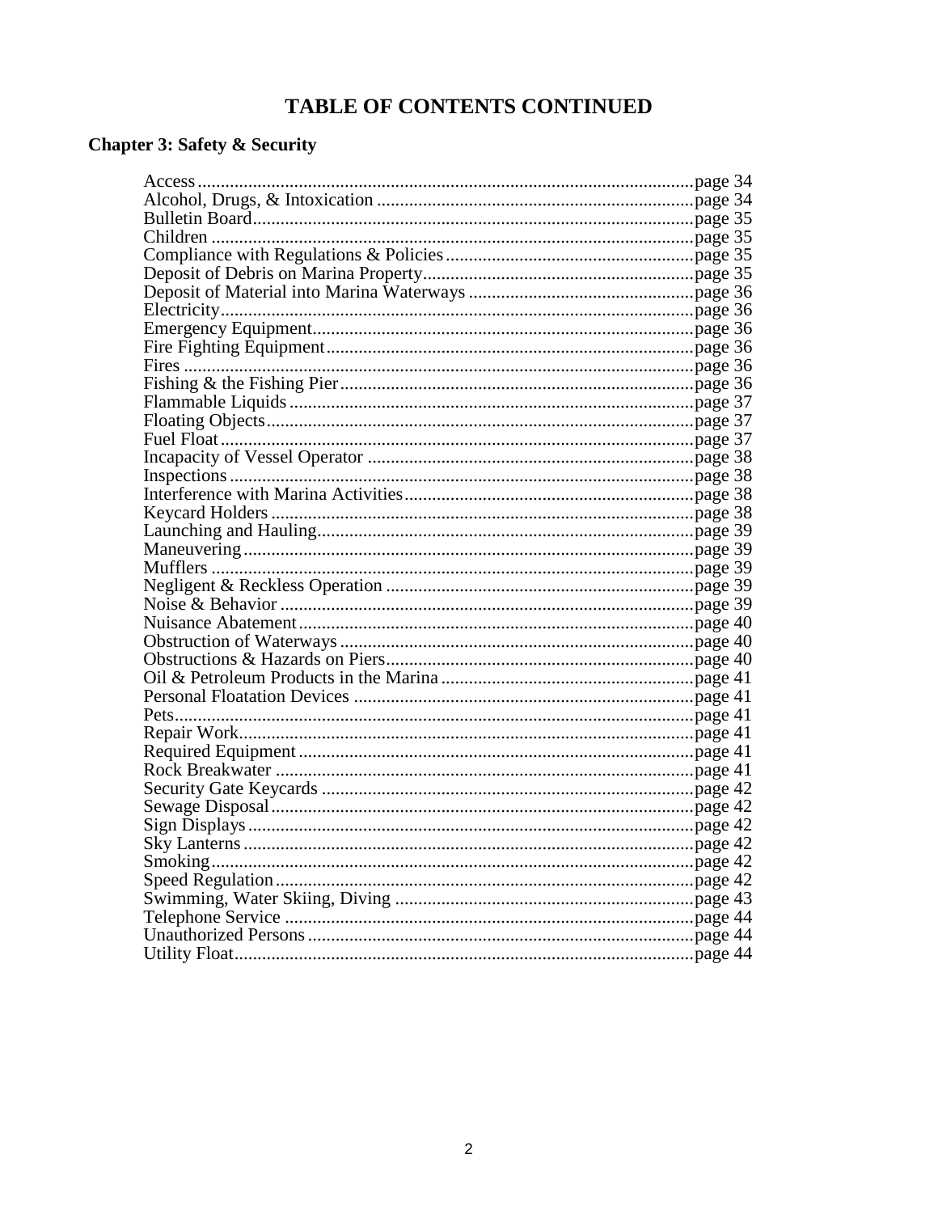# TABLE OF CONTENTS CONTINUED

## Chapter 3: Safety & Security

| | |
|---|---|
| Access | page 34 |
| Alcohol, Drugs, & Intoxication | page 34 |
| Bulletin Board | page 35 |
| Children | page 35 |
| Compliance with Regulations & Policies | page 35 |
| Deposit of Debris on Marina Property | page 35 |
| Deposit of Material into Marina Waterways | page 36 |
| Electricity | page 36 |
| Emergency Equipment | page 36 |
| Fire Fighting Equipment | page 36 |
| Fires | page 36 |
| Fishing & the Fishing Pier | page 36 |
| Flammable Liquids | page 37 |
| Floating Objects | page 37 |
| Fuel Float | page 37 |
| Incapacity of Vessel Operator | page 38 |
| Inspections | page 38 |
| Interference with Marina Activities | page 38 |
| Keycard Holders | page 38 |
| Launching and Hauling | page 39 |
| Maneuvering | page 39 |
| Mufflers | page 39 |
| Negligent & Reckless Operation | page 39 |
| Noise & Behavior | page 39 |
| Nuisance Abatement | page 40 |
| Obstruction of Waterways | page 40 |
| Obstructions & Hazards on Piers | page 40 |
| Oil & Petroleum Products in the Marina | page 41 |
| Personal Floatation Devices | page 41 |
| Pets | page 41 |
| Repair Work | page 41 |
| Required Equipment | page 41 |
| Rock Breakwater | page 41 |
| Security Gate Keycards | page 42 |
| Sewage Disposal | page 42 |
| Sign Displays | page 42 |
| Sky Lanterns | page 42 |
| Smoking | page 42 |
| Speed Regulation | page 42 |
| Swimming, Water Skiing, Diving | page 43 |
| Telephone Service | page 44 |
| Unauthorized Persons | page 44 |
| Utility Float | page 44 |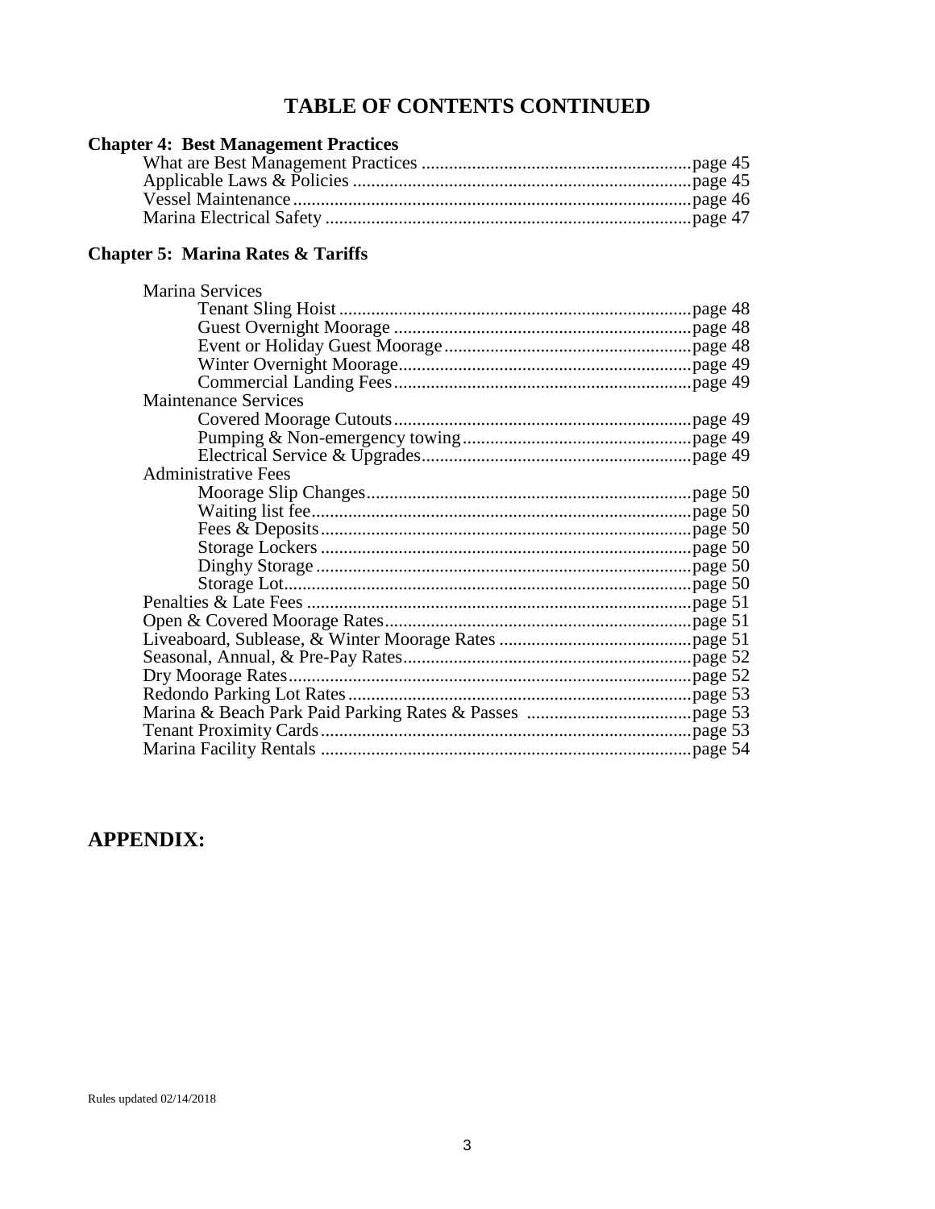## TABLE OF CONTENTS CONTINUED

### Chapter 4: Best Management Practices

- What are Best Management Practices ....page 45
- Applicable Laws & Policies ....page 45
- Vessel Maintenance ....page 46
- Marina Electrical Safety ....page 47

### Chapter 5: Marina Rates & Tariffs

- Marina Services
  - Tenant Sling Hoist ....page 48
  - Guest Overnight Moorage ....page 48
  - Event or Holiday Guest Moorage ....page 48
  - Winter Overnight Moorage ....page 49
  - Commercial Landing Fees ....page 49
- Maintenance Services
  - Covered Moorage Cutouts ....page 49
  - Pumping & Non-emergency towing ....page 49
  - Electrical Service & Upgrades ....page 49
- Administrative Fees
  - Moorage Slip Changes ....page 50
  - Waiting list fee ....page 50
  - Fees & Deposits ....page 50
  - Storage Lockers ....page 50
  - Dinghy Storage ....page 50
  - Storage Lot ....page 50
- Penalties & Late Fees ....page 51
- Open & Covered Moorage Rates ....page 51
- Liveaboard, Sublease, & Winter Moorage Rates ....page 51
- Seasonal, Annual, & Pre-Pay Rates ....page 52
- Dry Moorage Rates ....page 52
- Redondo Parking Lot Rates ....page 53
- Marina & Beach Park Paid Parking Rates & Passes ....page 53
- Tenant Proximity Cards ....page 53
- Marina Facility Rentals ....page 54

## APPENDIX:

Rules updated 02/14/2018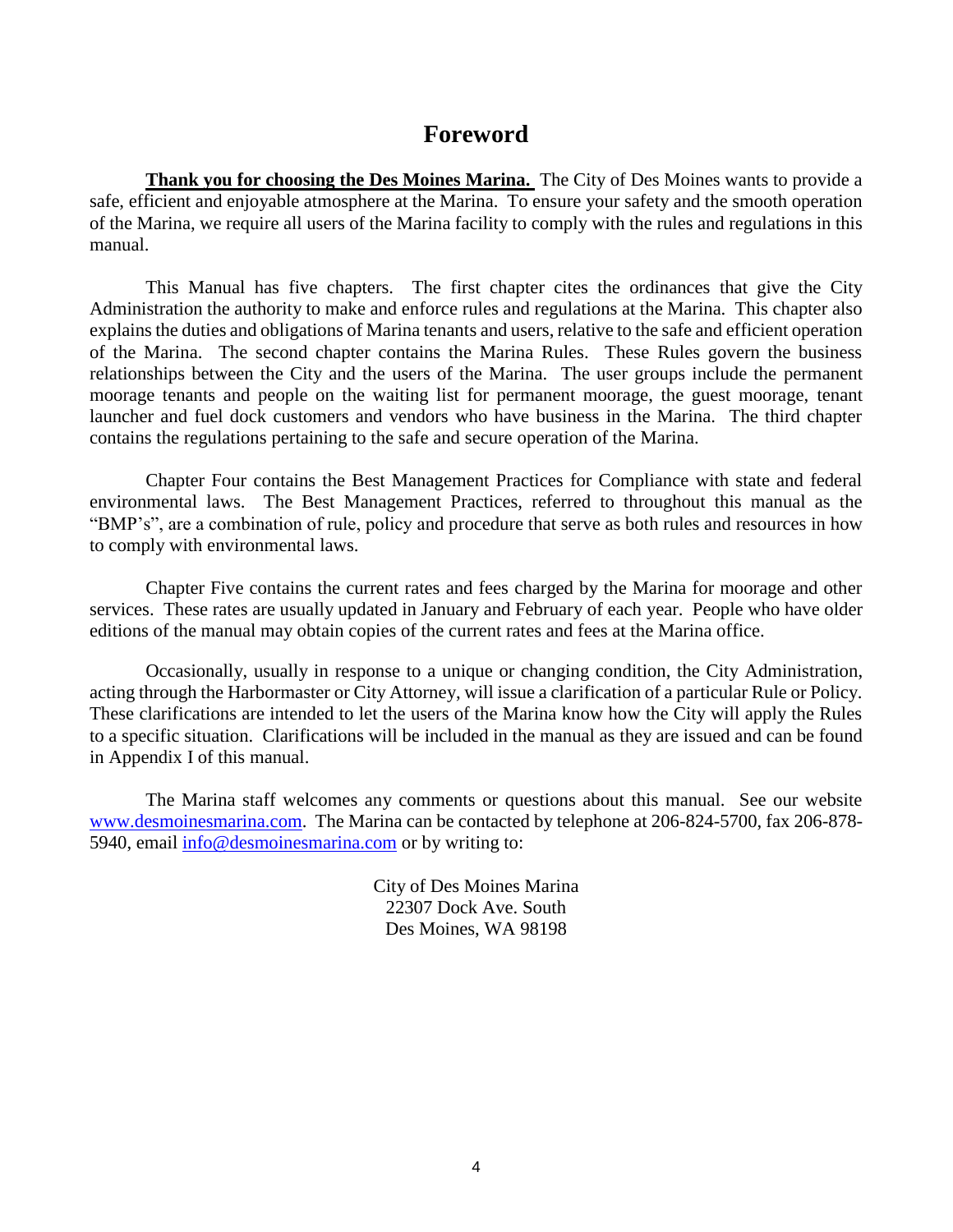# Foreword

**Thank you for choosing the Des Moines Marina.** The City of Des Moines wants to provide a safe, efficient and enjoyable atmosphere at the Marina. To ensure your safety and the smooth operation of the Marina, we require all users of the Marina facility to comply with the rules and regulations in this manual.

This Manual has five chapters. The first chapter cites the ordinances that give the City Administration the authority to make and enforce rules and regulations at the Marina. This chapter also explains the duties and obligations of Marina tenants and users, relative to the safe and efficient operation of the Marina. The second chapter contains the Marina Rules. These Rules govern the business relationships between the City and the users of the Marina. The user groups include the permanent moorage tenants and people on the waiting list for permanent moorage, the guest moorage, tenant launcher and fuel dock customers and vendors who have business in the Marina. The third chapter contains the regulations pertaining to the safe and secure operation of the Marina.

Chapter Four contains the Best Management Practices for Compliance with state and federal environmental laws. The Best Management Practices, referred to throughout this manual as the "BMP's", are a combination of rule, policy and procedure that serve as both rules and resources in how to comply with environmental laws.

Chapter Five contains the current rates and fees charged by the Marina for moorage and other services. These rates are usually updated in January and February of each year. People who have older editions of the manual may obtain copies of the current rates and fees at the Marina office.

Occasionally, usually in response to a unique or changing condition, the City Administration, acting through the Harbormaster or City Attorney, will issue a clarification of a particular Rule or Policy. These clarifications are intended to let the users of the Marina know how the City will apply the Rules to a specific situation. Clarifications will be included in the manual as they are issued and can be found in Appendix I of this manual.

The Marina staff welcomes any comments or questions about this manual. See our website [www.desmoinesmarina.com](http://www.desmoinesmarina.com). The Marina can be contacted by telephone at 206-824-5700, fax 206-878-5940, email [info@desmoinesmarina.com](mailto:info@desmoinesmarina.com) or by writing to:

City of Des Moines Marina
22307 Dock Ave. South
Des Moines, WA 98198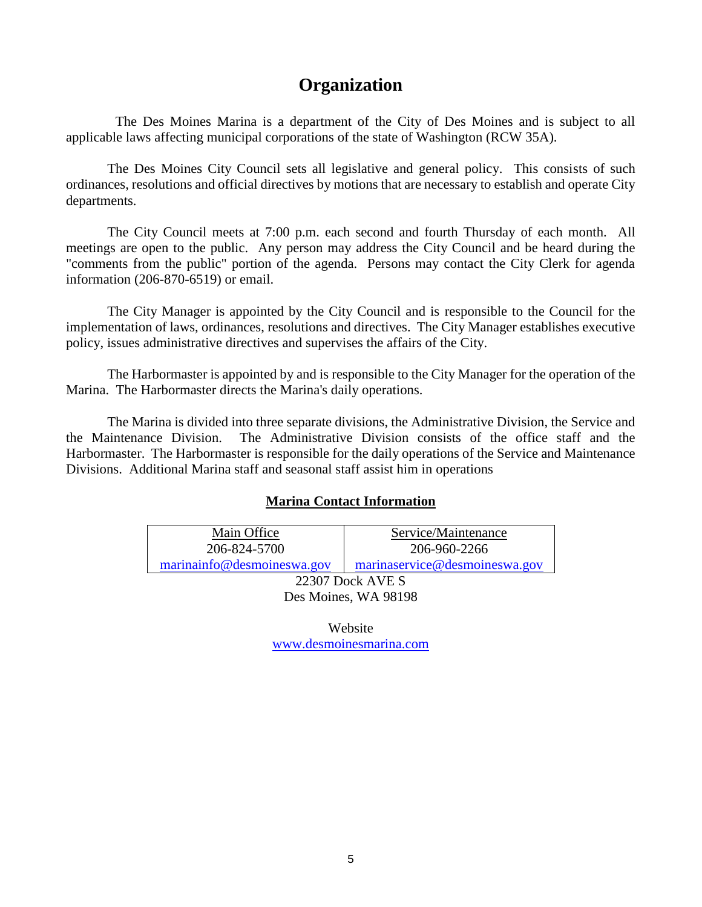# Organization

The Des Moines Marina is a department of the City of Des Moines and is subject to all applicable laws affecting municipal corporations of the state of Washington (RCW 35A).

The Des Moines City Council sets all legislative and general policy. This consists of such ordinances, resolutions and official directives by motions that are necessary to establish and operate City departments.

The City Council meets at 7:00 p.m. each second and fourth Thursday of each month. All meetings are open to the public. Any person may address the City Council and be heard during the "comments from the public" portion of the agenda. Persons may contact the City Clerk for agenda information (206-870-6519) or email.

The City Manager is appointed by the City Council and is responsible to the Council for the implementation of laws, ordinances, resolutions and directives. The City Manager establishes executive policy, issues administrative directives and supervises the affairs of the City.

The Harbormaster is appointed by and is responsible to the City Manager for the operation of the Marina. The Harbormaster directs the Marina's daily operations.

The Marina is divided into three separate divisions, the Administrative Division, the Service and the Maintenance Division. The Administrative Division consists of the office staff and the Harbormaster. The Harbormaster is responsible for the daily operations of the Service and Maintenance Divisions. Additional Marina staff and seasonal staff assist him in operations

## Marina Contact Information

| Main Office | Service/Maintenance |
|---|---|
| 206-824-5700 | 206-960-2266 |
| marinainfo@desmoineswa.gov | marinaservice@desmoineswa.gov |

22307 Dock AVE S
Des Moines, WA 98198

Website
www.desmoinesmarina.com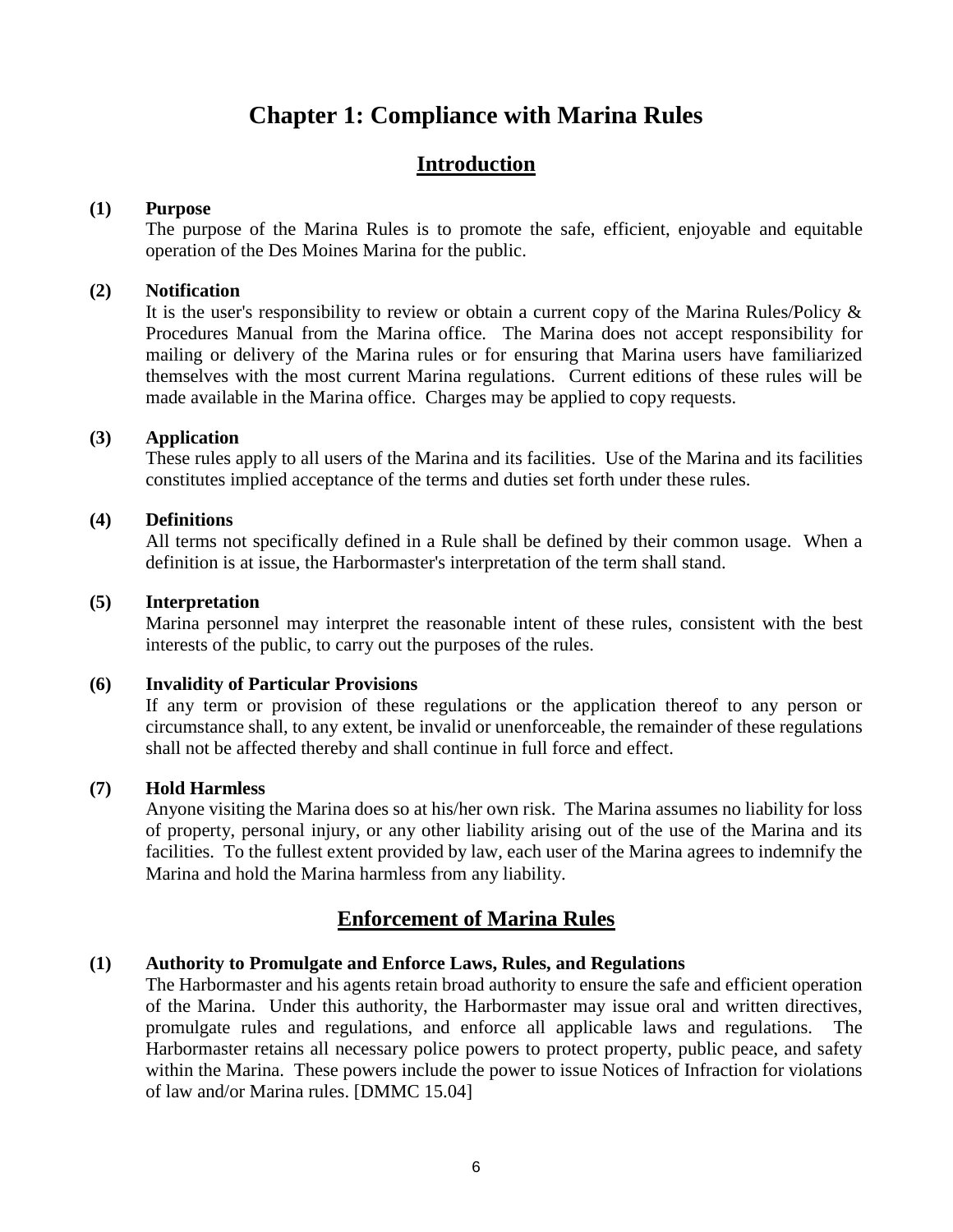# Chapter 1: Compliance with Marina Rules

## Introduction

**(1) Purpose**

The purpose of the Marina Rules is to promote the safe, efficient, enjoyable and equitable operation of the Des Moines Marina for the public.

**(2) Notification**

It is the user's responsibility to review or obtain a current copy of the Marina Rules/Policy & Procedures Manual from the Marina office. The Marina does not accept responsibility for mailing or delivery of the Marina rules or for ensuring that Marina users have familiarized themselves with the most current Marina regulations. Current editions of these rules will be made available in the Marina office. Charges may be applied to copy requests.

**(3) Application**

These rules apply to all users of the Marina and its facilities. Use of the Marina and its facilities constitutes implied acceptance of the terms and duties set forth under these rules.

**(4) Definitions**

All terms not specifically defined in a Rule shall be defined by their common usage. When a definition is at issue, the Harbormaster's interpretation of the term shall stand.

**(5) Interpretation**

Marina personnel may interpret the reasonable intent of these rules, consistent with the best interests of the public, to carry out the purposes of the rules.

**(6) Invalidity of Particular Provisions**

If any term or provision of these regulations or the application thereof to any person or circumstance shall, to any extent, be invalid or unenforceable, the remainder of these regulations shall not be affected thereby and shall continue in full force and effect.

**(7) Hold Harmless**

Anyone visiting the Marina does so at his/her own risk. The Marina assumes no liability for loss of property, personal injury, or any other liability arising out of the use of the Marina and its facilities. To the fullest extent provided by law, each user of the Marina agrees to indemnify the Marina and hold the Marina harmless from any liability.

## Enforcement of Marina Rules

**(1) Authority to Promulgate and Enforce Laws, Rules, and Regulations**

The Harbormaster and his agents retain broad authority to ensure the safe and efficient operation of the Marina. Under this authority, the Harbormaster may issue oral and written directives, promulgate rules and regulations, and enforce all applicable laws and regulations. The Harbormaster retains all necessary police powers to protect property, public peace, and safety within the Marina. These powers include the power to issue Notices of Infraction for violations of law and/or Marina rules. [DMMC 15.04]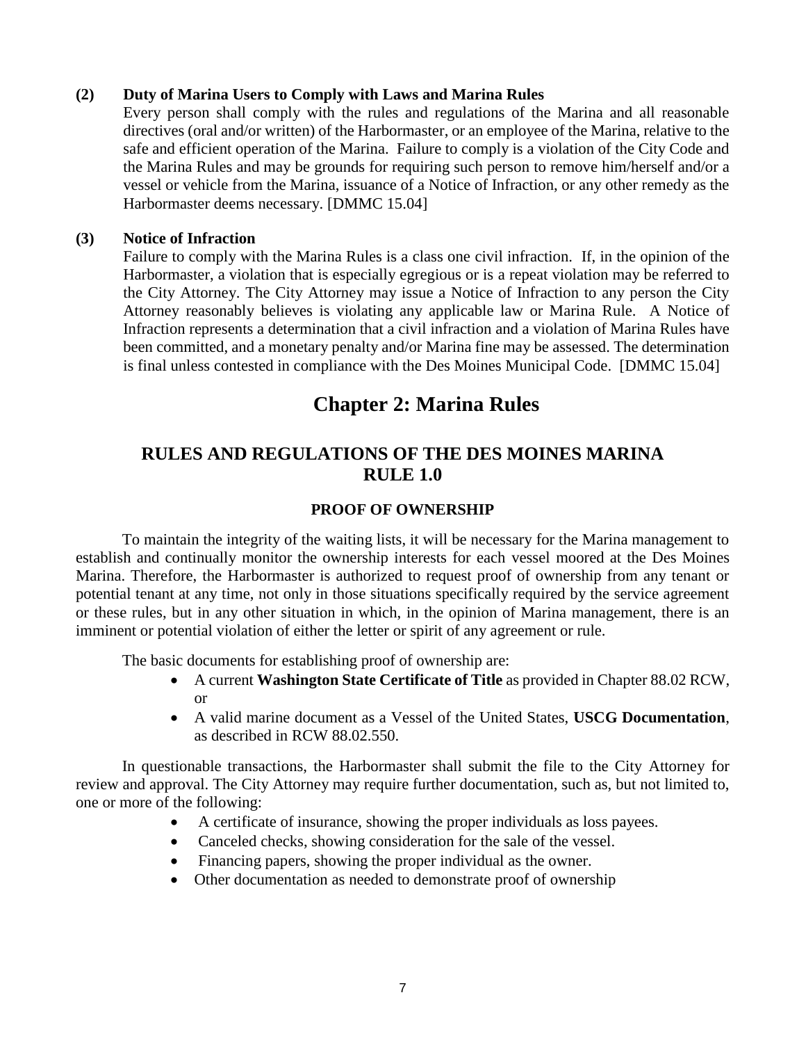**(2) Duty of Marina Users to Comply with Laws and Marina Rules**

Every person shall comply with the rules and regulations of the Marina and all reasonable directives (oral and/or written) of the Harbormaster, or an employee of the Marina, relative to the safe and efficient operation of the Marina. Failure to comply is a violation of the City Code and the Marina Rules and may be grounds for requiring such person to remove him/herself and/or a vessel or vehicle from the Marina, issuance of a Notice of Infraction, or any other remedy as the Harbormaster deems necessary. [DMMC 15.04]

**(3) Notice of Infraction**

Failure to comply with the Marina Rules is a class one civil infraction. If, in the opinion of the Harbormaster, a violation that is especially egregious or is a repeat violation may be referred to the City Attorney. The City Attorney may issue a Notice of Infraction to any person the City Attorney reasonably believes is violating any applicable law or Marina Rule. A Notice of Infraction represents a determination that a civil infraction and a violation of Marina Rules have been committed, and a monetary penalty and/or Marina fine may be assessed. The determination is final unless contested in compliance with the Des Moines Municipal Code. [DMMC 15.04]

# Chapter 2: Marina Rules

## RULES AND REGULATIONS OF THE DES MOINES MARINA RULE 1.0

### PROOF OF OWNERSHIP

To maintain the integrity of the waiting lists, it will be necessary for the Marina management to establish and continually monitor the ownership interests for each vessel moored at the Des Moines Marina. Therefore, the Harbormaster is authorized to request proof of ownership from any tenant or potential tenant at any time, not only in those situations specifically required by the service agreement or these rules, but in any other situation in which, in the opinion of Marina management, there is an imminent or potential violation of either the letter or spirit of any agreement or rule.

The basic documents for establishing proof of ownership are:

- A current **Washington State Certificate of Title** as provided in Chapter 88.02 RCW, or
- A valid marine document as a Vessel of the United States, **USCG Documentation**, as described in RCW 88.02.550.

In questionable transactions, the Harbormaster shall submit the file to the City Attorney for review and approval. The City Attorney may require further documentation, such as, but not limited to, one or more of the following:

- A certificate of insurance, showing the proper individuals as loss payees.
- Canceled checks, showing consideration for the sale of the vessel.
- Financing papers, showing the proper individual as the owner.
- Other documentation as needed to demonstrate proof of ownership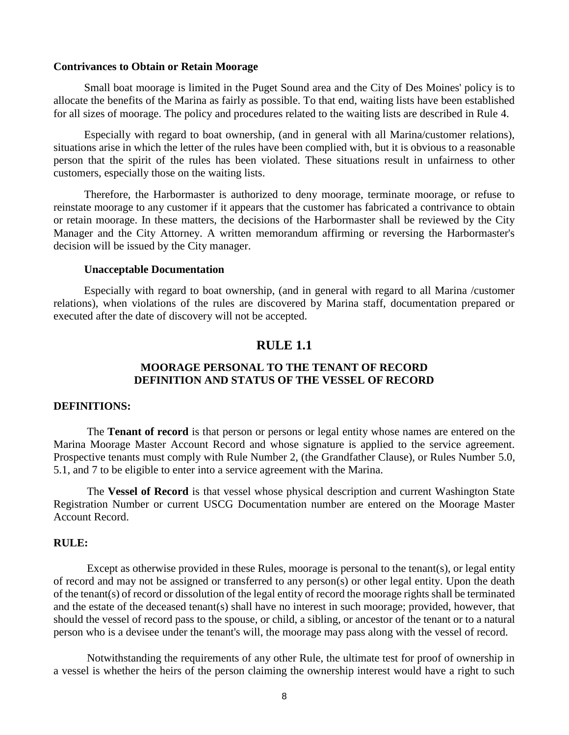**Contrivances to Obtain or Retain Moorage**

Small boat moorage is limited in the Puget Sound area and the City of Des Moines' policy is to allocate the benefits of the Marina as fairly as possible. To that end, waiting lists have been established for all sizes of moorage. The policy and procedures related to the waiting lists are described in Rule 4.

Especially with regard to boat ownership, (and in general with all Marina/customer relations), situations arise in which the letter of the rules have been complied with, but it is obvious to a reasonable person that the spirit of the rules has been violated. These situations result in unfairness to other customers, especially those on the waiting lists.

Therefore, the Harbormaster is authorized to deny moorage, terminate moorage, or refuse to reinstate moorage to any customer if it appears that the customer has fabricated a contrivance to obtain or retain moorage. In these matters, the decisions of the Harbormaster shall be reviewed by the City Manager and the City Attorney. A written memorandum affirming or reversing the Harbormaster's decision will be issued by the City manager.

**Unacceptable Documentation**

Especially with regard to boat ownership, (and in general with regard to all Marina /customer relations), when violations of the rules are discovered by Marina staff, documentation prepared or executed after the date of discovery will not be accepted.

## RULE 1.1

### MOORAGE PERSONAL TO THE TENANT OF RECORD DEFINITION AND STATUS OF THE VESSEL OF RECORD

**DEFINITIONS:**

The **Tenant of record** is that person or persons or legal entity whose names are entered on the Marina Moorage Master Account Record and whose signature is applied to the service agreement. Prospective tenants must comply with Rule Number 2, (the Grandfather Clause), or Rules Number 5.0, 5.1, and 7 to be eligible to enter into a service agreement with the Marina.

The **Vessel of Record** is that vessel whose physical description and current Washington State Registration Number or current USCG Documentation number are entered on the Moorage Master Account Record.

**RULE:**

Except as otherwise provided in these Rules, moorage is personal to the tenant(s), or legal entity of record and may not be assigned or transferred to any person(s) or other legal entity. Upon the death of the tenant(s) of record or dissolution of the legal entity of record the moorage rights shall be terminated and the estate of the deceased tenant(s) shall have no interest in such moorage; provided, however, that should the vessel of record pass to the spouse, or child, a sibling, or ancestor of the tenant or to a natural person who is a devisee under the tenant's will, the moorage may pass along with the vessel of record.

Notwithstanding the requirements of any other Rule, the ultimate test for proof of ownership in a vessel is whether the heirs of the person claiming the ownership interest would have a right to such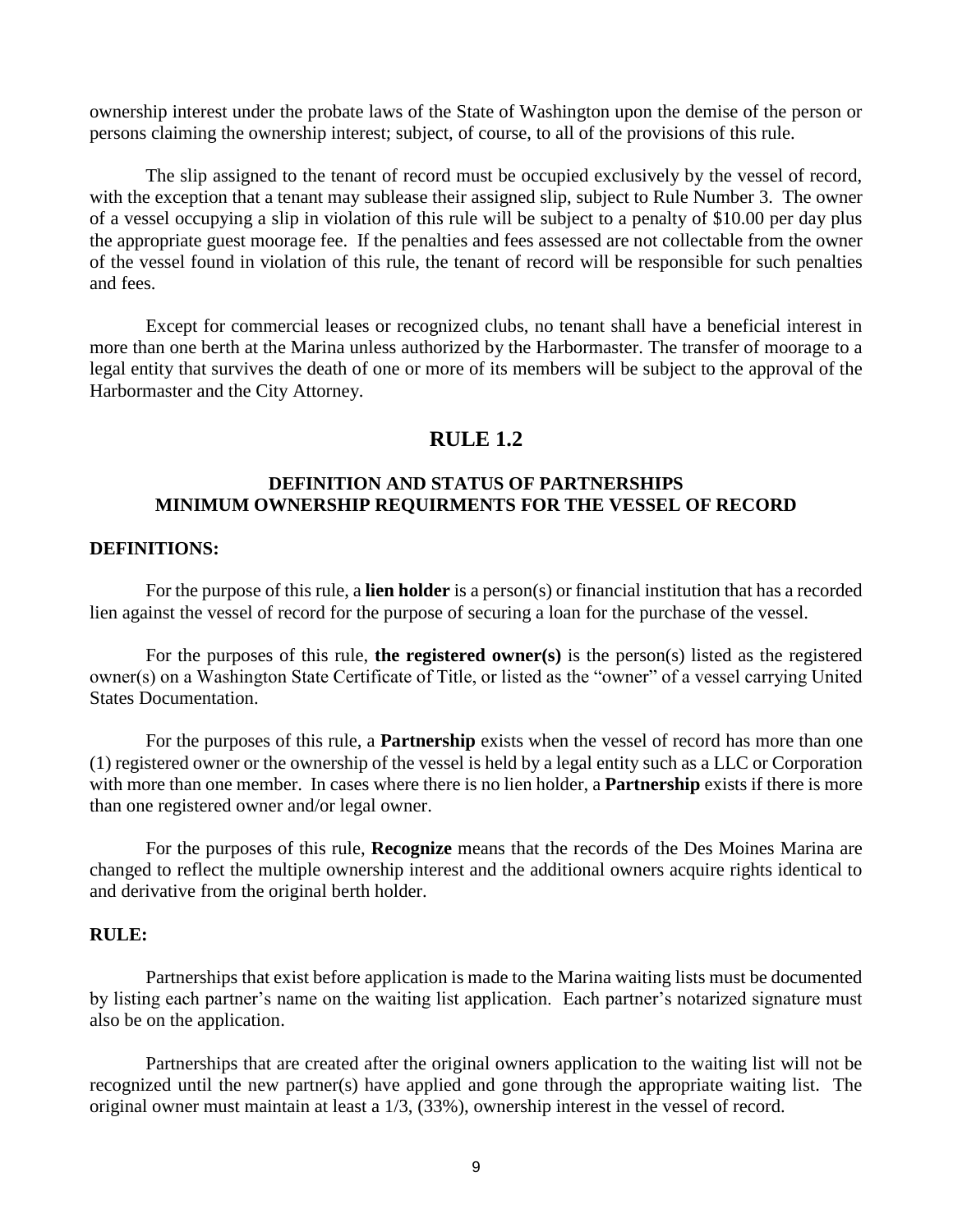ownership interest under the probate laws of the State of Washington upon the demise of the person or persons claiming the ownership interest; subject, of course, to all of the provisions of this rule.

The slip assigned to the tenant of record must be occupied exclusively by the vessel of record, with the exception that a tenant may sublease their assigned slip, subject to Rule Number 3. The owner of a vessel occupying a slip in violation of this rule will be subject to a penalty of $10.00 per day plus the appropriate guest moorage fee. If the penalties and fees assessed are not collectable from the owner of the vessel found in violation of this rule, the tenant of record will be responsible for such penalties and fees.

Except for commercial leases or recognized clubs, no tenant shall have a beneficial interest in more than one berth at the Marina unless authorized by the Harbormaster. The transfer of moorage to a legal entity that survives the death of one or more of its members will be subject to the approval of the Harbormaster and the City Attorney.

## RULE 1.2

### DEFINITION AND STATUS OF PARTNERSHIPS
### MINIMUM OWNERSHIP REQUIRMENTS FOR THE VESSEL OF RECORD

**DEFINITIONS:**

For the purpose of this rule, a **lien holder** is a person(s) or financial institution that has a recorded lien against the vessel of record for the purpose of securing a loan for the purchase of the vessel.

For the purposes of this rule, **the registered owner(s)** is the person(s) listed as the registered owner(s) on a Washington State Certificate of Title, or listed as the "owner" of a vessel carrying United States Documentation.

For the purposes of this rule, a **Partnership** exists when the vessel of record has more than one (1) registered owner or the ownership of the vessel is held by a legal entity such as a LLC or Corporation with more than one member. In cases where there is no lien holder, a **Partnership** exists if there is more than one registered owner and/or legal owner.

For the purposes of this rule, **Recognize** means that the records of the Des Moines Marina are changed to reflect the multiple ownership interest and the additional owners acquire rights identical to and derivative from the original berth holder.

**RULE:**

Partnerships that exist before application is made to the Marina waiting lists must be documented by listing each partner's name on the waiting list application. Each partner's notarized signature must also be on the application.

Partnerships that are created after the original owners application to the waiting list will not be recognized until the new partner(s) have applied and gone through the appropriate waiting list. The original owner must maintain at least a 1/3, (33%), ownership interest in the vessel of record.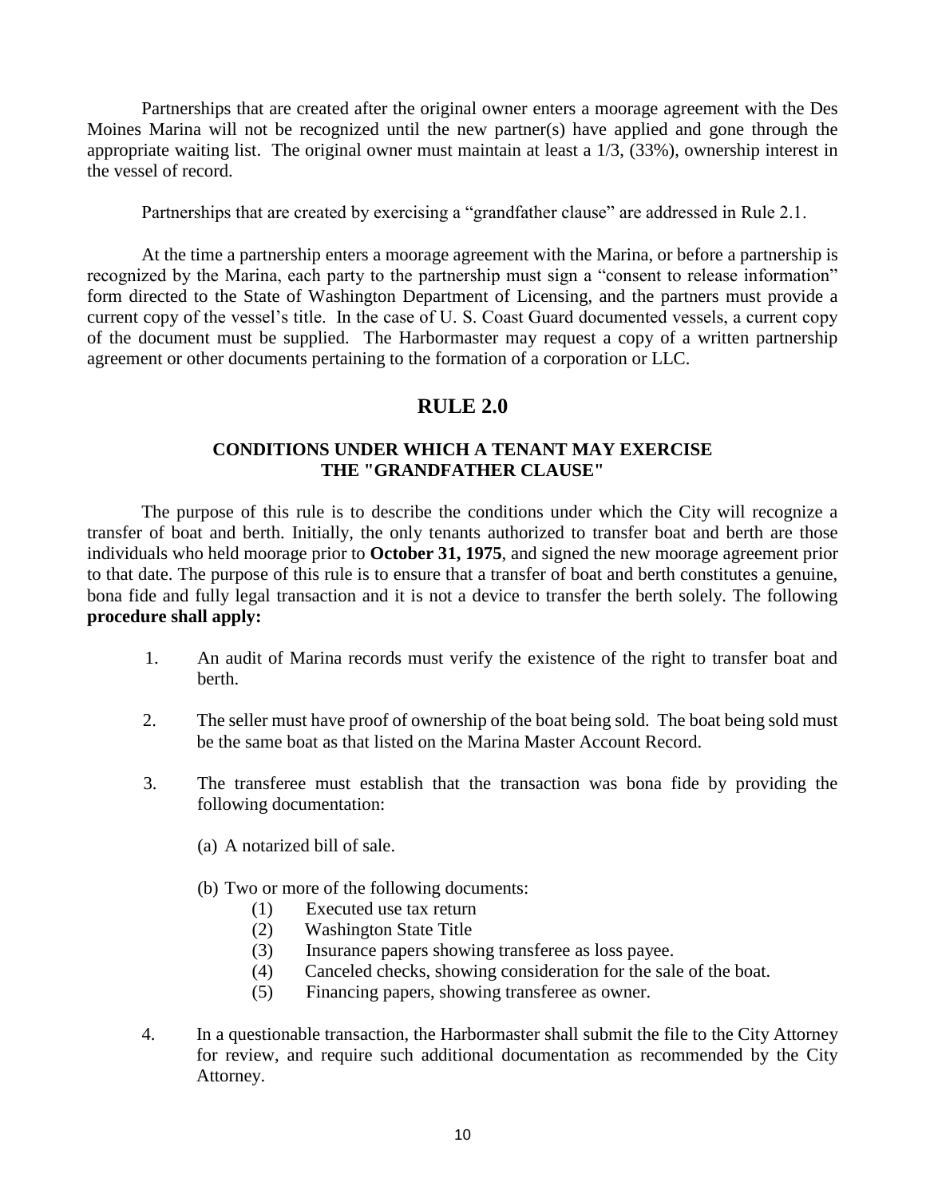Partnerships that are created after the original owner enters a moorage agreement with the Des Moines Marina will not be recognized until the new partner(s) have applied and gone through the appropriate waiting list. The original owner must maintain at least a 1/3, (33%), ownership interest in the vessel of record.

Partnerships that are created by exercising a "grandfather clause" are addressed in Rule 2.1.

At the time a partnership enters a moorage agreement with the Marina, or before a partnership is recognized by the Marina, each party to the partnership must sign a "consent to release information" form directed to the State of Washington Department of Licensing, and the partners must provide a current copy of the vessel's title. In the case of U. S. Coast Guard documented vessels, a current copy of the document must be supplied. The Harbormaster may request a copy of a written partnership agreement or other documents pertaining to the formation of a corporation or LLC.

## RULE 2.0

### CONDITIONS UNDER WHICH A TENANT MAY EXERCISE THE "GRANDFATHER CLAUSE"

The purpose of this rule is to describe the conditions under which the City will recognize a transfer of boat and berth. Initially, the only tenants authorized to transfer boat and berth are those individuals who held moorage prior to **October 31, 1975**, and signed the new moorage agreement prior to that date. The purpose of this rule is to ensure that a transfer of boat and berth constitutes a genuine, bona fide and fully legal transaction and it is not a device to transfer the berth solely. The following **procedure shall apply:**

1. An audit of Marina records must verify the existence of the right to transfer boat and berth.

2. The seller must have proof of ownership of the boat being sold. The boat being sold must be the same boat as that listed on the Marina Master Account Record.

3. The transferee must establish that the transaction was bona fide by providing the following documentation:

   (a) A notarized bill of sale.

   (b) Two or more of the following documents:
      (1) Executed use tax return
      (2) Washington State Title
      (3) Insurance papers showing transferee as loss payee.
      (4) Canceled checks, showing consideration for the sale of the boat.
      (5) Financing papers, showing transferee as owner.

4. In a questionable transaction, the Harbormaster shall submit the file to the City Attorney for review, and require such additional documentation as recommended by the City Attorney.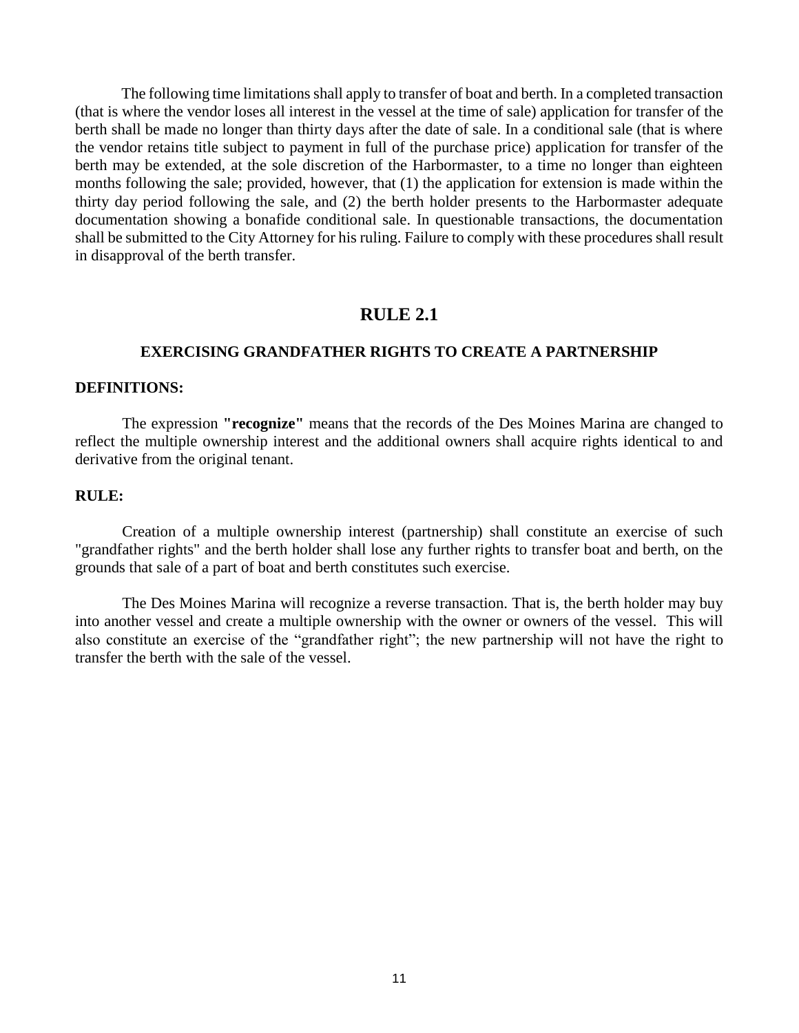The following time limitations shall apply to transfer of boat and berth. In a completed transaction (that is where the vendor loses all interest in the vessel at the time of sale) application for transfer of the berth shall be made no longer than thirty days after the date of sale. In a conditional sale (that is where the vendor retains title subject to payment in full of the purchase price) application for transfer of the berth may be extended, at the sole discretion of the Harbormaster, to a time no longer than eighteen months following the sale; provided, however, that (1) the application for extension is made within the thirty day period following the sale, and (2) the berth holder presents to the Harbormaster adequate documentation showing a bonafide conditional sale. In questionable transactions, the documentation shall be submitted to the City Attorney for his ruling. Failure to comply with these procedures shall result in disapproval of the berth transfer.

## RULE 2.1

### EXERCISING GRANDFATHER RIGHTS TO CREATE A PARTNERSHIP

**DEFINITIONS:**

The expression **"recognize"** means that the records of the Des Moines Marina are changed to reflect the multiple ownership interest and the additional owners shall acquire rights identical to and derivative from the original tenant.

**RULE:**

Creation of a multiple ownership interest (partnership) shall constitute an exercise of such "grandfather rights" and the berth holder shall lose any further rights to transfer boat and berth, on the grounds that sale of a part of boat and berth constitutes such exercise.

The Des Moines Marina will recognize a reverse transaction. That is, the berth holder may buy into another vessel and create a multiple ownership with the owner or owners of the vessel. This will also constitute an exercise of the "grandfather right"; the new partnership will not have the right to transfer the berth with the sale of the vessel.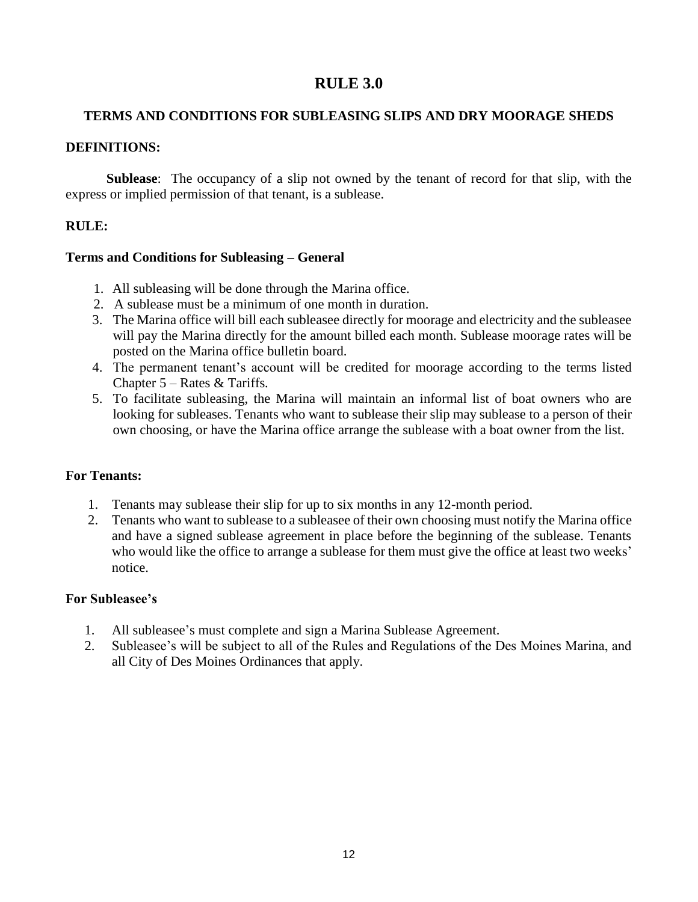# RULE 3.0

## TERMS AND CONDITIONS FOR SUBLEASING SLIPS AND DRY MOORAGE SHEDS

### DEFINITIONS:

**Sublease**: The occupancy of a slip not owned by the tenant of record for that slip, with the express or implied permission of that tenant, is a sublease.

### RULE:

#### Terms and Conditions for Subleasing – General

1. All subleasing will be done through the Marina office.
2. A sublease must be a minimum of one month in duration.
3. The Marina office will bill each subleasee directly for moorage and electricity and the subleasee will pay the Marina directly for the amount billed each month. Sublease moorage rates will be posted on the Marina office bulletin board.
4. The permanent tenant's account will be credited for moorage according to the terms listed Chapter 5 – Rates & Tariffs.
5. To facilitate subleasing, the Marina will maintain an informal list of boat owners who are looking for subleases. Tenants who want to sublease their slip may sublease to a person of their own choosing, or have the Marina office arrange the sublease with a boat owner from the list.

#### For Tenants:

1. Tenants may sublease their slip for up to six months in any 12-month period.
2. Tenants who want to sublease to a subleasee of their own choosing must notify the Marina office and have a signed sublease agreement in place before the beginning of the sublease. Tenants who would like the office to arrange a sublease for them must give the office at least two weeks' notice.

#### For Subleasee's

1. All subleasee's must complete and sign a Marina Sublease Agreement.
2. Subleasee's will be subject to all of the Rules and Regulations of the Des Moines Marina, and all City of Des Moines Ordinances that apply.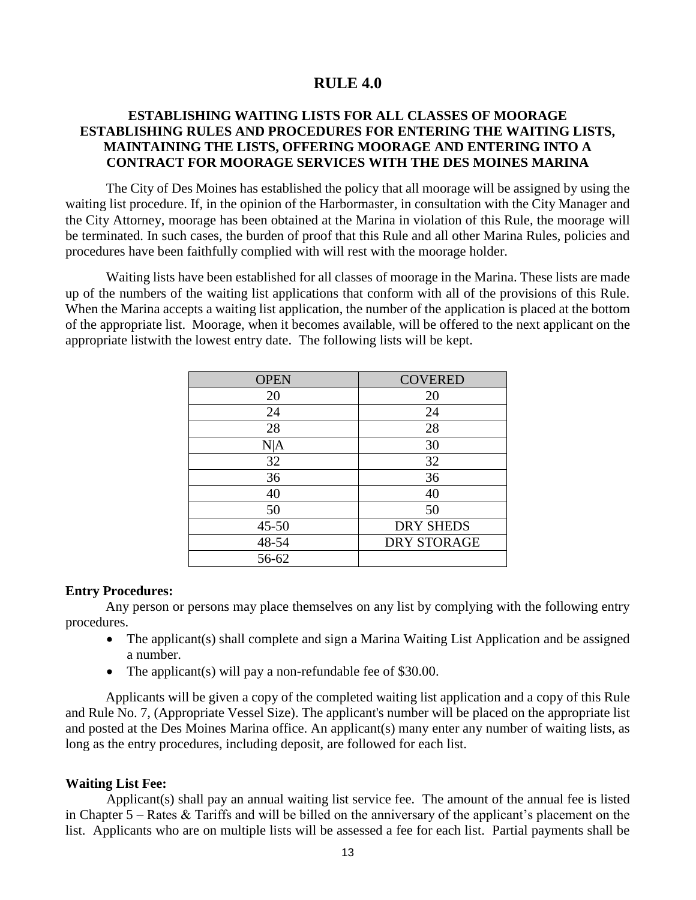# RULE 4.0

## ESTABLISHING WAITING LISTS FOR ALL CLASSES OF MOORAGE ESTABLISHING RULES AND PROCEDURES FOR ENTERING THE WAITING LISTS, MAINTAINING THE LISTS, OFFERING MOORAGE AND ENTERING INTO A CONTRACT FOR MOORAGE SERVICES WITH THE DES MOINES MARINA

The City of Des Moines has established the policy that all moorage will be assigned by using the waiting list procedure. If, in the opinion of the Harbormaster, in consultation with the City Manager and the City Attorney, moorage has been obtained at the Marina in violation of this Rule, the moorage will be terminated. In such cases, the burden of proof that this Rule and all other Marina Rules, policies and procedures have been faithfully complied with will rest with the moorage holder.

Waiting lists have been established for all classes of moorage in the Marina. These lists are made up of the numbers of the waiting list applications that conform with all of the provisions of this Rule. When the Marina accepts a waiting list application, the number of the application is placed at the bottom of the appropriate list. Moorage, when it becomes available, will be offered to the next applicant on the appropriate listwith the lowest entry date. The following lists will be kept.

| OPEN | COVERED |
|---|---|
| 20 | 20 |
| 24 | 24 |
| 28 | 28 |
| N|A | 30 |
| 32 | 32 |
| 36 | 36 |
| 40 | 40 |
| 50 | 50 |
| 45-50 | DRY SHEDS |
| 48-54 | DRY STORAGE |
| 56-62 | |

**Entry Procedures:**

Any person or persons may place themselves on any list by complying with the following entry procedures.

- The applicant(s) shall complete and sign a Marina Waiting List Application and be assigned a number.
- The applicant(s) will pay a non-refundable fee of $30.00.

Applicants will be given a copy of the completed waiting list application and a copy of this Rule and Rule No. 7, (Appropriate Vessel Size). The applicant's number will be placed on the appropriate list and posted at the Des Moines Marina office. An applicant(s) many enter any number of waiting lists, as long as the entry procedures, including deposit, are followed for each list.

**Waiting List Fee:**

Applicant(s) shall pay an annual waiting list service fee. The amount of the annual fee is listed in Chapter 5 – Rates & Tariffs and will be billed on the anniversary of the applicant's placement on the list. Applicants who are on multiple lists will be assessed a fee for each list. Partial payments shall be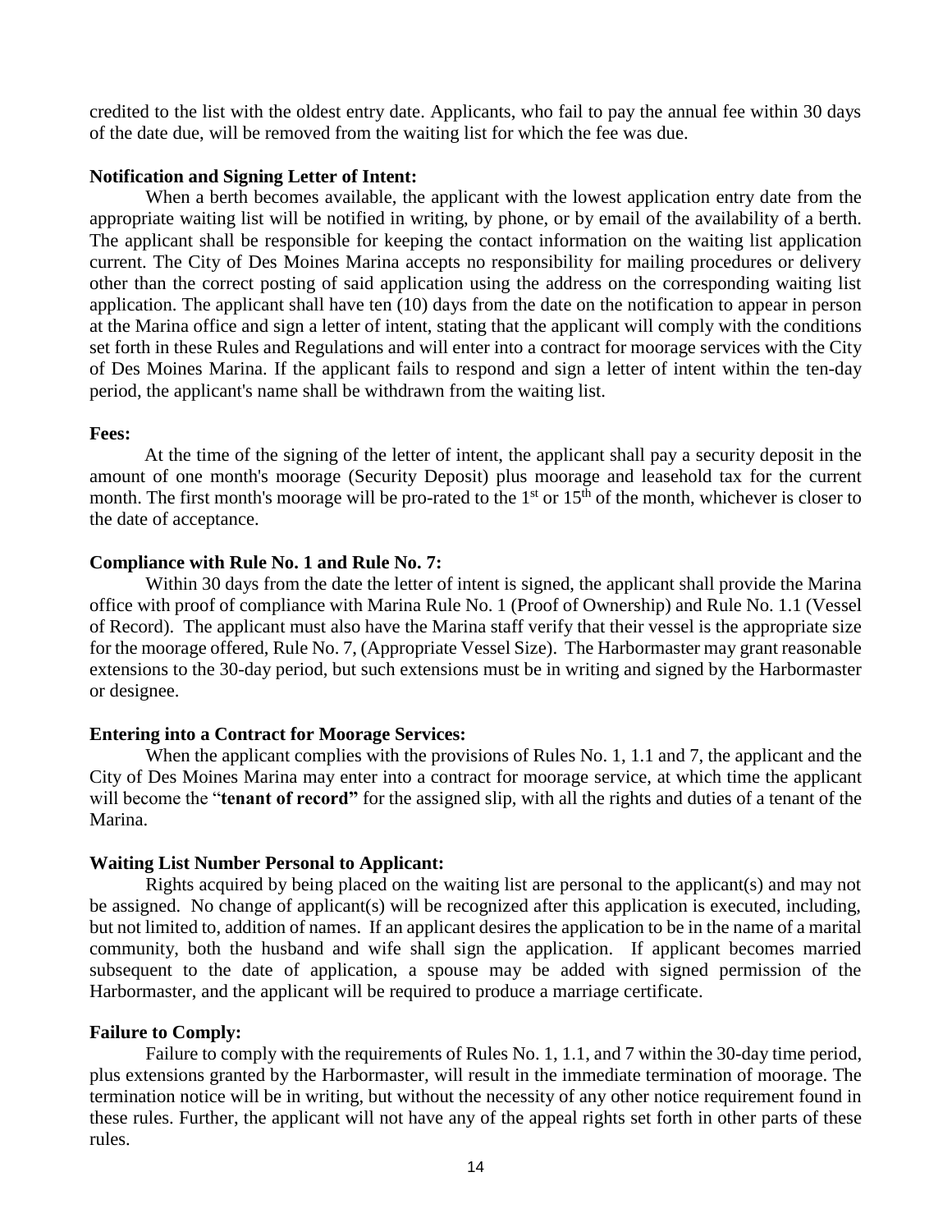credited to the list with the oldest entry date. Applicants, who fail to pay the annual fee within 30 days of the date due, will be removed from the waiting list for which the fee was due.

**Notification and Signing Letter of Intent:**

When a berth becomes available, the applicant with the lowest application entry date from the appropriate waiting list will be notified in writing, by phone, or by email of the availability of a berth. The applicant shall be responsible for keeping the contact information on the waiting list application current. The City of Des Moines Marina accepts no responsibility for mailing procedures or delivery other than the correct posting of said application using the address on the corresponding waiting list application. The applicant shall have ten (10) days from the date on the notification to appear in person at the Marina office and sign a letter of intent, stating that the applicant will comply with the conditions set forth in these Rules and Regulations and will enter into a contract for moorage services with the City of Des Moines Marina. If the applicant fails to respond and sign a letter of intent within the ten-day period, the applicant's name shall be withdrawn from the waiting list.

**Fees:**

At the time of the signing of the letter of intent, the applicant shall pay a security deposit in the amount of one month's moorage (Security Deposit) plus moorage and leasehold tax for the current month. The first month's moorage will be pro-rated to the 1st or 15th of the month, whichever is closer to the date of acceptance.

**Compliance with Rule No. 1 and Rule No. 7:**

Within 30 days from the date the letter of intent is signed, the applicant shall provide the Marina office with proof of compliance with Marina Rule No. 1 (Proof of Ownership) and Rule No. 1.1 (Vessel of Record). The applicant must also have the Marina staff verify that their vessel is the appropriate size for the moorage offered, Rule No. 7, (Appropriate Vessel Size). The Harbormaster may grant reasonable extensions to the 30-day period, but such extensions must be in writing and signed by the Harbormaster or designee.

**Entering into a Contract for Moorage Services:**

When the applicant complies with the provisions of Rules No. 1, 1.1 and 7, the applicant and the City of Des Moines Marina may enter into a contract for moorage service, at which time the applicant will become the "**tenant of record**" for the assigned slip, with all the rights and duties of a tenant of the Marina.

**Waiting List Number Personal to Applicant:**

Rights acquired by being placed on the waiting list are personal to the applicant(s) and may not be assigned. No change of applicant(s) will be recognized after this application is executed, including, but not limited to, addition of names. If an applicant desires the application to be in the name of a marital community, both the husband and wife shall sign the application. If applicant becomes married subsequent to the date of application, a spouse may be added with signed permission of the Harbormaster, and the applicant will be required to produce a marriage certificate.

**Failure to Comply:**

Failure to comply with the requirements of Rules No. 1, 1.1, and 7 within the 30-day time period, plus extensions granted by the Harbormaster, will result in the immediate termination of moorage. The termination notice will be in writing, but without the necessity of any other notice requirement found in these rules. Further, the applicant will not have any of the appeal rights set forth in other parts of these rules.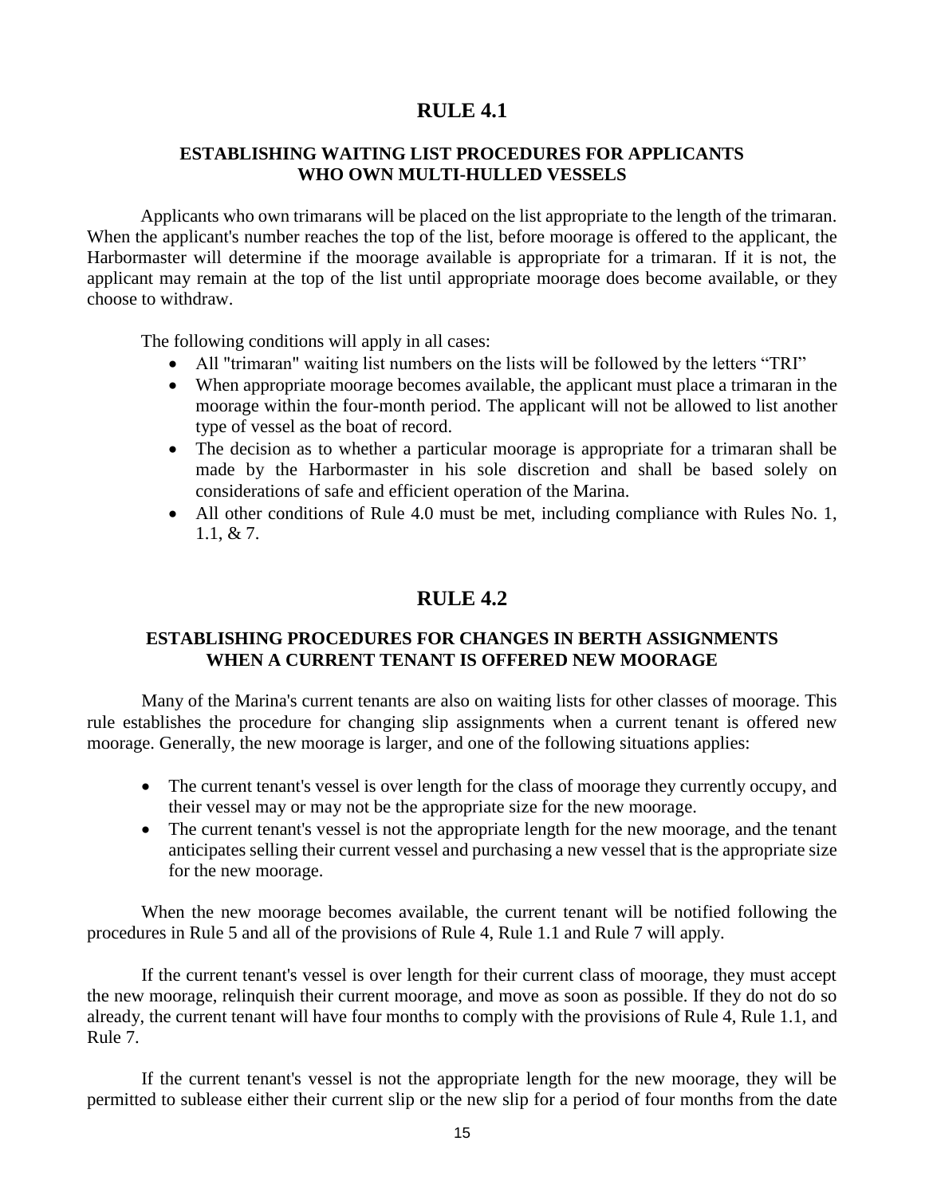# RULE 4.1

### ESTABLISHING WAITING LIST PROCEDURES FOR APPLICANTS WHO OWN MULTI-HULLED VESSELS

Applicants who own trimarans will be placed on the list appropriate to the length of the trimaran. When the applicant's number reaches the top of the list, before moorage is offered to the applicant, the Harbormaster will determine if the moorage available is appropriate for a trimaran. If it is not, the applicant may remain at the top of the list until appropriate moorage does become available, or they choose to withdraw.

The following conditions will apply in all cases:

- All "trimaran" waiting list numbers on the lists will be followed by the letters "TRI"
- When appropriate moorage becomes available, the applicant must place a trimaran in the moorage within the four-month period. The applicant will not be allowed to list another type of vessel as the boat of record.
- The decision as to whether a particular moorage is appropriate for a trimaran shall be made by the Harbormaster in his sole discretion and shall be based solely on considerations of safe and efficient operation of the Marina.
- All other conditions of Rule 4.0 must be met, including compliance with Rules No. 1, 1.1, & 7.

# RULE 4.2

### ESTABLISHING PROCEDURES FOR CHANGES IN BERTH ASSIGNMENTS WHEN A CURRENT TENANT IS OFFERED NEW MOORAGE

Many of the Marina's current tenants are also on waiting lists for other classes of moorage. This rule establishes the procedure for changing slip assignments when a current tenant is offered new moorage. Generally, the new moorage is larger, and one of the following situations applies:

- The current tenant's vessel is over length for the class of moorage they currently occupy, and their vessel may or may not be the appropriate size for the new moorage.
- The current tenant's vessel is not the appropriate length for the new moorage, and the tenant anticipates selling their current vessel and purchasing a new vessel that is the appropriate size for the new moorage.

When the new moorage becomes available, the current tenant will be notified following the procedures in Rule 5 and all of the provisions of Rule 4, Rule 1.1 and Rule 7 will apply.

If the current tenant's vessel is over length for their current class of moorage, they must accept the new moorage, relinquish their current moorage, and move as soon as possible. If they do not do so already, the current tenant will have four months to comply with the provisions of Rule 4, Rule 1.1, and Rule 7.

If the current tenant's vessel is not the appropriate length for the new moorage, they will be permitted to sublease either their current slip or the new slip for a period of four months from the date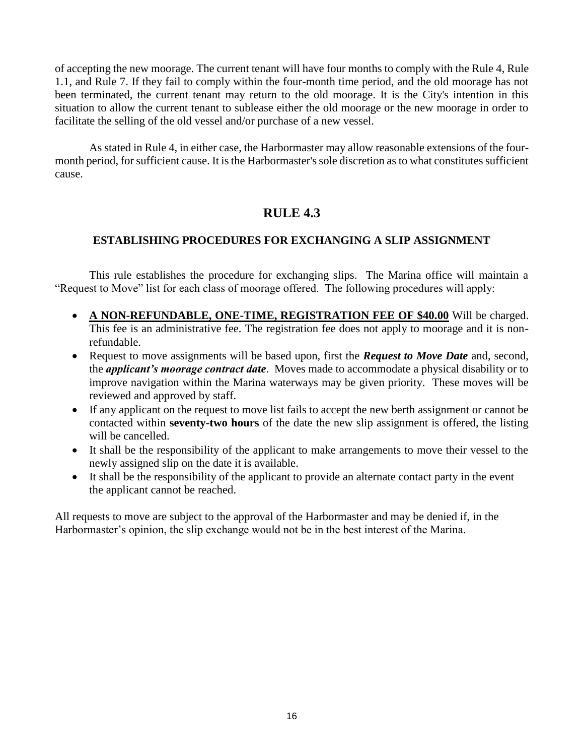of accepting the new moorage. The current tenant will have four months to comply with the Rule 4, Rule 1.1, and Rule 7. If they fail to comply within the four-month time period, and the old moorage has not been terminated, the current tenant may return to the old moorage. It is the City's intention in this situation to allow the current tenant to sublease either the old moorage or the new moorage in order to facilitate the selling of the old vessel and/or purchase of a new vessel.

As stated in Rule 4, in either case, the Harbormaster may allow reasonable extensions of the four-month period, for sufficient cause. It is the Harbormaster's sole discretion as to what constitutes sufficient cause.

## RULE 4.3

### ESTABLISHING PROCEDURES FOR EXCHANGING A SLIP ASSIGNMENT

This rule establishes the procedure for exchanging slips. The Marina office will maintain a "Request to Move" list for each class of moorage offered. The following procedures will apply:

- <u>**A NON-REFUNDABLE, ONE-TIME, REGISTRATION FEE OF $40.00**</u> Will be charged. This fee is an administrative fee. The registration fee does not apply to moorage and it is non-refundable.
- Request to move assignments will be based upon, first the ***Request to Move Date*** and, second, the ***applicant's moorage contract date***. Moves made to accommodate a physical disability or to improve navigation within the Marina waterways may be given priority. These moves will be reviewed and approved by staff.
- If any applicant on the request to move list fails to accept the new berth assignment or cannot be contacted within **seventy-two hours** of the date the new slip assignment is offered, the listing will be cancelled.
- It shall be the responsibility of the applicant to make arrangements to move their vessel to the newly assigned slip on the date it is available.
- It shall be the responsibility of the applicant to provide an alternate contact party in the event the applicant cannot be reached.

All requests to move are subject to the approval of the Harbormaster and may be denied if, in the Harbormaster's opinion, the slip exchange would not be in the best interest of the Marina.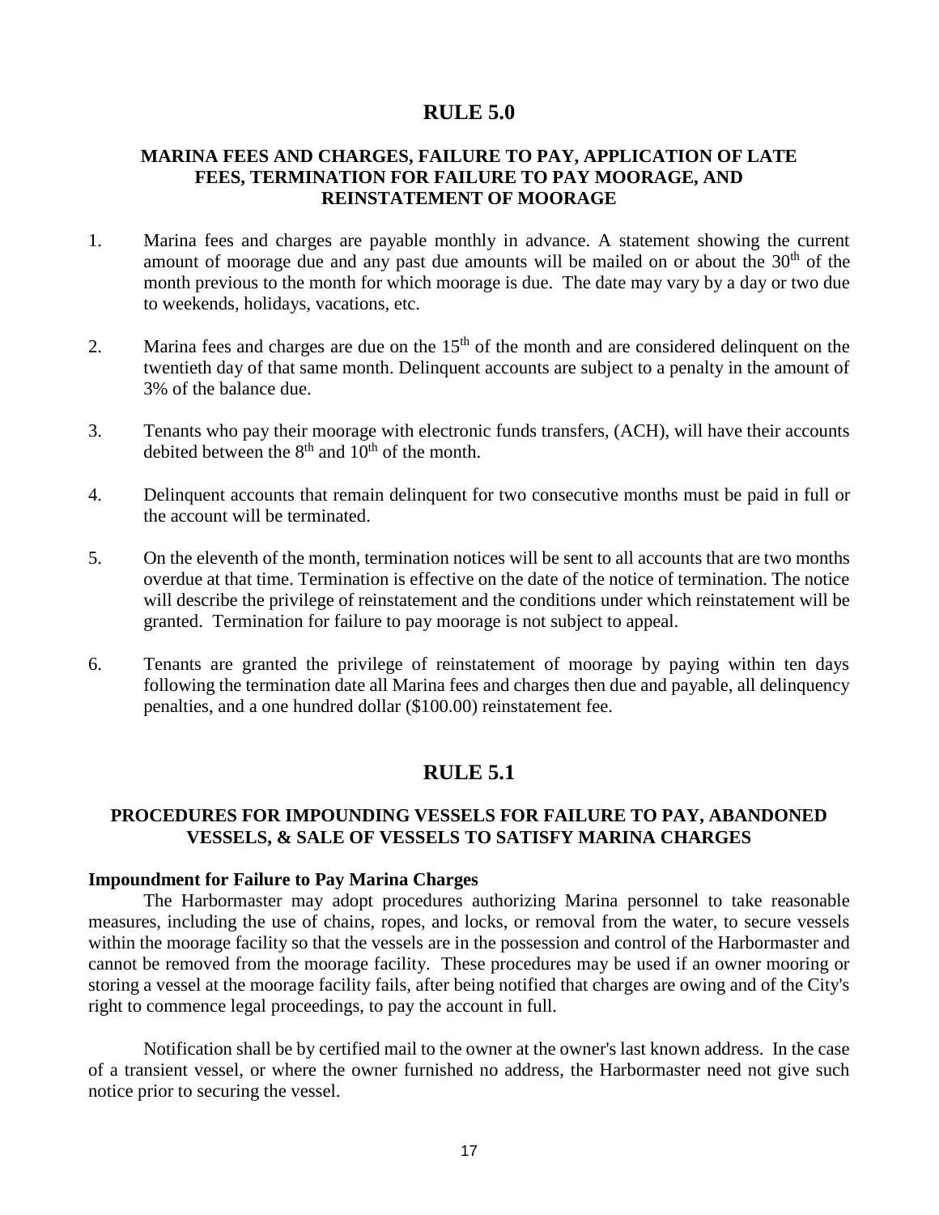# RULE 5.0

## MARINA FEES AND CHARGES, FAILURE TO PAY, APPLICATION OF LATE FEES, TERMINATION FOR FAILURE TO PAY MOORAGE, AND REINSTATEMENT OF MOORAGE

1. Marina fees and charges are payable monthly in advance. A statement showing the current amount of moorage due and any past due amounts will be mailed on or about the 30th of the month previous to the month for which moorage is due. The date may vary by a day or two due to weekends, holidays, vacations, etc.

2. Marina fees and charges are due on the 15th of the month and are considered delinquent on the twentieth day of that same month. Delinquent accounts are subject to a penalty in the amount of 3% of the balance due.

3. Tenants who pay their moorage with electronic funds transfers, (ACH), will have their accounts debited between the 8th and 10th of the month.

4. Delinquent accounts that remain delinquent for two consecutive months must be paid in full or the account will be terminated.

5. On the eleventh of the month, termination notices will be sent to all accounts that are two months overdue at that time. Termination is effective on the date of the notice of termination. The notice will describe the privilege of reinstatement and the conditions under which reinstatement will be granted. Termination for failure to pay moorage is not subject to appeal.

6. Tenants are granted the privilege of reinstatement of moorage by paying within ten days following the termination date all Marina fees and charges then due and payable, all delinquency penalties, and a one hundred dollar ($100.00) reinstatement fee.

# RULE 5.1

## PROCEDURES FOR IMPOUNDING VESSELS FOR FAILURE TO PAY, ABANDONED VESSELS, & SALE OF VESSELS TO SATISFY MARINA CHARGES

**Impoundment for Failure to Pay Marina Charges**

The Harbormaster may adopt procedures authorizing Marina personnel to take reasonable measures, including the use of chains, ropes, and locks, or removal from the water, to secure vessels within the moorage facility so that the vessels are in the possession and control of the Harbormaster and cannot be removed from the moorage facility. These procedures may be used if an owner mooring or storing a vessel at the moorage facility fails, after being notified that charges are owing and of the City's right to commence legal proceedings, to pay the account in full.

Notification shall be by certified mail to the owner at the owner's last known address. In the case of a transient vessel, or where the owner furnished no address, the Harbormaster need not give such notice prior to securing the vessel.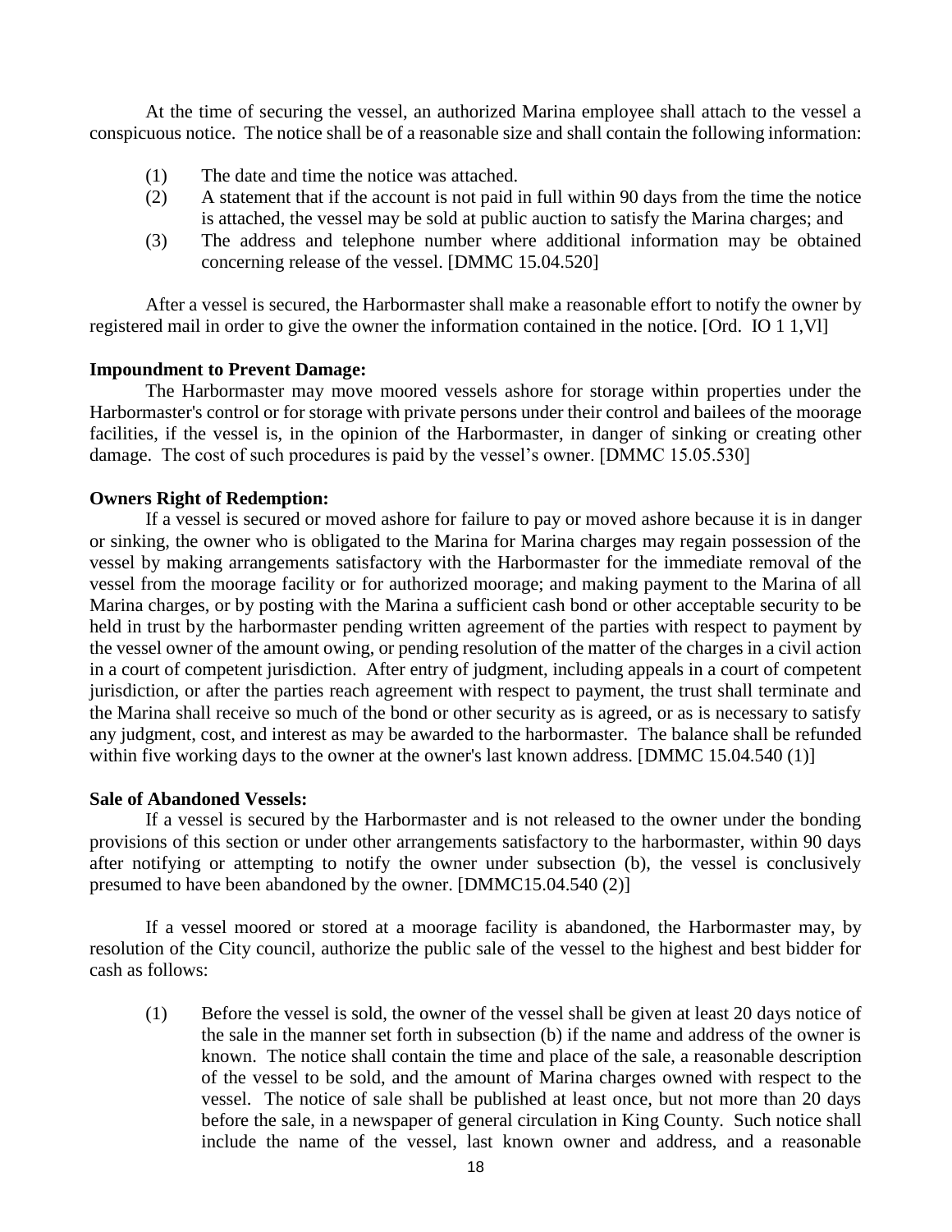At the time of securing the vessel, an authorized Marina employee shall attach to the vessel a conspicuous notice. The notice shall be of a reasonable size and shall contain the following information:

(1) The date and time the notice was attached.
(2) A statement that if the account is not paid in full within 90 days from the time the notice is attached, the vessel may be sold at public auction to satisfy the Marina charges; and
(3) The address and telephone number where additional information may be obtained concerning release of the vessel. [DMMC 15.04.520]

After a vessel is secured, the Harbormaster shall make a reasonable effort to notify the owner by registered mail in order to give the owner the information contained in the notice. [Ord. IO 1 1,Vl]

**Impoundment to Prevent Damage:**

The Harbormaster may move moored vessels ashore for storage within properties under the Harbormaster's control or for storage with private persons under their control and bailees of the moorage facilities, if the vessel is, in the opinion of the Harbormaster, in danger of sinking or creating other damage. The cost of such procedures is paid by the vessel's owner. [DMMC 15.05.530]

**Owners Right of Redemption:**

If a vessel is secured or moved ashore for failure to pay or moved ashore because it is in danger or sinking, the owner who is obligated to the Marina for Marina charges may regain possession of the vessel by making arrangements satisfactory with the Harbormaster for the immediate removal of the vessel from the moorage facility or for authorized moorage; and making payment to the Marina of all Marina charges, or by posting with the Marina a sufficient cash bond or other acceptable security to be held in trust by the harbormaster pending written agreement of the parties with respect to payment by the vessel owner of the amount owing, or pending resolution of the matter of the charges in a civil action in a court of competent jurisdiction. After entry of judgment, including appeals in a court of competent jurisdiction, or after the parties reach agreement with respect to payment, the trust shall terminate and the Marina shall receive so much of the bond or other security as is agreed, or as is necessary to satisfy any judgment, cost, and interest as may be awarded to the harbormaster. The balance shall be refunded within five working days to the owner at the owner's last known address. [DMMC 15.04.540 (1)]

**Sale of Abandoned Vessels:**

If a vessel is secured by the Harbormaster and is not released to the owner under the bonding provisions of this section or under other arrangements satisfactory to the harbormaster, within 90 days after notifying or attempting to notify the owner under subsection (b), the vessel is conclusively presumed to have been abandoned by the owner. [DMMC15.04.540 (2)]

If a vessel moored or stored at a moorage facility is abandoned, the Harbormaster may, by resolution of the City council, authorize the public sale of the vessel to the highest and best bidder for cash as follows:

(1) Before the vessel is sold, the owner of the vessel shall be given at least 20 days notice of the sale in the manner set forth in subsection (b) if the name and address of the owner is known. The notice shall contain the time and place of the sale, a reasonable description of the vessel to be sold, and the amount of Marina charges owned with respect to the vessel. The notice of sale shall be published at least once, but not more than 20 days before the sale, in a newspaper of general circulation in King County. Such notice shall include the name of the vessel, last known owner and address, and a reasonable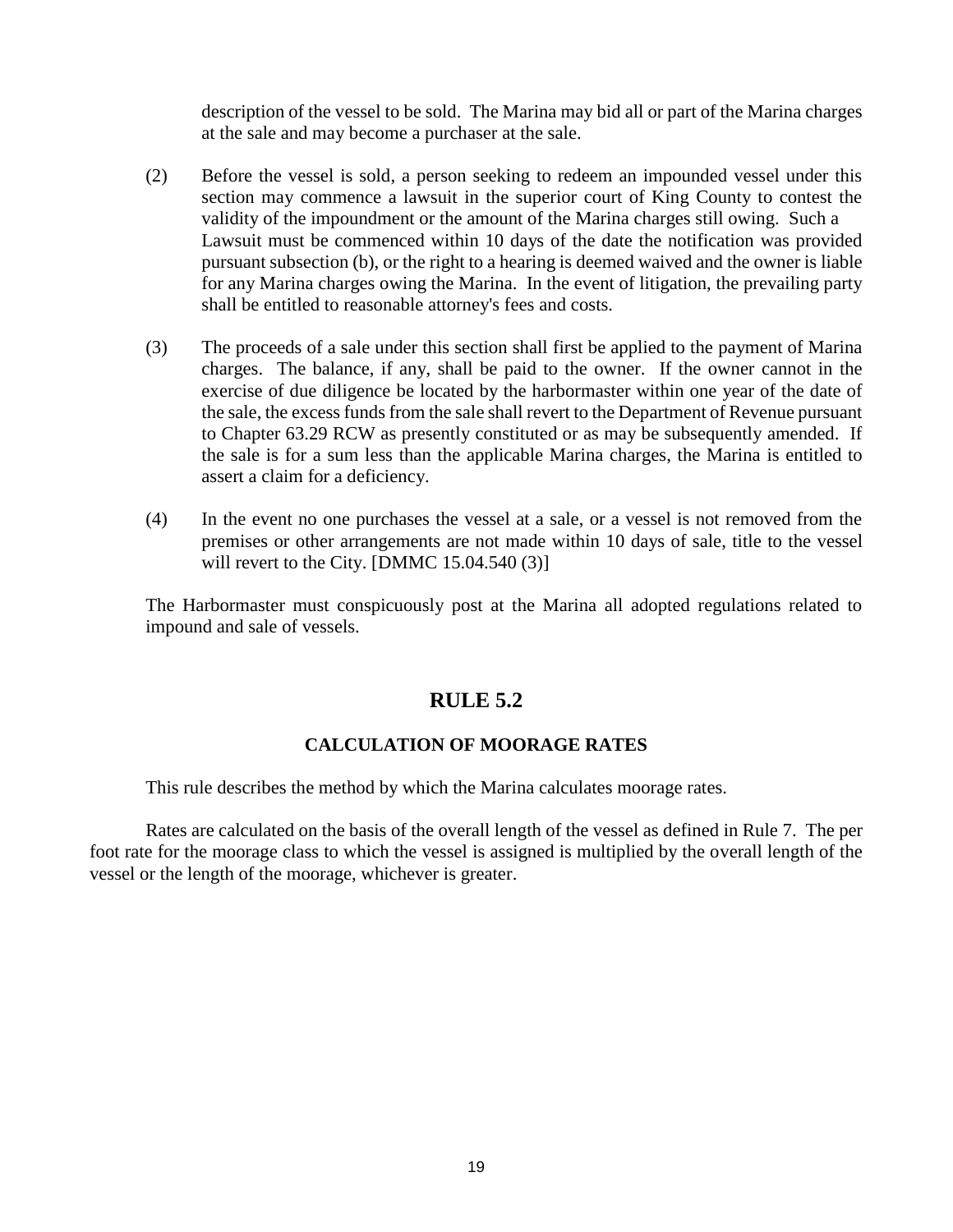description of the vessel to be sold. The Marina may bid all or part of the Marina charges at the sale and may become a purchaser at the sale.

(2) Before the vessel is sold, a person seeking to redeem an impounded vessel under this section may commence a lawsuit in the superior court of King County to contest the validity of the impoundment or the amount of the Marina charges still owing. Such a Lawsuit must be commenced within 10 days of the date the notification was provided pursuant subsection (b), or the right to a hearing is deemed waived and the owner is liable for any Marina charges owing the Marina. In the event of litigation, the prevailing party shall be entitled to reasonable attorney's fees and costs.

(3) The proceeds of a sale under this section shall first be applied to the payment of Marina charges. The balance, if any, shall be paid to the owner. If the owner cannot in the exercise of due diligence be located by the harbormaster within one year of the date of the sale, the excess funds from the sale shall revert to the Department of Revenue pursuant to Chapter 63.29 RCW as presently constituted or as may be subsequently amended. If the sale is for a sum less than the applicable Marina charges, the Marina is entitled to assert a claim for a deficiency.

(4) In the event no one purchases the vessel at a sale, or a vessel is not removed from the premises or other arrangements are not made within 10 days of sale, title to the vessel will revert to the City. [DMMC 15.04.540 (3)]

The Harbormaster must conspicuously post at the Marina all adopted regulations related to impound and sale of vessels.

## RULE 5.2

### CALCULATION OF MOORAGE RATES

This rule describes the method by which the Marina calculates moorage rates.

Rates are calculated on the basis of the overall length of the vessel as defined in Rule 7. The per foot rate for the moorage class to which the vessel is assigned is multiplied by the overall length of the vessel or the length of the moorage, whichever is greater.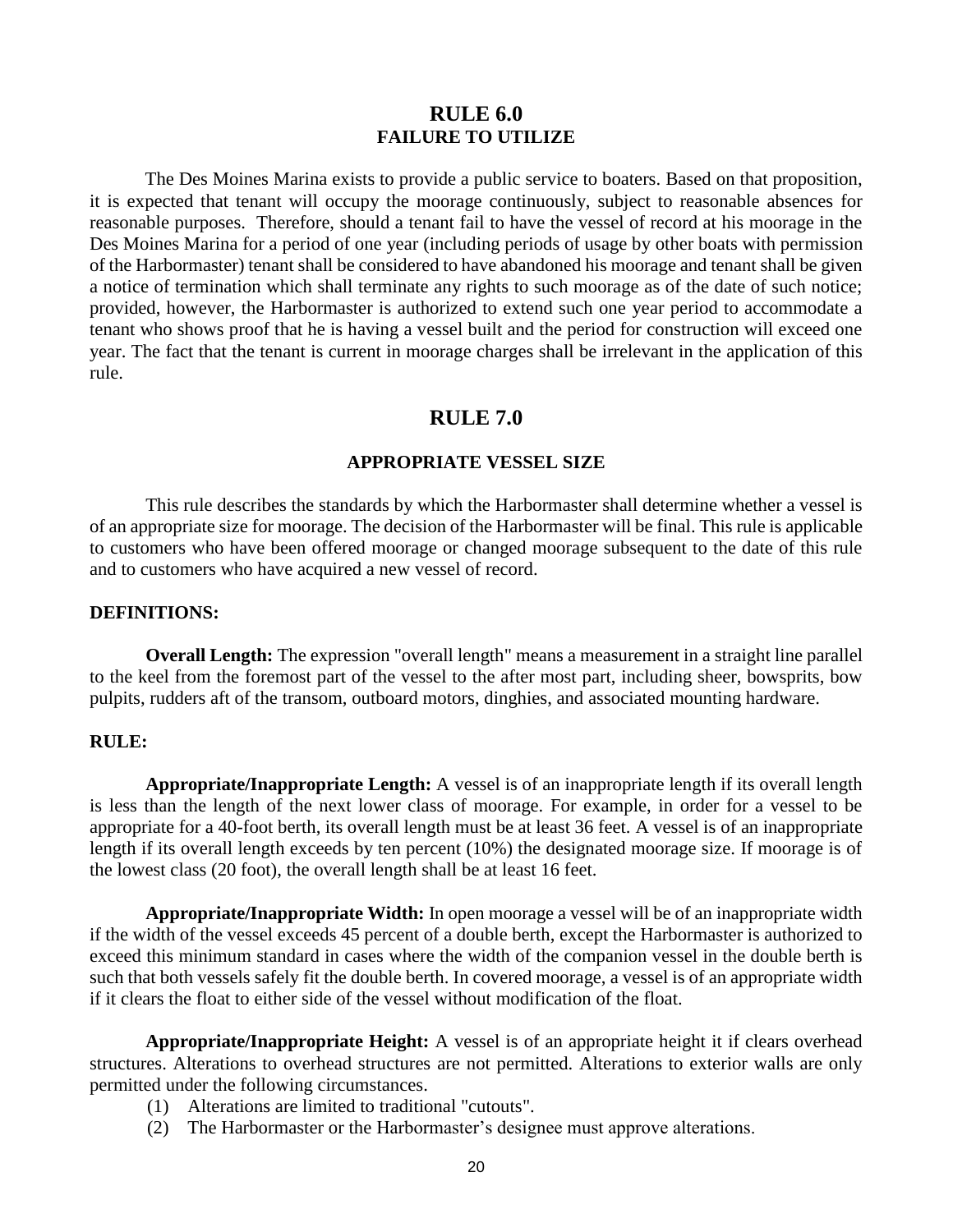# RULE 6.0
## FAILURE TO UTILIZE

The Des Moines Marina exists to provide a public service to boaters. Based on that proposition, it is expected that tenant will occupy the moorage continuously, subject to reasonable absences for reasonable purposes. Therefore, should a tenant fail to have the vessel of record at his moorage in the Des Moines Marina for a period of one year (including periods of usage by other boats with permission of the Harbormaster) tenant shall be considered to have abandoned his moorage and tenant shall be given a notice of termination which shall terminate any rights to such moorage as of the date of such notice; provided, however, the Harbormaster is authorized to extend such one year period to accommodate a tenant who shows proof that he is having a vessel built and the period for construction will exceed one year. The fact that the tenant is current in moorage charges shall be irrelevant in the application of this rule.

# RULE 7.0

## APPROPRIATE VESSEL SIZE

This rule describes the standards by which the Harbormaster shall determine whether a vessel is of an appropriate size for moorage. The decision of the Harbormaster will be final. This rule is applicable to customers who have been offered moorage or changed moorage subsequent to the date of this rule and to customers who have acquired a new vessel of record.

**DEFINITIONS:**

**Overall Length:** The expression "overall length" means a measurement in a straight line parallel to the keel from the foremost part of the vessel to the after most part, including sheer, bowsprits, bow pulpits, rudders aft of the transom, outboard motors, dinghies, and associated mounting hardware.

**RULE:**

**Appropriate/Inappropriate Length:** A vessel is of an inappropriate length if its overall length is less than the length of the next lower class of moorage. For example, in order for a vessel to be appropriate for a 40-foot berth, its overall length must be at least 36 feet. A vessel is of an inappropriate length if its overall length exceeds by ten percent (10%) the designated moorage size. If moorage is of the lowest class (20 foot), the overall length shall be at least 16 feet.

**Appropriate/Inappropriate Width:** In open moorage a vessel will be of an inappropriate width if the width of the vessel exceeds 45 percent of a double berth, except the Harbormaster is authorized to exceed this minimum standard in cases where the width of the companion vessel in the double berth is such that both vessels safely fit the double berth. In covered moorage, a vessel is of an appropriate width if it clears the float to either side of the vessel without modification of the float.

**Appropriate/Inappropriate Height:** A vessel is of an appropriate height it if clears overhead structures. Alterations to overhead structures are not permitted. Alterations to exterior walls are only permitted under the following circumstances.

(1) Alterations are limited to traditional "cutouts".
(2) The Harbormaster or the Harbormaster's designee must approve alterations.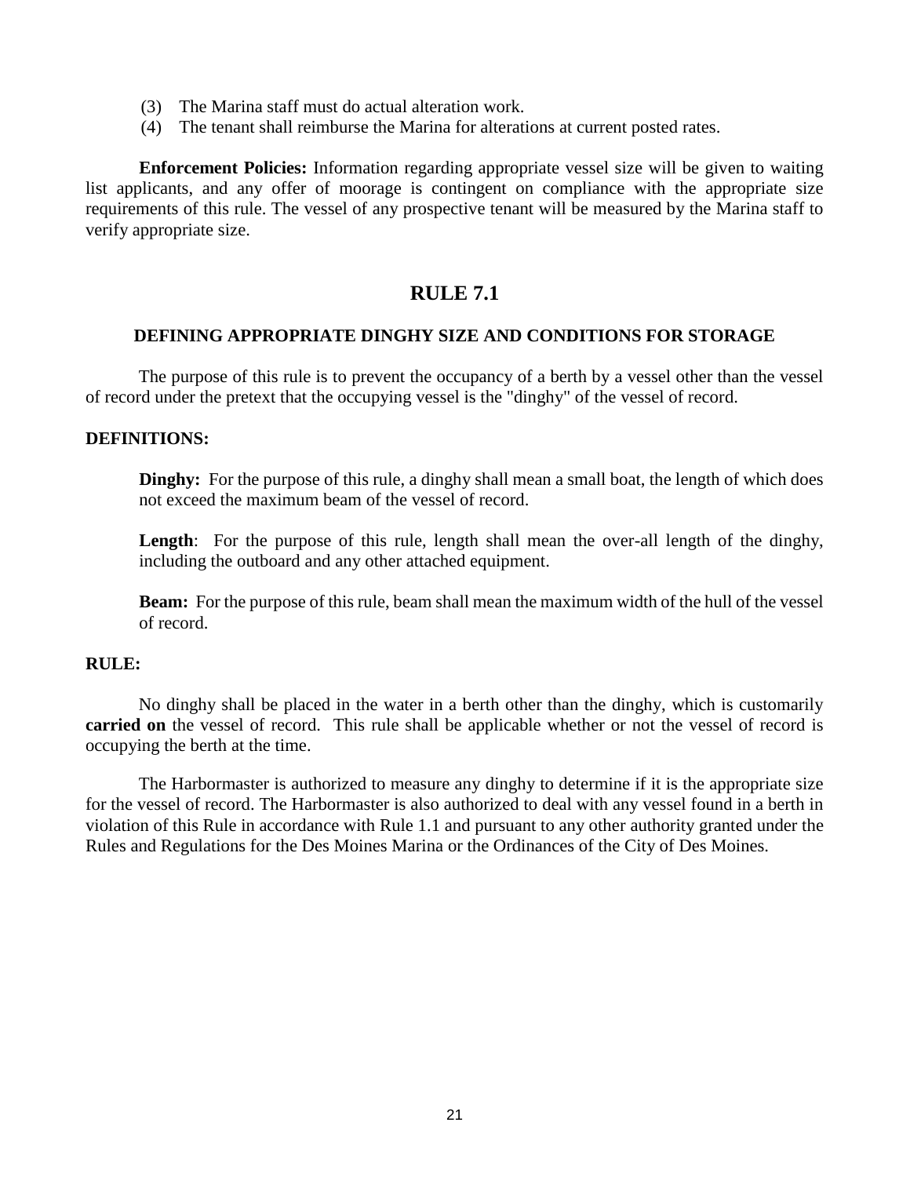(3) The Marina staff must do actual alteration work.
(4) The tenant shall reimburse the Marina for alterations at current posted rates.

**Enforcement Policies:** Information regarding appropriate vessel size will be given to waiting list applicants, and any offer of moorage is contingent on compliance with the appropriate size requirements of this rule. The vessel of any prospective tenant will be measured by the Marina staff to verify appropriate size.

## RULE 7.1

### DEFINING APPROPRIATE DINGHY SIZE AND CONDITIONS FOR STORAGE

The purpose of this rule is to prevent the occupancy of a berth by a vessel other than the vessel of record under the pretext that the occupying vessel is the "dinghy" of the vessel of record.

**DEFINITIONS:**

**Dinghy:** For the purpose of this rule, a dinghy shall mean a small boat, the length of which does not exceed the maximum beam of the vessel of record.

**Length**: For the purpose of this rule, length shall mean the over-all length of the dinghy, including the outboard and any other attached equipment.

**Beam:** For the purpose of this rule, beam shall mean the maximum width of the hull of the vessel of record.

**RULE:**

No dinghy shall be placed in the water in a berth other than the dinghy, which is customarily **carried on** the vessel of record. This rule shall be applicable whether or not the vessel of record is occupying the berth at the time.

The Harbormaster is authorized to measure any dinghy to determine if it is the appropriate size for the vessel of record. The Harbormaster is also authorized to deal with any vessel found in a berth in violation of this Rule in accordance with Rule 1.1 and pursuant to any other authority granted under the Rules and Regulations for the Des Moines Marina or the Ordinances of the City of Des Moines.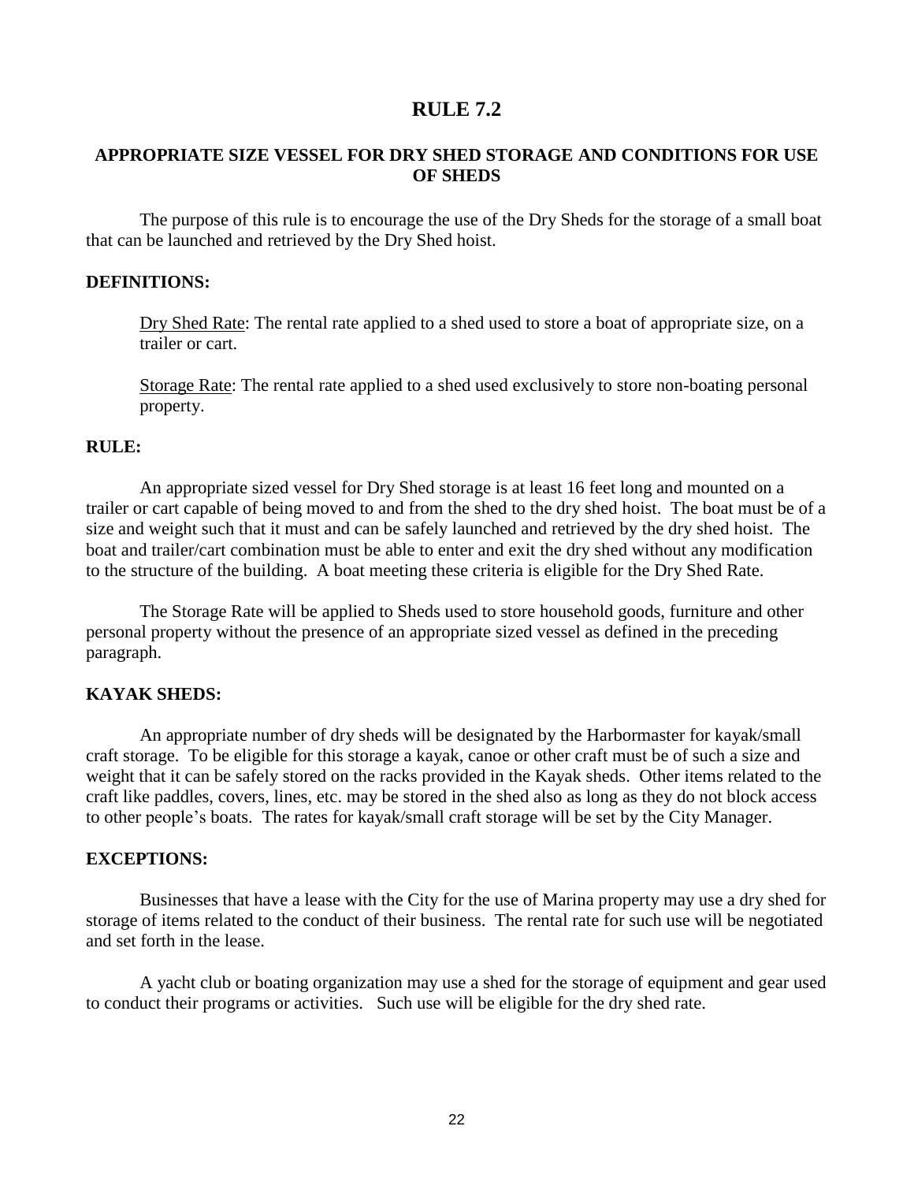# RULE 7.2

## APPROPRIATE SIZE VESSEL FOR DRY SHED STORAGE AND CONDITIONS FOR USE OF SHEDS

The purpose of this rule is to encourage the use of the Dry Sheds for the storage of a small boat that can be launched and retrieved by the Dry Shed hoist.

### DEFINITIONS:

Dry Shed Rate: The rental rate applied to a shed used to store a boat of appropriate size, on a trailer or cart.

Storage Rate: The rental rate applied to a shed used exclusively to store non-boating personal property.

### RULE:

An appropriate sized vessel for Dry Shed storage is at least 16 feet long and mounted on a trailer or cart capable of being moved to and from the shed to the dry shed hoist. The boat must be of a size and weight such that it must and can be safely launched and retrieved by the dry shed hoist. The boat and trailer/cart combination must be able to enter and exit the dry shed without any modification to the structure of the building. A boat meeting these criteria is eligible for the Dry Shed Rate.

The Storage Rate will be applied to Sheds used to store household goods, furniture and other personal property without the presence of an appropriate sized vessel as defined in the preceding paragraph.

### KAYAK SHEDS:

An appropriate number of dry sheds will be designated by the Harbormaster for kayak/small craft storage. To be eligible for this storage a kayak, canoe or other craft must be of such a size and weight that it can be safely stored on the racks provided in the Kayak sheds. Other items related to the craft like paddles, covers, lines, etc. may be stored in the shed also as long as they do not block access to other people's boats. The rates for kayak/small craft storage will be set by the City Manager.

### EXCEPTIONS:

Businesses that have a lease with the City for the use of Marina property may use a dry shed for storage of items related to the conduct of their business. The rental rate for such use will be negotiated and set forth in the lease.

A yacht club or boating organization may use a shed for the storage of equipment and gear used to conduct their programs or activities. Such use will be eligible for the dry shed rate.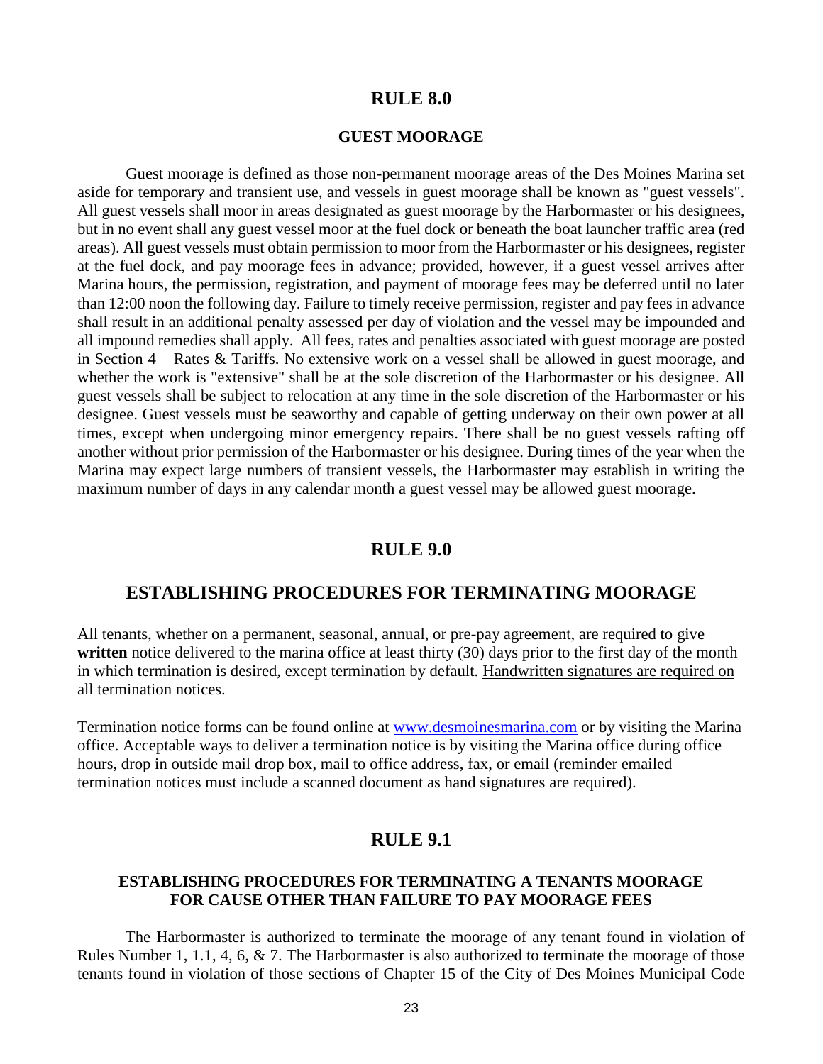# RULE 8.0

## GUEST MOORAGE

Guest moorage is defined as those non-permanent moorage areas of the Des Moines Marina set aside for temporary and transient use, and vessels in guest moorage shall be known as "guest vessels". All guest vessels shall moor in areas designated as guest moorage by the Harbormaster or his designees, but in no event shall any guest vessel moor at the fuel dock or beneath the boat launcher traffic area (red areas). All guest vessels must obtain permission to moor from the Harbormaster or his designees, register at the fuel dock, and pay moorage fees in advance; provided, however, if a guest vessel arrives after Marina hours, the permission, registration, and payment of moorage fees may be deferred until no later than 12:00 noon the following day. Failure to timely receive permission, register and pay fees in advance shall result in an additional penalty assessed per day of violation and the vessel may be impounded and all impound remedies shall apply. All fees, rates and penalties associated with guest moorage are posted in Section 4 – Rates & Tariffs. No extensive work on a vessel shall be allowed in guest moorage, and whether the work is "extensive" shall be at the sole discretion of the Harbormaster or his designee. All guest vessels shall be subject to relocation at any time in the sole discretion of the Harbormaster or his designee. Guest vessels must be seaworthy and capable of getting underway on their own power at all times, except when undergoing minor emergency repairs. There shall be no guest vessels rafting off another without prior permission of the Harbormaster or his designee. During times of the year when the Marina may expect large numbers of transient vessels, the Harbormaster may establish in writing the maximum number of days in any calendar month a guest vessel may be allowed guest moorage.

# RULE 9.0

## ESTABLISHING PROCEDURES FOR TERMINATING MOORAGE

All tenants, whether on a permanent, seasonal, annual, or pre-pay agreement, are required to give **written** notice delivered to the marina office at least thirty (30) days prior to the first day of the month in which termination is desired, except termination by default. Handwritten signatures are required on all termination notices.

Termination notice forms can be found online at www.desmoinesmarina.com or by visiting the Marina office. Acceptable ways to deliver a termination notice is by visiting the Marina office during office hours, drop in outside mail drop box, mail to office address, fax, or email (reminder emailed termination notices must include a scanned document as hand signatures are required).

# RULE 9.1

## ESTABLISHING PROCEDURES FOR TERMINATING A TENANTS MOORAGE FOR CAUSE OTHER THAN FAILURE TO PAY MOORAGE FEES

The Harbormaster is authorized to terminate the moorage of any tenant found in violation of Rules Number 1, 1.1, 4, 6, & 7. The Harbormaster is also authorized to terminate the moorage of those tenants found in violation of those sections of Chapter 15 of the City of Des Moines Municipal Code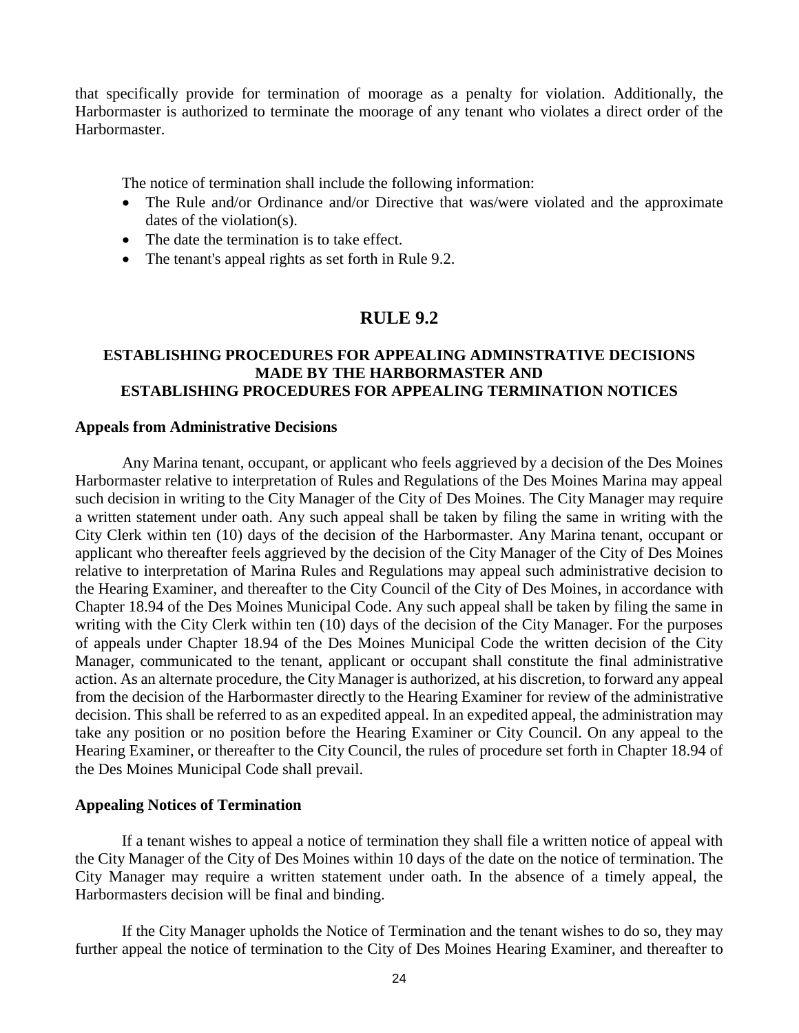that specifically provide for termination of moorage as a penalty for violation. Additionally, the Harbormaster is authorized to terminate the moorage of any tenant who violates a direct order of the Harbormaster.

The notice of termination shall include the following information:

- The Rule and/or Ordinance and/or Directive that was/were violated and the approximate dates of the violation(s).
- The date the termination is to take effect.
- The tenant's appeal rights as set forth in Rule 9.2.

## RULE 9.2

### ESTABLISHING PROCEDURES FOR APPEALING ADMINSTRATIVE DECISIONS MADE BY THE HARBORMASTER AND ESTABLISHING PROCEDURES FOR APPEALING TERMINATION NOTICES

**Appeals from Administrative Decisions**

Any Marina tenant, occupant, or applicant who feels aggrieved by a decision of the Des Moines Harbormaster relative to interpretation of Rules and Regulations of the Des Moines Marina may appeal such decision in writing to the City Manager of the City of Des Moines. The City Manager may require a written statement under oath. Any such appeal shall be taken by filing the same in writing with the City Clerk within ten (10) days of the decision of the Harbormaster. Any Marina tenant, occupant or applicant who thereafter feels aggrieved by the decision of the City Manager of the City of Des Moines relative to interpretation of Marina Rules and Regulations may appeal such administrative decision to the Hearing Examiner, and thereafter to the City Council of the City of Des Moines, in accordance with Chapter 18.94 of the Des Moines Municipal Code. Any such appeal shall be taken by filing the same in writing with the City Clerk within ten (10) days of the decision of the City Manager. For the purposes of appeals under Chapter 18.94 of the Des Moines Municipal Code the written decision of the City Manager, communicated to the tenant, applicant or occupant shall constitute the final administrative action. As an alternate procedure, the City Manager is authorized, at his discretion, to forward any appeal from the decision of the Harbormaster directly to the Hearing Examiner for review of the administrative decision. This shall be referred to as an expedited appeal. In an expedited appeal, the administration may take any position or no position before the Hearing Examiner or City Council. On any appeal to the Hearing Examiner, or thereafter to the City Council, the rules of procedure set forth in Chapter 18.94 of the Des Moines Municipal Code shall prevail.

**Appealing Notices of Termination**

If a tenant wishes to appeal a notice of termination they shall file a written notice of appeal with the City Manager of the City of Des Moines within 10 days of the date on the notice of termination. The City Manager may require a written statement under oath. In the absence of a timely appeal, the Harbormasters decision will be final and binding.

If the City Manager upholds the Notice of Termination and the tenant wishes to do so, they may further appeal the notice of termination to the City of Des Moines Hearing Examiner, and thereafter to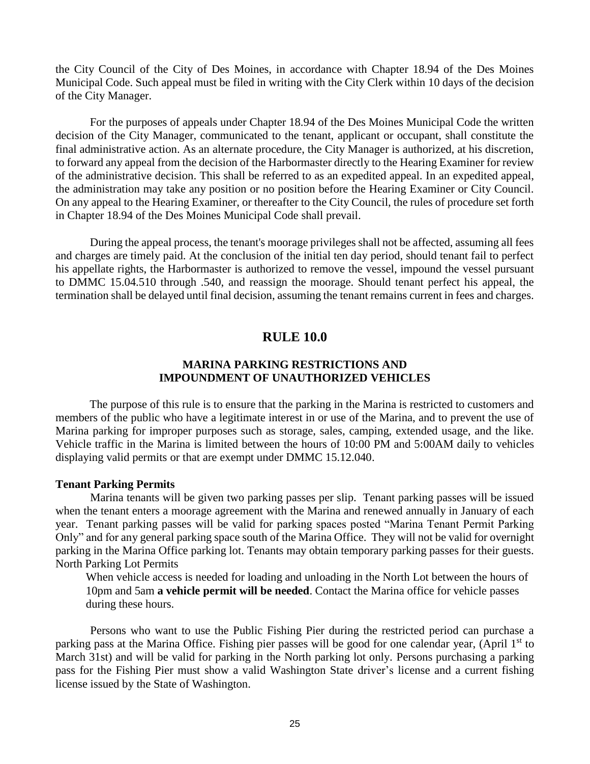the City Council of the City of Des Moines, in accordance with Chapter 18.94 of the Des Moines Municipal Code. Such appeal must be filed in writing with the City Clerk within 10 days of the decision of the City Manager.

For the purposes of appeals under Chapter 18.94 of the Des Moines Municipal Code the written decision of the City Manager, communicated to the tenant, applicant or occupant, shall constitute the final administrative action. As an alternate procedure, the City Manager is authorized, at his discretion, to forward any appeal from the decision of the Harbormaster directly to the Hearing Examiner for review of the administrative decision. This shall be referred to as an expedited appeal. In an expedited appeal, the administration may take any position or no position before the Hearing Examiner or City Council. On any appeal to the Hearing Examiner, or thereafter to the City Council, the rules of procedure set forth in Chapter 18.94 of the Des Moines Municipal Code shall prevail.

During the appeal process, the tenant's moorage privileges shall not be affected, assuming all fees and charges are timely paid. At the conclusion of the initial ten day period, should tenant fail to perfect his appellate rights, the Harbormaster is authorized to remove the vessel, impound the vessel pursuant to DMMC 15.04.510 through .540, and reassign the moorage. Should tenant perfect his appeal, the termination shall be delayed until final decision, assuming the tenant remains current in fees and charges.

# RULE 10.0

## MARINA PARKING RESTRICTIONS AND IMPOUNDMENT OF UNAUTHORIZED VEHICLES

The purpose of this rule is to ensure that the parking in the Marina is restricted to customers and members of the public who have a legitimate interest in or use of the Marina, and to prevent the use of Marina parking for improper purposes such as storage, sales, camping, extended usage, and the like. Vehicle traffic in the Marina is limited between the hours of 10:00 PM and 5:00AM daily to vehicles displaying valid permits or that are exempt under DMMC 15.12.040.

**Tenant Parking Permits**

Marina tenants will be given two parking passes per slip. Tenant parking passes will be issued when the tenant enters a moorage agreement with the Marina and renewed annually in January of each year. Tenant parking passes will be valid for parking spaces posted "Marina Tenant Permit Parking Only" and for any general parking space south of the Marina Office. They will not be valid for overnight parking in the Marina Office parking lot. Tenants may obtain temporary parking passes for their guests.

North Parking Lot Permits

When vehicle access is needed for loading and unloading in the North Lot between the hours of 10pm and 5am **a vehicle permit will be needed**. Contact the Marina office for vehicle passes during these hours.

Persons who want to use the Public Fishing Pier during the restricted period can purchase a parking pass at the Marina Office. Fishing pier passes will be good for one calendar year, (April 1st to March 31st) and will be valid for parking in the North parking lot only. Persons purchasing a parking pass for the Fishing Pier must show a valid Washington State driver's license and a current fishing license issued by the State of Washington.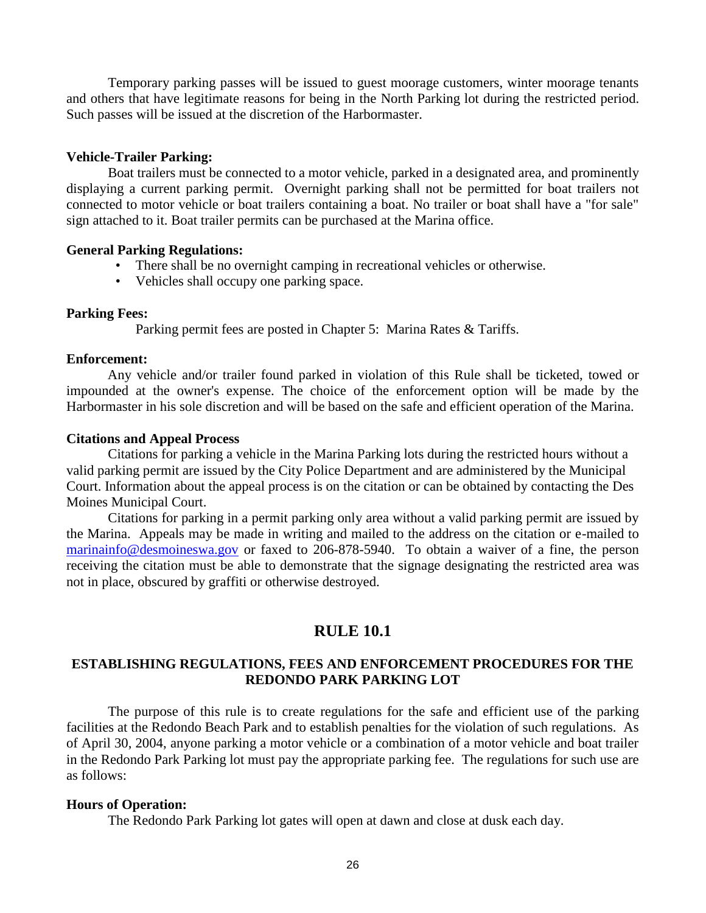Temporary parking passes will be issued to guest moorage customers, winter moorage tenants and others that have legitimate reasons for being in the North Parking lot during the restricted period. Such passes will be issued at the discretion of the Harbormaster.

**Vehicle-Trailer Parking:**

Boat trailers must be connected to a motor vehicle, parked in a designated area, and prominently displaying a current parking permit. Overnight parking shall not be permitted for boat trailers not connected to motor vehicle or boat trailers containing a boat. No trailer or boat shall have a "for sale" sign attached to it. Boat trailer permits can be purchased at the Marina office.

**General Parking Regulations:**

- There shall be no overnight camping in recreational vehicles or otherwise.
- Vehicles shall occupy one parking space.

**Parking Fees:**

Parking permit fees are posted in Chapter 5: Marina Rates & Tariffs.

**Enforcement:**

Any vehicle and/or trailer found parked in violation of this Rule shall be ticketed, towed or impounded at the owner's expense. The choice of the enforcement option will be made by the Harbormaster in his sole discretion and will be based on the safe and efficient operation of the Marina.

**Citations and Appeal Process**

Citations for parking a vehicle in the Marina Parking lots during the restricted hours without a valid parking permit are issued by the City Police Department and are administered by the Municipal Court. Information about the appeal process is on the citation or can be obtained by contacting the Des Moines Municipal Court.

Citations for parking in a permit parking only area without a valid parking permit are issued by the Marina. Appeals may be made in writing and mailed to the address on the citation or e-mailed to marinainfo@desmoineswa.gov or faxed to 206-878-5940. To obtain a waiver of a fine, the person receiving the citation must be able to demonstrate that the signage designating the restricted area was not in place, obscured by graffiti or otherwise destroyed.

## RULE 10.1

### ESTABLISHING REGULATIONS, FEES AND ENFORCEMENT PROCEDURES FOR THE REDONDO PARK PARKING LOT

The purpose of this rule is to create regulations for the safe and efficient use of the parking facilities at the Redondo Beach Park and to establish penalties for the violation of such regulations. As of April 30, 2004, anyone parking a motor vehicle or a combination of a motor vehicle and boat trailer in the Redondo Park Parking lot must pay the appropriate parking fee. The regulations for such use are as follows:

**Hours of Operation:**

The Redondo Park Parking lot gates will open at dawn and close at dusk each day.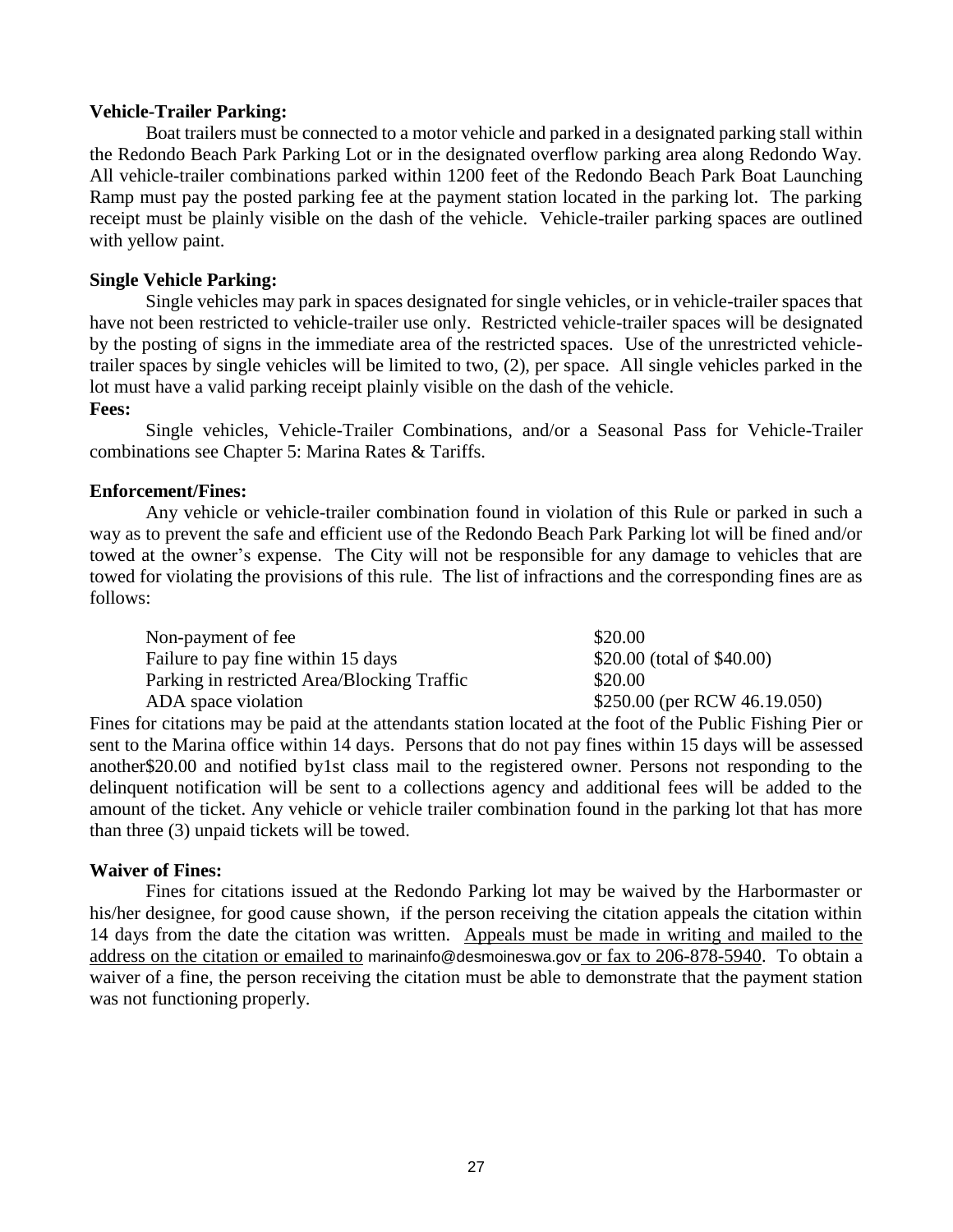**Vehicle-Trailer Parking:**

Boat trailers must be connected to a motor vehicle and parked in a designated parking stall within the Redondo Beach Park Parking Lot or in the designated overflow parking area along Redondo Way. All vehicle-trailer combinations parked within 1200 feet of the Redondo Beach Park Boat Launching Ramp must pay the posted parking fee at the payment station located in the parking lot. The parking receipt must be plainly visible on the dash of the vehicle. Vehicle-trailer parking spaces are outlined with yellow paint.

**Single Vehicle Parking:**

Single vehicles may park in spaces designated for single vehicles, or in vehicle-trailer spaces that have not been restricted to vehicle-trailer use only. Restricted vehicle-trailer spaces will be designated by the posting of signs in the immediate area of the restricted spaces. Use of the unrestricted vehicle-trailer spaces by single vehicles will be limited to two, (2), per space. All single vehicles parked in the lot must have a valid parking receipt plainly visible on the dash of the vehicle.

**Fees:**

Single vehicles, Vehicle-Trailer Combinations, and/or a Seasonal Pass for Vehicle-Trailer combinations see Chapter 5: Marina Rates & Tariffs.

**Enforcement/Fines:**

Any vehicle or vehicle-trailer combination found in violation of this Rule or parked in such a way as to prevent the safe and efficient use of the Redondo Beach Park Parking lot will be fined and/or towed at the owner's expense. The City will not be responsible for any damage to vehicles that are towed for violating the provisions of this rule. The list of infractions and the corresponding fines are as follows:

| | |
|---|---|
| Non-payment of fee | \$20.00 |
| Failure to pay fine within 15 days | \$20.00 (total of \$40.00) |
| Parking in restricted Area/Blocking Traffic | \$20.00 |
| ADA space violation | \$250.00 (per RCW 46.19.050) |

Fines for citations may be paid at the attendants station located at the foot of the Public Fishing Pier or sent to the Marina office within 14 days. Persons that do not pay fines within 15 days will be assessed another\$20.00 and notified by1st class mail to the registered owner. Persons not responding to the delinquent notification will be sent to a collections agency and additional fees will be added to the amount of the ticket. Any vehicle or vehicle trailer combination found in the parking lot that has more than three (3) unpaid tickets will be towed.

**Waiver of Fines:**

Fines for citations issued at the Redondo Parking lot may be waived by the Harbormaster or his/her designee, for good cause shown, if the person receiving the citation appeals the citation within 14 days from the date the citation was written. Appeals must be made in writing and mailed to the address on the citation or emailed to marinainfo@desmoineswa.gov or fax to 206-878-5940. To obtain a waiver of a fine, the person receiving the citation must be able to demonstrate that the payment station was not functioning properly.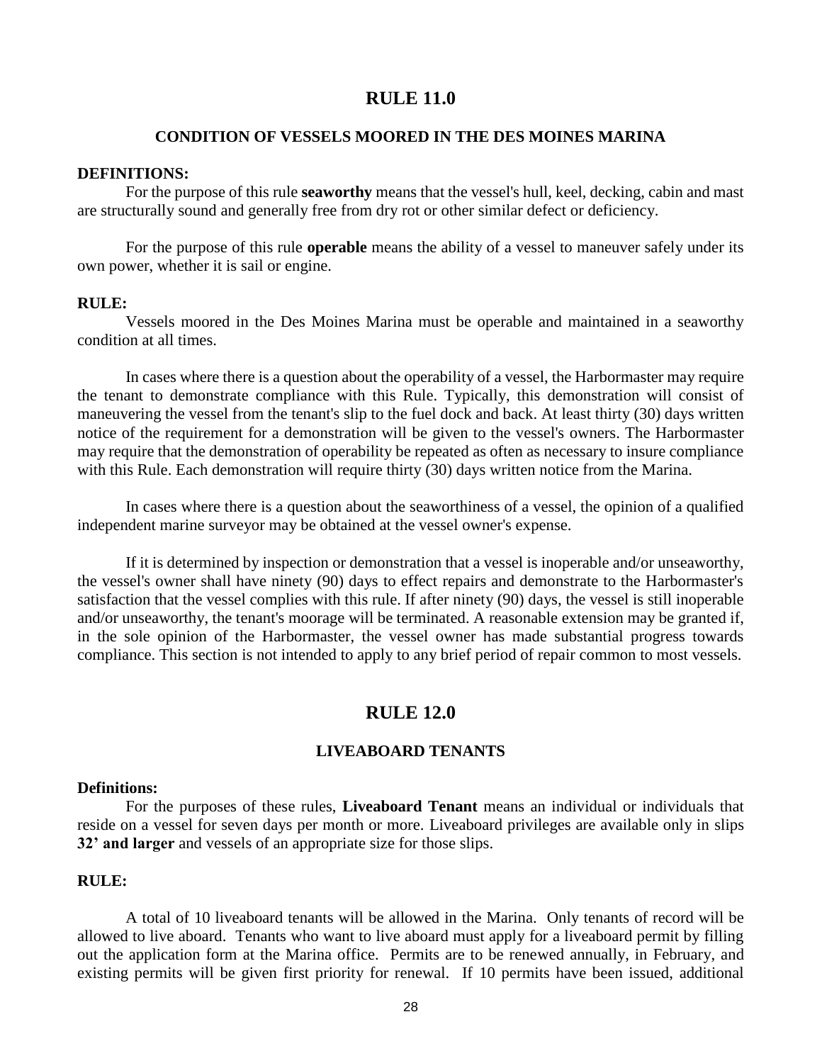# RULE 11.0

### CONDITION OF VESSELS MOORED IN THE DES MOINES MARINA

**DEFINITIONS:**

For the purpose of this rule **seaworthy** means that the vessel's hull, keel, decking, cabin and mast are structurally sound and generally free from dry rot or other similar defect or deficiency.

For the purpose of this rule **operable** means the ability of a vessel to maneuver safely under its own power, whether it is sail or engine.

**RULE:**

Vessels moored in the Des Moines Marina must be operable and maintained in a seaworthy condition at all times.

In cases where there is a question about the operability of a vessel, the Harbormaster may require the tenant to demonstrate compliance with this Rule. Typically, this demonstration will consist of maneuvering the vessel from the tenant's slip to the fuel dock and back. At least thirty (30) days written notice of the requirement for a demonstration will be given to the vessel's owners. The Harbormaster may require that the demonstration of operability be repeated as often as necessary to insure compliance with this Rule. Each demonstration will require thirty (30) days written notice from the Marina.

In cases where there is a question about the seaworthiness of a vessel, the opinion of a qualified independent marine surveyor may be obtained at the vessel owner's expense.

If it is determined by inspection or demonstration that a vessel is inoperable and/or unseaworthy, the vessel's owner shall have ninety (90) days to effect repairs and demonstrate to the Harbormaster's satisfaction that the vessel complies with this rule. If after ninety (90) days, the vessel is still inoperable and/or unseaworthy, the tenant's moorage will be terminated. A reasonable extension may be granted if, in the sole opinion of the Harbormaster, the vessel owner has made substantial progress towards compliance. This section is not intended to apply to any brief period of repair common to most vessels.

# RULE 12.0

### LIVEABOARD TENANTS

**Definitions:**

For the purposes of these rules, **Liveaboard Tenant** means an individual or individuals that reside on a vessel for seven days per month or more. Liveaboard privileges are available only in slips **32' and larger** and vessels of an appropriate size for those slips.

**RULE:**

A total of 10 liveaboard tenants will be allowed in the Marina. Only tenants of record will be allowed to live aboard. Tenants who want to live aboard must apply for a liveaboard permit by filling out the application form at the Marina office. Permits are to be renewed annually, in February, and existing permits will be given first priority for renewal. If 10 permits have been issued, additional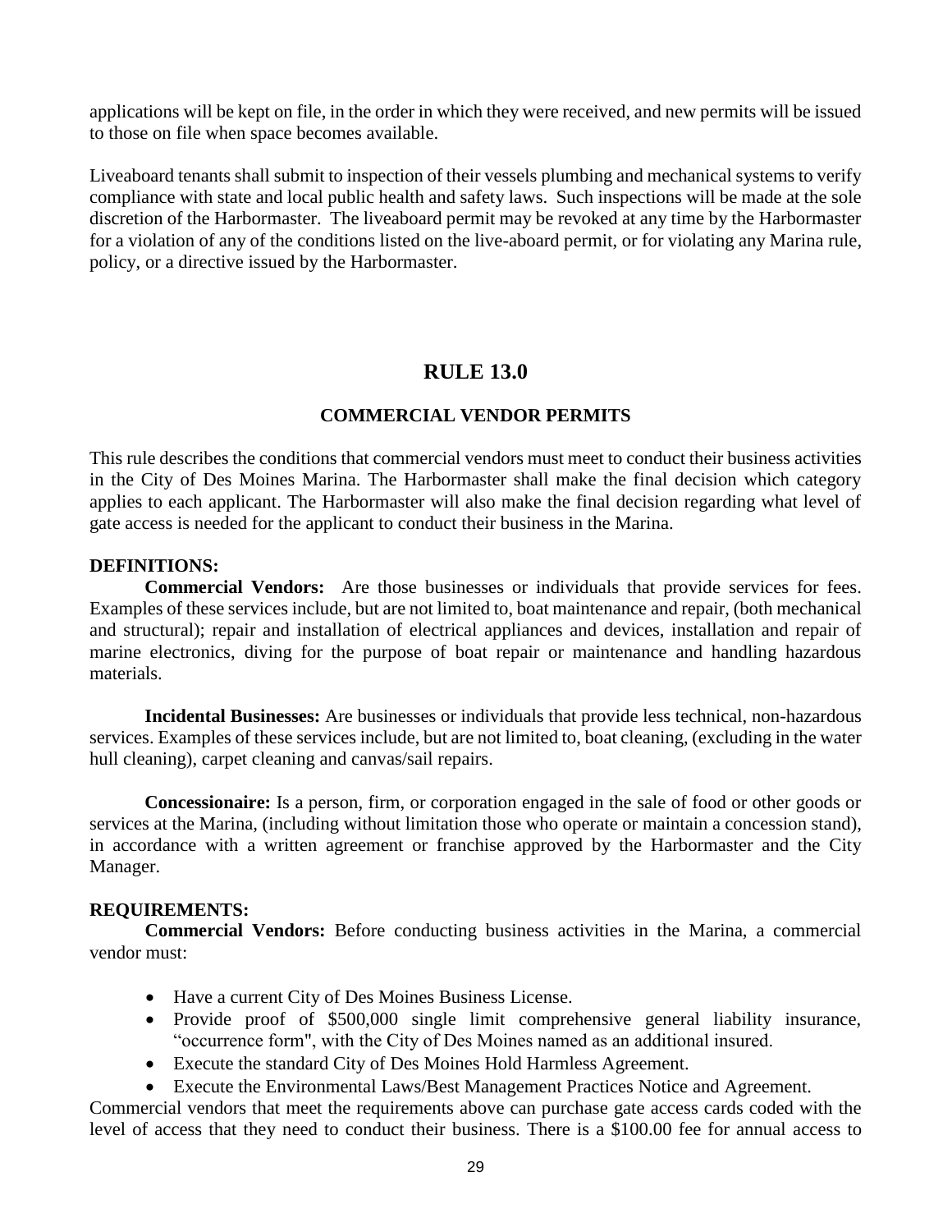applications will be kept on file, in the order in which they were received, and new permits will be issued to those on file when space becomes available.

Liveaboard tenants shall submit to inspection of their vessels plumbing and mechanical systems to verify compliance with state and local public health and safety laws. Such inspections will be made at the sole discretion of the Harbormaster. The liveaboard permit may be revoked at any time by the Harbormaster for a violation of any of the conditions listed on the live-aboard permit, or for violating any Marina rule, policy, or a directive issued by the Harbormaster.

## RULE 13.0

### COMMERCIAL VENDOR PERMITS

This rule describes the conditions that commercial vendors must meet to conduct their business activities in the City of Des Moines Marina. The Harbormaster shall make the final decision which category applies to each applicant. The Harbormaster will also make the final decision regarding what level of gate access is needed for the applicant to conduct their business in the Marina.

**DEFINITIONS:**

**Commercial Vendors:** Are those businesses or individuals that provide services for fees. Examples of these services include, but are not limited to, boat maintenance and repair, (both mechanical and structural); repair and installation of electrical appliances and devices, installation and repair of marine electronics, diving for the purpose of boat repair or maintenance and handling hazardous materials.

**Incidental Businesses:** Are businesses or individuals that provide less technical, non-hazardous services. Examples of these services include, but are not limited to, boat cleaning, (excluding in the water hull cleaning), carpet cleaning and canvas/sail repairs.

**Concessionaire:** Is a person, firm, or corporation engaged in the sale of food or other goods or services at the Marina, (including without limitation those who operate or maintain a concession stand), in accordance with a written agreement or franchise approved by the Harbormaster and the City Manager.

**REQUIREMENTS:**

**Commercial Vendors:** Before conducting business activities in the Marina, a commercial vendor must:

- Have a current City of Des Moines Business License.
- Provide proof of $500,000 single limit comprehensive general liability insurance, "occurrence form", with the City of Des Moines named as an additional insured.
- Execute the standard City of Des Moines Hold Harmless Agreement.
- Execute the Environmental Laws/Best Management Practices Notice and Agreement.

Commercial vendors that meet the requirements above can purchase gate access cards coded with the level of access that they need to conduct their business. There is a $100.00 fee for annual access to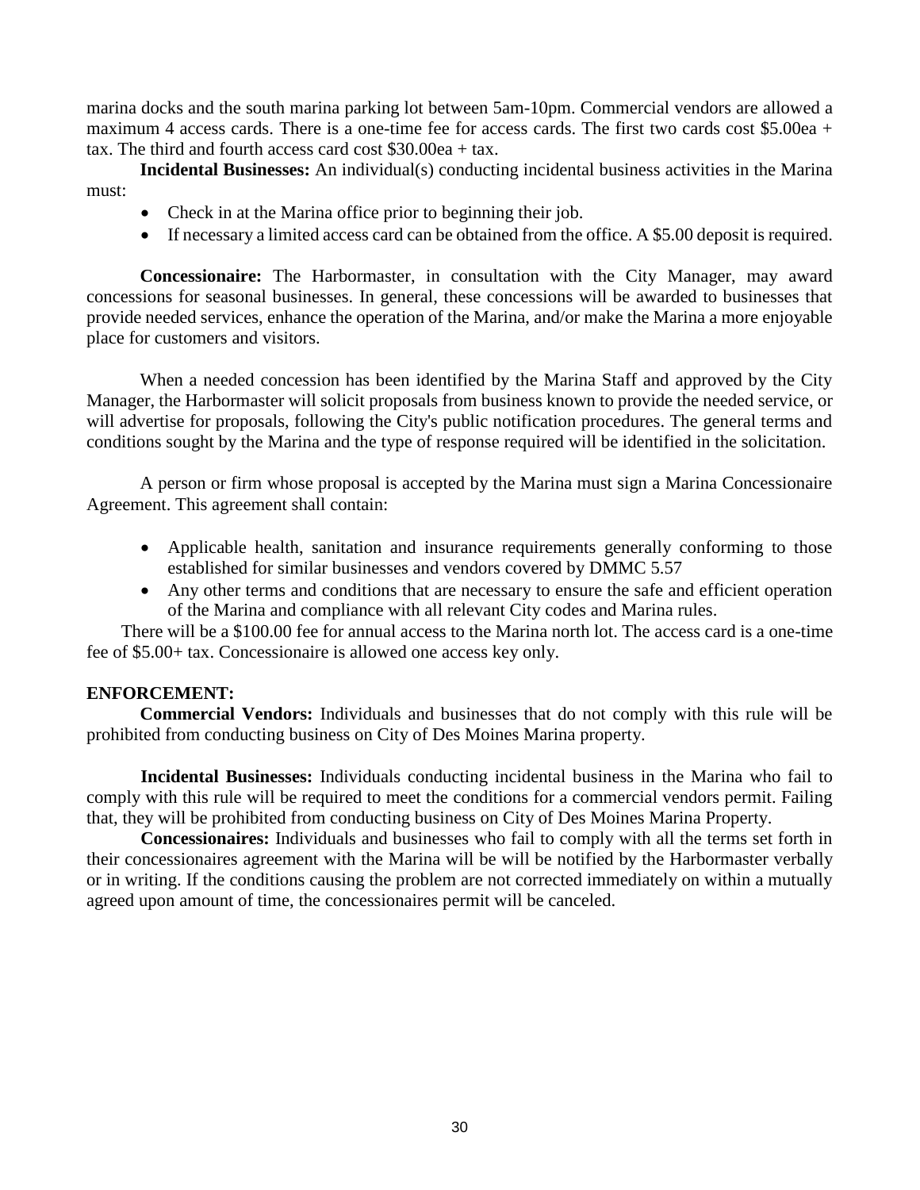marina docks and the south marina parking lot between 5am-10pm. Commercial vendors are allowed a maximum 4 access cards. There is a one-time fee for access cards. The first two cards cost $5.00ea + tax. The third and fourth access card cost $30.00ea + tax.

**Incidental Businesses:** An individual(s) conducting incidental business activities in the Marina must:

- Check in at the Marina office prior to beginning their job.
- If necessary a limited access card can be obtained from the office. A $5.00 deposit is required.

**Concessionaire:** The Harbormaster, in consultation with the City Manager, may award concessions for seasonal businesses. In general, these concessions will be awarded to businesses that provide needed services, enhance the operation of the Marina, and/or make the Marina a more enjoyable place for customers and visitors.

When a needed concession has been identified by the Marina Staff and approved by the City Manager, the Harbormaster will solicit proposals from business known to provide the needed service, or will advertise for proposals, following the City's public notification procedures. The general terms and conditions sought by the Marina and the type of response required will be identified in the solicitation.

A person or firm whose proposal is accepted by the Marina must sign a Marina Concessionaire Agreement. This agreement shall contain:

- Applicable health, sanitation and insurance requirements generally conforming to those established for similar businesses and vendors covered by DMMC 5.57
- Any other terms and conditions that are necessary to ensure the safe and efficient operation of the Marina and compliance with all relevant City codes and Marina rules.

There will be a $100.00 fee for annual access to the Marina north lot. The access card is a one-time fee of $5.00+ tax. Concessionaire is allowed one access key only.

**ENFORCEMENT:**

**Commercial Vendors:** Individuals and businesses that do not comply with this rule will be prohibited from conducting business on City of Des Moines Marina property.

**Incidental Businesses:** Individuals conducting incidental business in the Marina who fail to comply with this rule will be required to meet the conditions for a commercial vendors permit. Failing that, they will be prohibited from conducting business on City of Des Moines Marina Property.

**Concessionaires:** Individuals and businesses who fail to comply with all the terms set forth in their concessionaires agreement with the Marina will be will be notified by the Harbormaster verbally or in writing. If the conditions causing the problem are not corrected immediately on within a mutually agreed upon amount of time, the concessionaires permit will be canceled.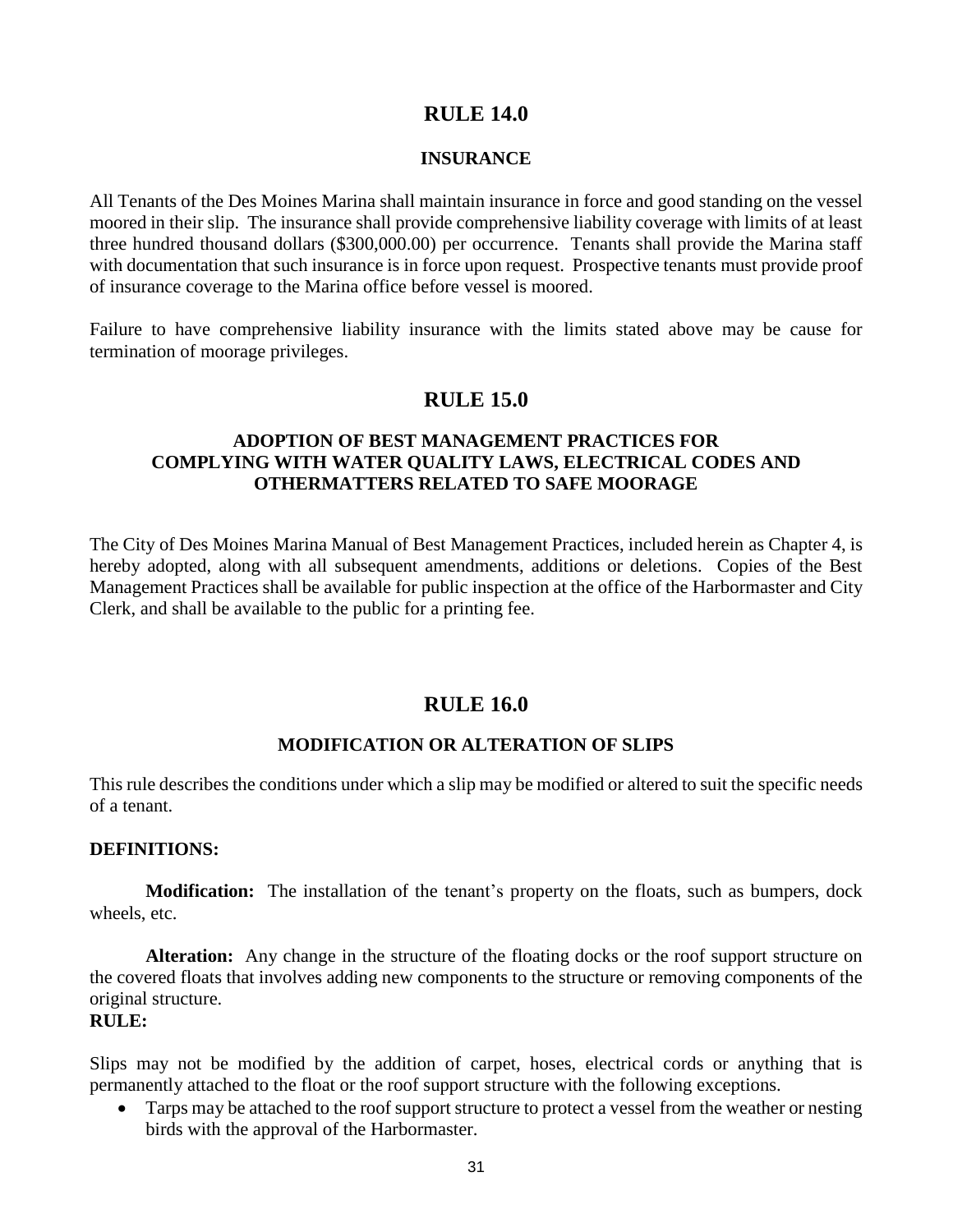## RULE 14.0

### INSURANCE

All Tenants of the Des Moines Marina shall maintain insurance in force and good standing on the vessel moored in their slip. The insurance shall provide comprehensive liability coverage with limits of at least three hundred thousand dollars ($300,000.00) per occurrence. Tenants shall provide the Marina staff with documentation that such insurance is in force upon request. Prospective tenants must provide proof of insurance coverage to the Marina office before vessel is moored.

Failure to have comprehensive liability insurance with the limits stated above may be cause for termination of moorage privileges.

## RULE 15.0

### ADOPTION OF BEST MANAGEMENT PRACTICES FOR COMPLYING WITH WATER QUALITY LAWS, ELECTRICAL CODES AND OTHERMATTERS RELATED TO SAFE MOORAGE

The City of Des Moines Marina Manual of Best Management Practices, included herein as Chapter 4, is hereby adopted, along with all subsequent amendments, additions or deletions. Copies of the Best Management Practices shall be available for public inspection at the office of the Harbormaster and City Clerk, and shall be available to the public for a printing fee.

## RULE 16.0

### MODIFICATION OR ALTERATION OF SLIPS

This rule describes the conditions under which a slip may be modified or altered to suit the specific needs of a tenant.

**DEFINITIONS:**

**Modification:** The installation of the tenant's property on the floats, such as bumpers, dock wheels, etc.

**Alteration:** Any change in the structure of the floating docks or the roof support structure on the covered floats that involves adding new components to the structure or removing components of the original structure.

**RULE:**

Slips may not be modified by the addition of carpet, hoses, electrical cords or anything that is permanently attached to the float or the roof support structure with the following exceptions.

- Tarps may be attached to the roof support structure to protect a vessel from the weather or nesting birds with the approval of the Harbormaster.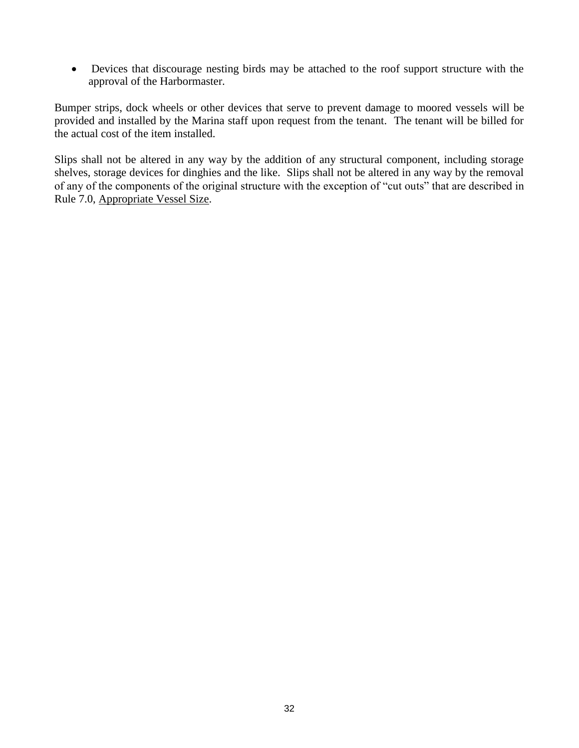- Devices that discourage nesting birds may be attached to the roof support structure with the approval of the Harbormaster.

Bumper strips, dock wheels or other devices that serve to prevent damage to moored vessels will be provided and installed by the Marina staff upon request from the tenant. The tenant will be billed for the actual cost of the item installed.

Slips shall not be altered in any way by the addition of any structural component, including storage shelves, storage devices for dinghies and the like. Slips shall not be altered in any way by the removal of any of the components of the original structure with the exception of "cut outs" that are described in Rule 7.0, <u>Appropriate Vessel Size</u>.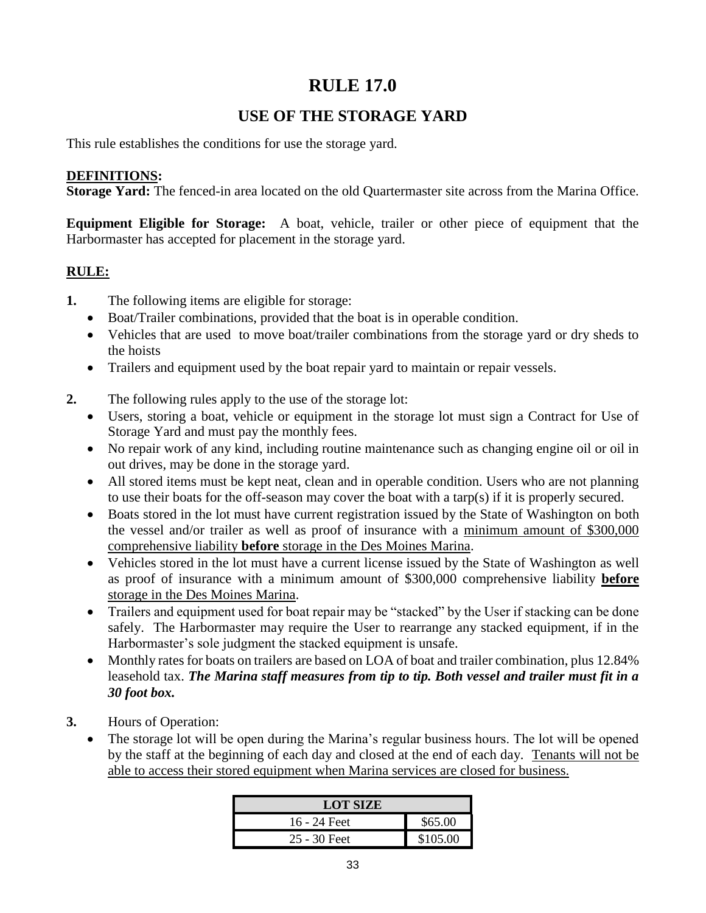# RULE 17.0

## USE OF THE STORAGE YARD

This rule establishes the conditions for use the storage yard.

**<u>DEFINITIONS</u>:**

**Storage Yard:** The fenced-in area located on the old Quartermaster site across from the Marina Office.

**Equipment Eligible for Storage:** A boat, vehicle, trailer or other piece of equipment that the Harbormaster has accepted for placement in the storage yard.

**<u>RULE:</u>**

**1.** The following items are eligible for storage:

- Boat/Trailer combinations, provided that the boat is in operable condition.
- Vehicles that are used to move boat/trailer combinations from the storage yard or dry sheds to the hoists
- Trailers and equipment used by the boat repair yard to maintain or repair vessels.

**2.** The following rules apply to the use of the storage lot:

- Users, storing a boat, vehicle or equipment in the storage lot must sign a Contract for Use of Storage Yard and must pay the monthly fees.
- No repair work of any kind, including routine maintenance such as changing engine oil or oil in out drives, may be done in the storage yard.
- All stored items must be kept neat, clean and in operable condition. Users who are not planning to use their boats for the off-season may cover the boat with a tarp(s) if it is properly secured.
- Boats stored in the lot must have current registration issued by the State of Washington on both the vessel and/or trailer as well as proof of insurance with a <u>minimum amount of $300,000 comprehensive liability **before** storage in the Des Moines Marina</u>.
- Vehicles stored in the lot must have a current license issued by the State of Washington as well as proof of insurance with a minimum amount of $300,000 comprehensive liability <u>**before** storage in the Des Moines Marina</u>.
- Trailers and equipment used for boat repair may be "stacked" by the User if stacking can be done safely. The Harbormaster may require the User to rearrange any stacked equipment, if in the Harbormaster's sole judgment the stacked equipment is unsafe.
- Monthly rates for boats on trailers are based on LOA of boat and trailer combination, plus 12.84% leasehold tax. ***The Marina staff measures from tip to tip. Both vessel and trailer must fit in a 30 foot box.***

**3.** Hours of Operation:

- The storage lot will be open during the Marina's regular business hours. The lot will be opened by the staff at the beginning of each day and closed at the end of each day. <u>Tenants will not be able to access their stored equipment when Marina services are closed for business.</u>

| LOT SIZE | |
|---|---|
| 16 - 24 Feet | $65.00 |
| 25 - 30 Feet | $105.00 |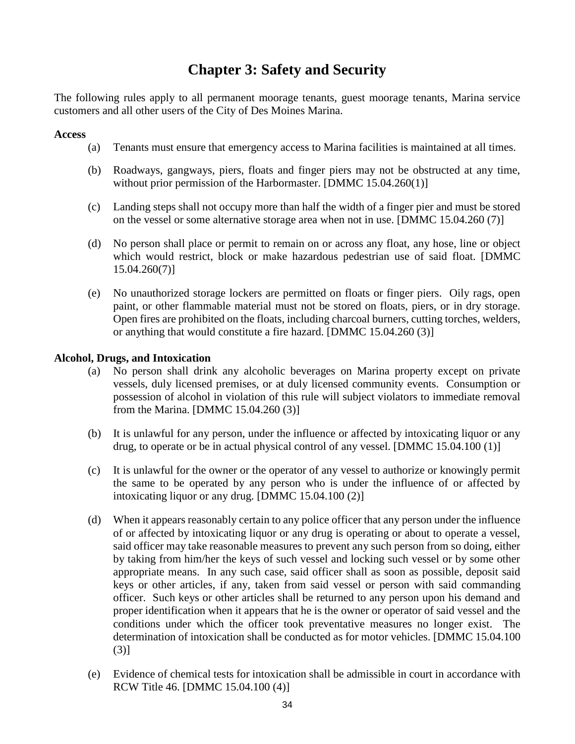# Chapter 3: Safety and Security

The following rules apply to all permanent moorage tenants, guest moorage tenants, Marina service customers and all other users of the City of Des Moines Marina.

**Access**

(a) Tenants must ensure that emergency access to Marina facilities is maintained at all times.

(b) Roadways, gangways, piers, floats and finger piers may not be obstructed at any time, without prior permission of the Harbormaster. [DMMC 15.04.260(1)]

(c) Landing steps shall not occupy more than half the width of a finger pier and must be stored on the vessel or some alternative storage area when not in use. [DMMC 15.04.260 (7)]

(d) No person shall place or permit to remain on or across any float, any hose, line or object which would restrict, block or make hazardous pedestrian use of said float. [DMMC 15.04.260(7)]

(e) No unauthorized storage lockers are permitted on floats or finger piers. Oily rags, open paint, or other flammable material must not be stored on floats, piers, or in dry storage. Open fires are prohibited on the floats, including charcoal burners, cutting torches, welders, or anything that would constitute a fire hazard. [DMMC 15.04.260 (3)]

**Alcohol, Drugs, and Intoxication**

(a) No person shall drink any alcoholic beverages on Marina property except on private vessels, duly licensed premises, or at duly licensed community events. Consumption or possession of alcohol in violation of this rule will subject violators to immediate removal from the Marina. [DMMC 15.04.260 (3)]

(b) It is unlawful for any person, under the influence or affected by intoxicating liquor or any drug, to operate or be in actual physical control of any vessel. [DMMC 15.04.100 (1)]

(c) It is unlawful for the owner or the operator of any vessel to authorize or knowingly permit the same to be operated by any person who is under the influence of or affected by intoxicating liquor or any drug. [DMMC 15.04.100 (2)]

(d) When it appears reasonably certain to any police officer that any person under the influence of or affected by intoxicating liquor or any drug is operating or about to operate a vessel, said officer may take reasonable measures to prevent any such person from so doing, either by taking from him/her the keys of such vessel and locking such vessel or by some other appropriate means. In any such case, said officer shall as soon as possible, deposit said keys or other articles, if any, taken from said vessel or person with said commanding officer. Such keys or other articles shall be returned to any person upon his demand and proper identification when it appears that he is the owner or operator of said vessel and the conditions under which the officer took preventative measures no longer exist. The determination of intoxication shall be conducted as for motor vehicles. [DMMC 15.04.100 (3)]

(e) Evidence of chemical tests for intoxication shall be admissible in court in accordance with RCW Title 46. [DMMC 15.04.100 (4)]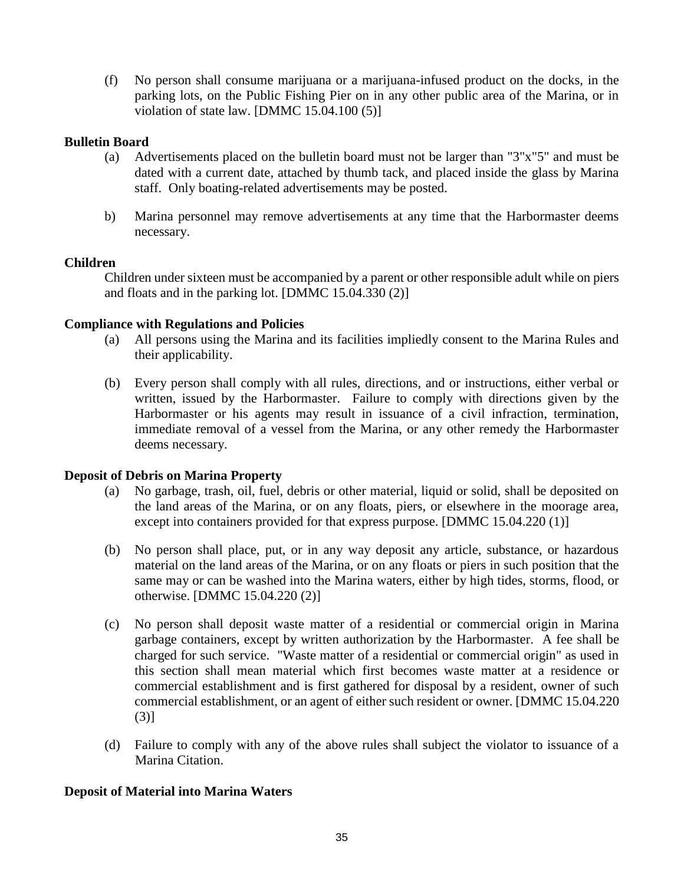(f) No person shall consume marijuana or a marijuana-infused product on the docks, in the parking lots, on the Public Fishing Pier on in any other public area of the Marina, or in violation of state law. [DMMC 15.04.100 (5)]

**Bulletin Board**

(a) Advertisements placed on the bulletin board must not be larger than "3"x"5" and must be dated with a current date, attached by thumb tack, and placed inside the glass by Marina staff. Only boating-related advertisements may be posted.

b) Marina personnel may remove advertisements at any time that the Harbormaster deems necessary.

**Children**

Children under sixteen must be accompanied by a parent or other responsible adult while on piers and floats and in the parking lot. [DMMC 15.04.330 (2)]

**Compliance with Regulations and Policies**

(a) All persons using the Marina and its facilities impliedly consent to the Marina Rules and their applicability.

(b) Every person shall comply with all rules, directions, and or instructions, either verbal or written, issued by the Harbormaster. Failure to comply with directions given by the Harbormaster or his agents may result in issuance of a civil infraction, termination, immediate removal of a vessel from the Marina, or any other remedy the Harbormaster deems necessary.

**Deposit of Debris on Marina Property**

(a) No garbage, trash, oil, fuel, debris or other material, liquid or solid, shall be deposited on the land areas of the Marina, or on any floats, piers, or elsewhere in the moorage area, except into containers provided for that express purpose. [DMMC 15.04.220 (1)]

(b) No person shall place, put, or in any way deposit any article, substance, or hazardous material on the land areas of the Marina, or on any floats or piers in such position that the same may or can be washed into the Marina waters, either by high tides, storms, flood, or otherwise. [DMMC 15.04.220 (2)]

(c) No person shall deposit waste matter of a residential or commercial origin in Marina garbage containers, except by written authorization by the Harbormaster. A fee shall be charged for such service. "Waste matter of a residential or commercial origin" as used in this section shall mean material which first becomes waste matter at a residence or commercial establishment and is first gathered for disposal by a resident, owner of such commercial establishment, or an agent of either such resident or owner. [DMMC 15.04.220 (3)]

(d) Failure to comply with any of the above rules shall subject the violator to issuance of a Marina Citation.

**Deposit of Material into Marina Waters**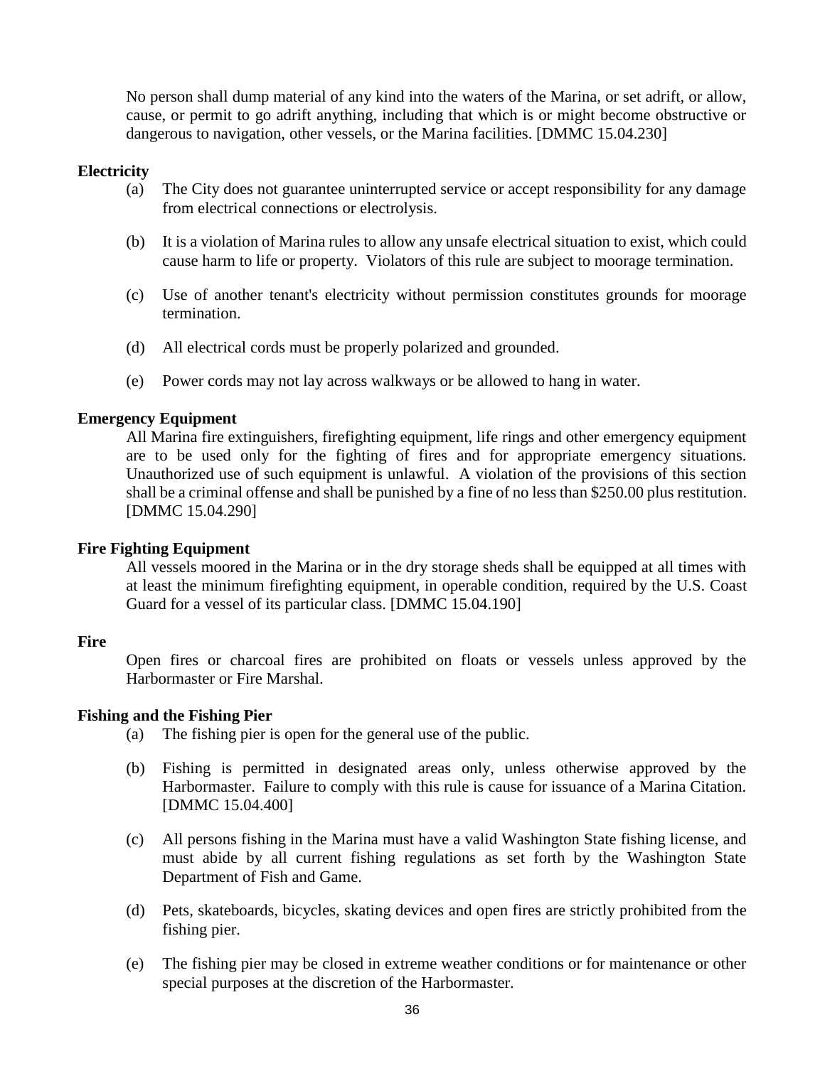No person shall dump material of any kind into the waters of the Marina, or set adrift, or allow, cause, or permit to go adrift anything, including that which is or might become obstructive or dangerous to navigation, other vessels, or the Marina facilities. [DMMC 15.04.230]

**Electricity**

(a) The City does not guarantee uninterrupted service or accept responsibility for any damage from electrical connections or electrolysis.

(b) It is a violation of Marina rules to allow any unsafe electrical situation to exist, which could cause harm to life or property. Violators of this rule are subject to moorage termination.

(c) Use of another tenant's electricity without permission constitutes grounds for moorage termination.

(d) All electrical cords must be properly polarized and grounded.

(e) Power cords may not lay across walkways or be allowed to hang in water.

**Emergency Equipment**

All Marina fire extinguishers, firefighting equipment, life rings and other emergency equipment are to be used only for the fighting of fires and for appropriate emergency situations. Unauthorized use of such equipment is unlawful. A violation of the provisions of this section shall be a criminal offense and shall be punished by a fine of no less than $250.00 plus restitution. [DMMC 15.04.290]

**Fire Fighting Equipment**

All vessels moored in the Marina or in the dry storage sheds shall be equipped at all times with at least the minimum firefighting equipment, in operable condition, required by the U.S. Coast Guard for a vessel of its particular class. [DMMC 15.04.190]

**Fire**

Open fires or charcoal fires are prohibited on floats or vessels unless approved by the Harbormaster or Fire Marshal.

**Fishing and the Fishing Pier**

(a) The fishing pier is open for the general use of the public.

(b) Fishing is permitted in designated areas only, unless otherwise approved by the Harbormaster. Failure to comply with this rule is cause for issuance of a Marina Citation. [DMMC 15.04.400]

(c) All persons fishing in the Marina must have a valid Washington State fishing license, and must abide by all current fishing regulations as set forth by the Washington State Department of Fish and Game.

(d) Pets, skateboards, bicycles, skating devices and open fires are strictly prohibited from the fishing pier.

(e) The fishing pier may be closed in extreme weather conditions or for maintenance or other special purposes at the discretion of the Harbormaster.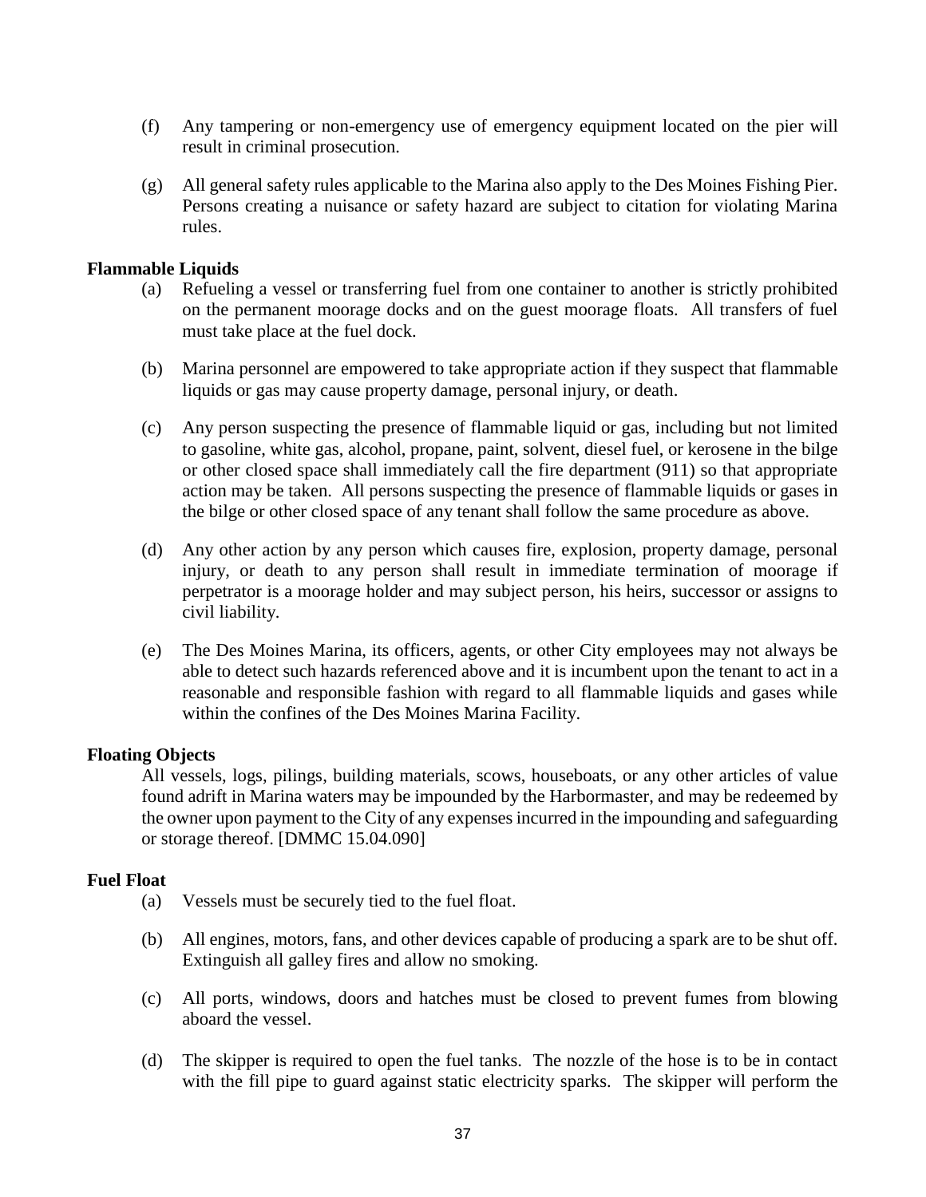(f) Any tampering or non-emergency use of emergency equipment located on the pier will result in criminal prosecution.

(g) All general safety rules applicable to the Marina also apply to the Des Moines Fishing Pier. Persons creating a nuisance or safety hazard are subject to citation for violating Marina rules.

**Flammable Liquids**

(a) Refueling a vessel or transferring fuel from one container to another is strictly prohibited on the permanent moorage docks and on the guest moorage floats. All transfers of fuel must take place at the fuel dock.

(b) Marina personnel are empowered to take appropriate action if they suspect that flammable liquids or gas may cause property damage, personal injury, or death.

(c) Any person suspecting the presence of flammable liquid or gas, including but not limited to gasoline, white gas, alcohol, propane, paint, solvent, diesel fuel, or kerosene in the bilge or other closed space shall immediately call the fire department (911) so that appropriate action may be taken. All persons suspecting the presence of flammable liquids or gases in the bilge or other closed space of any tenant shall follow the same procedure as above.

(d) Any other action by any person which causes fire, explosion, property damage, personal injury, or death to any person shall result in immediate termination of moorage if perpetrator is a moorage holder and may subject person, his heirs, successor or assigns to civil liability.

(e) The Des Moines Marina, its officers, agents, or other City employees may not always be able to detect such hazards referenced above and it is incumbent upon the tenant to act in a reasonable and responsible fashion with regard to all flammable liquids and gases while within the confines of the Des Moines Marina Facility.

**Floating Objects**

All vessels, logs, pilings, building materials, scows, houseboats, or any other articles of value found adrift in Marina waters may be impounded by the Harbormaster, and may be redeemed by the owner upon payment to the City of any expenses incurred in the impounding and safeguarding or storage thereof. [DMMC 15.04.090]

**Fuel Float**

(a) Vessels must be securely tied to the fuel float.

(b) All engines, motors, fans, and other devices capable of producing a spark are to be shut off. Extinguish all galley fires and allow no smoking.

(c) All ports, windows, doors and hatches must be closed to prevent fumes from blowing aboard the vessel.

(d) The skipper is required to open the fuel tanks. The nozzle of the hose is to be in contact with the fill pipe to guard against static electricity sparks. The skipper will perform the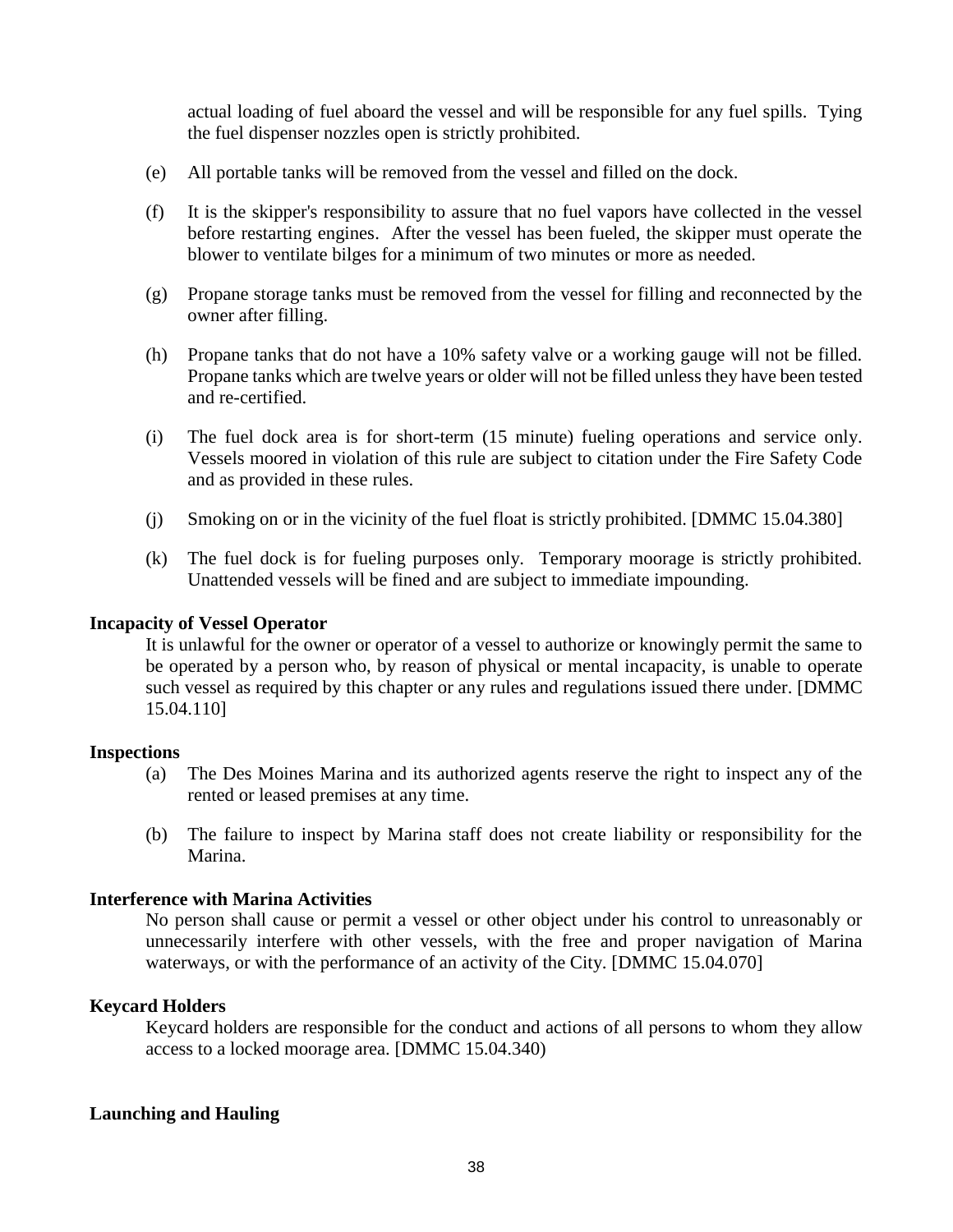actual loading of fuel aboard the vessel and will be responsible for any fuel spills. Tying the fuel dispenser nozzles open is strictly prohibited.

(e) All portable tanks will be removed from the vessel and filled on the dock.

(f) It is the skipper's responsibility to assure that no fuel vapors have collected in the vessel before restarting engines. After the vessel has been fueled, the skipper must operate the blower to ventilate bilges for a minimum of two minutes or more as needed.

(g) Propane storage tanks must be removed from the vessel for filling and reconnected by the owner after filling.

(h) Propane tanks that do not have a 10% safety valve or a working gauge will not be filled. Propane tanks which are twelve years or older will not be filled unless they have been tested and re-certified.

(i) The fuel dock area is for short-term (15 minute) fueling operations and service only. Vessels moored in violation of this rule are subject to citation under the Fire Safety Code and as provided in these rules.

(j) Smoking on or in the vicinity of the fuel float is strictly prohibited. [DMMC 15.04.380]

(k) The fuel dock is for fueling purposes only. Temporary moorage is strictly prohibited. Unattended vessels will be fined and are subject to immediate impounding.

**Incapacity of Vessel Operator**

It is unlawful for the owner or operator of a vessel to authorize or knowingly permit the same to be operated by a person who, by reason of physical or mental incapacity, is unable to operate such vessel as required by this chapter or any rules and regulations issued there under. [DMMC 15.04.110]

**Inspections**

(a) The Des Moines Marina and its authorized agents reserve the right to inspect any of the rented or leased premises at any time.

(b) The failure to inspect by Marina staff does not create liability or responsibility for the Marina.

**Interference with Marina Activities**

No person shall cause or permit a vessel or other object under his control to unreasonably or unnecessarily interfere with other vessels, with the free and proper navigation of Marina waterways, or with the performance of an activity of the City. [DMMC 15.04.070]

**Keycard Holders**

Keycard holders are responsible for the conduct and actions of all persons to whom they allow access to a locked moorage area. [DMMC 15.04.340)

**Launching and Hauling**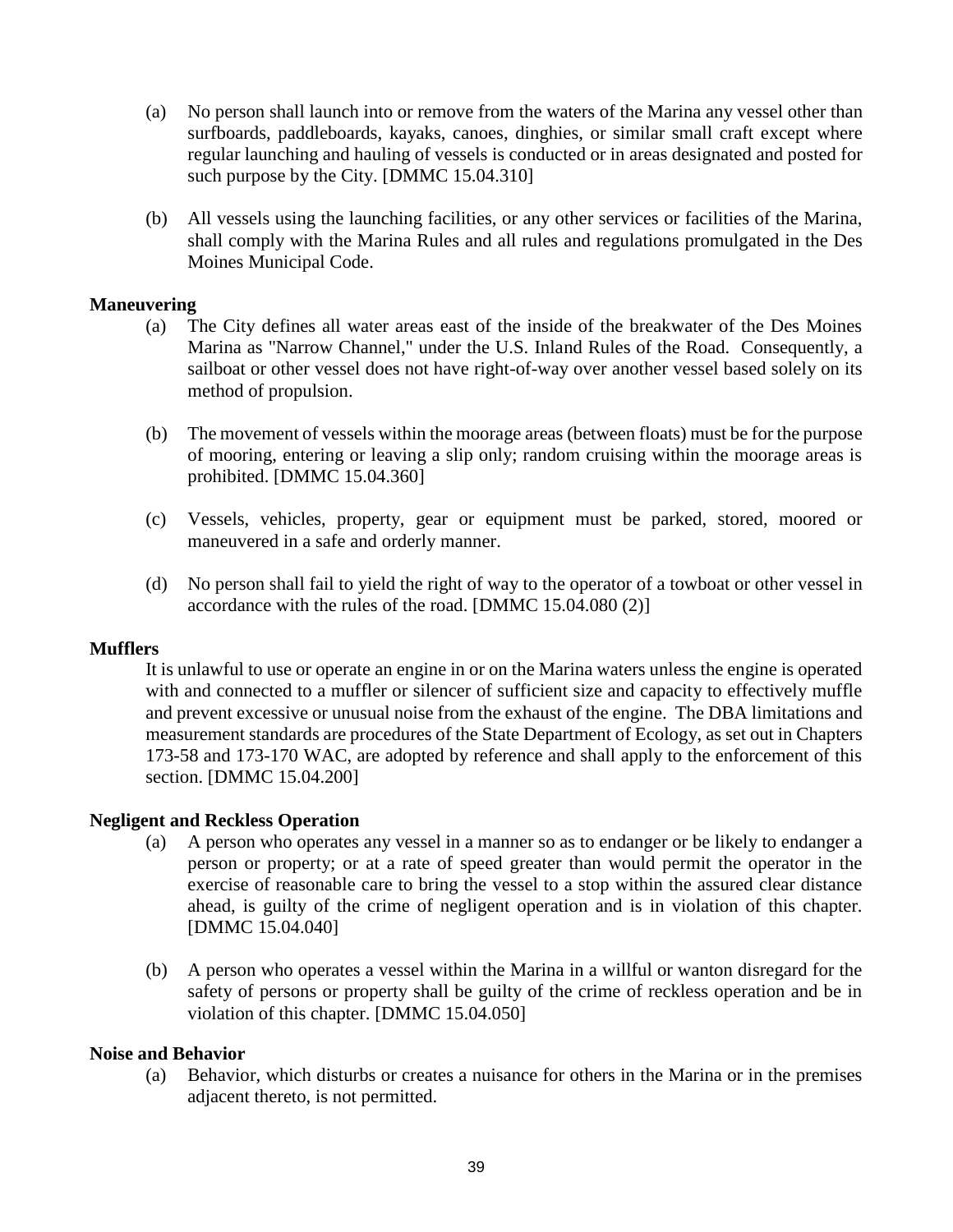(a) No person shall launch into or remove from the waters of the Marina any vessel other than surfboards, paddleboards, kayaks, canoes, dinghies, or similar small craft except where regular launching and hauling of vessels is conducted or in areas designated and posted for such purpose by the City. [DMMC 15.04.310]

(b) All vessels using the launching facilities, or any other services or facilities of the Marina, shall comply with the Marina Rules and all rules and regulations promulgated in the Des Moines Municipal Code.

**Maneuvering**

(a) The City defines all water areas east of the inside of the breakwater of the Des Moines Marina as "Narrow Channel," under the U.S. Inland Rules of the Road. Consequently, a sailboat or other vessel does not have right-of-way over another vessel based solely on its method of propulsion.

(b) The movement of vessels within the moorage areas (between floats) must be for the purpose of mooring, entering or leaving a slip only; random cruising within the moorage areas is prohibited. [DMMC 15.04.360]

(c) Vessels, vehicles, property, gear or equipment must be parked, stored, moored or maneuvered in a safe and orderly manner.

(d) No person shall fail to yield the right of way to the operator of a towboat or other vessel in accordance with the rules of the road. [DMMC 15.04.080 (2)]

**Mufflers**

It is unlawful to use or operate an engine in or on the Marina waters unless the engine is operated with and connected to a muffler or silencer of sufficient size and capacity to effectively muffle and prevent excessive or unusual noise from the exhaust of the engine. The DBA limitations and measurement standards are procedures of the State Department of Ecology, as set out in Chapters 173-58 and 173-170 WAC, are adopted by reference and shall apply to the enforcement of this section. [DMMC 15.04.200]

**Negligent and Reckless Operation**

(a) A person who operates any vessel in a manner so as to endanger or be likely to endanger a person or property; or at a rate of speed greater than would permit the operator in the exercise of reasonable care to bring the vessel to a stop within the assured clear distance ahead, is guilty of the crime of negligent operation and is in violation of this chapter. [DMMC 15.04.040]

(b) A person who operates a vessel within the Marina in a willful or wanton disregard for the safety of persons or property shall be guilty of the crime of reckless operation and be in violation of this chapter. [DMMC 15.04.050]

**Noise and Behavior**

(a) Behavior, which disturbs or creates a nuisance for others in the Marina or in the premises adjacent thereto, is not permitted.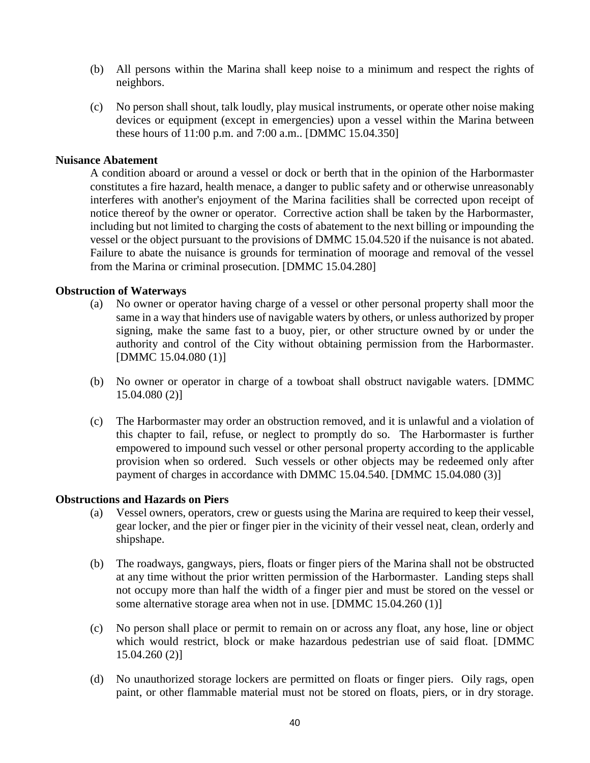(b) All persons within the Marina shall keep noise to a minimum and respect the rights of neighbors.

(c) No person shall shout, talk loudly, play musical instruments, or operate other noise making devices or equipment (except in emergencies) upon a vessel within the Marina between these hours of 11:00 p.m. and 7:00 a.m.. [DMMC 15.04.350]

**Nuisance Abatement**

A condition aboard or around a vessel or dock or berth that in the opinion of the Harbormaster constitutes a fire hazard, health menace, a danger to public safety and or otherwise unreasonably interferes with another's enjoyment of the Marina facilities shall be corrected upon receipt of notice thereof by the owner or operator. Corrective action shall be taken by the Harbormaster, including but not limited to charging the costs of abatement to the next billing or impounding the vessel or the object pursuant to the provisions of DMMC 15.04.520 if the nuisance is not abated. Failure to abate the nuisance is grounds for termination of moorage and removal of the vessel from the Marina or criminal prosecution. [DMMC 15.04.280]

**Obstruction of Waterways**

(a) No owner or operator having charge of a vessel or other personal property shall moor the same in a way that hinders use of navigable waters by others, or unless authorized by proper signing, make the same fast to a buoy, pier, or other structure owned by or under the authority and control of the City without obtaining permission from the Harbormaster. [DMMC 15.04.080 (1)]

(b) No owner or operator in charge of a towboat shall obstruct navigable waters. [DMMC 15.04.080 (2)]

(c) The Harbormaster may order an obstruction removed, and it is unlawful and a violation of this chapter to fail, refuse, or neglect to promptly do so. The Harbormaster is further empowered to impound such vessel or other personal property according to the applicable provision when so ordered. Such vessels or other objects may be redeemed only after payment of charges in accordance with DMMC 15.04.540. [DMMC 15.04.080 (3)]

**Obstructions and Hazards on Piers**

(a) Vessel owners, operators, crew or guests using the Marina are required to keep their vessel, gear locker, and the pier or finger pier in the vicinity of their vessel neat, clean, orderly and shipshape.

(b) The roadways, gangways, piers, floats or finger piers of the Marina shall not be obstructed at any time without the prior written permission of the Harbormaster. Landing steps shall not occupy more than half the width of a finger pier and must be stored on the vessel or some alternative storage area when not in use. [DMMC 15.04.260 (1)]

(c) No person shall place or permit to remain on or across any float, any hose, line or object which would restrict, block or make hazardous pedestrian use of said float. [DMMC 15.04.260 (2)]

(d) No unauthorized storage lockers are permitted on floats or finger piers. Oily rags, open paint, or other flammable material must not be stored on floats, piers, or in dry storage.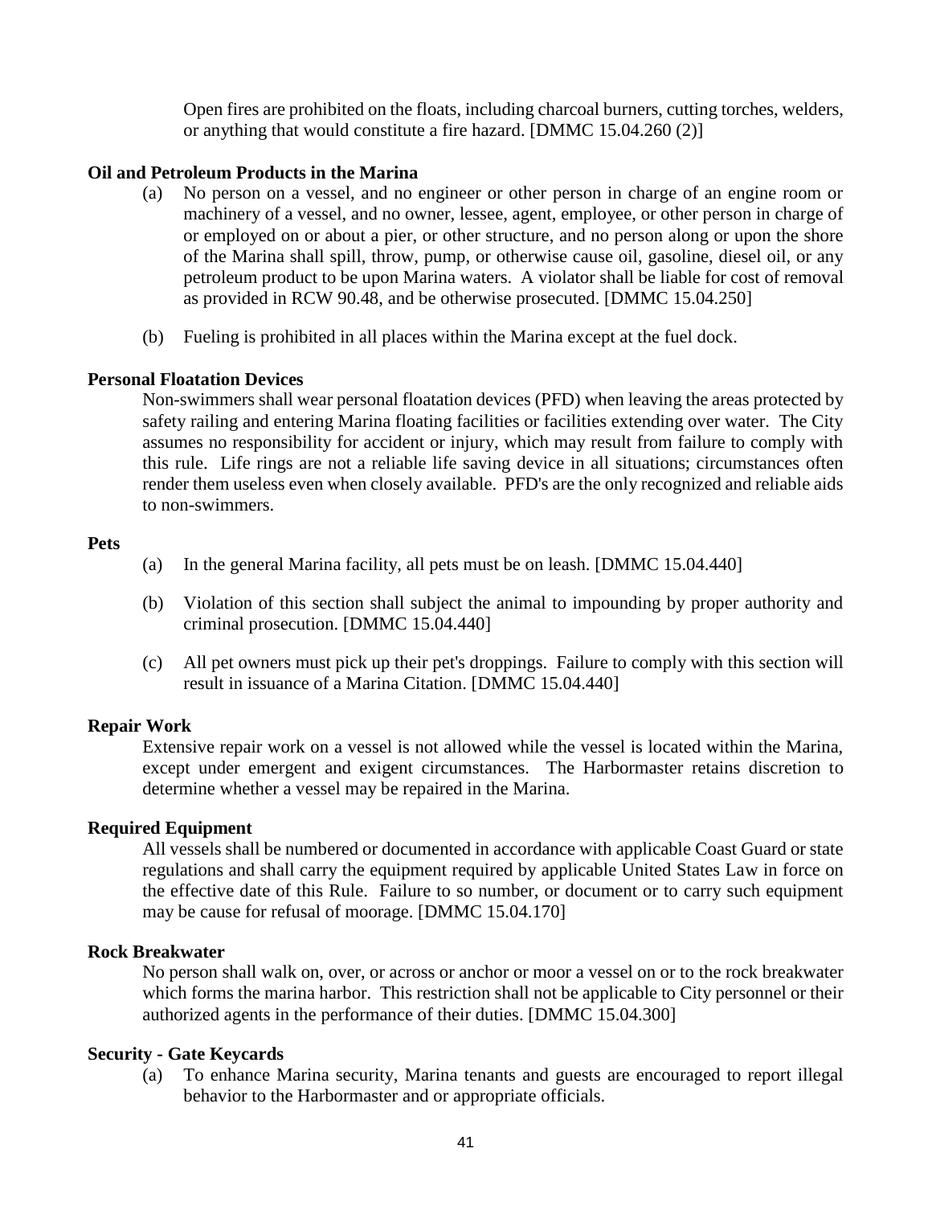Open fires are prohibited on the floats, including charcoal burners, cutting torches, welders, or anything that would constitute a fire hazard. [DMMC 15.04.260 (2)]

**Oil and Petroleum Products in the Marina**

(a) No person on a vessel, and no engineer or other person in charge of an engine room or machinery of a vessel, and no owner, lessee, agent, employee, or other person in charge of or employed on or about a pier, or other structure, and no person along or upon the shore of the Marina shall spill, throw, pump, or otherwise cause oil, gasoline, diesel oil, or any petroleum product to be upon Marina waters. A violator shall be liable for cost of removal as provided in RCW 90.48, and be otherwise prosecuted. [DMMC 15.04.250]

(b) Fueling is prohibited in all places within the Marina except at the fuel dock.

**Personal Floatation Devices**

Non-swimmers shall wear personal floatation devices (PFD) when leaving the areas protected by safety railing and entering Marina floating facilities or facilities extending over water. The City assumes no responsibility for accident or injury, which may result from failure to comply with this rule. Life rings are not a reliable life saving device in all situations; circumstances often render them useless even when closely available. PFD's are the only recognized and reliable aids to non-swimmers.

**Pets**

(a) In the general Marina facility, all pets must be on leash. [DMMC 15.04.440]

(b) Violation of this section shall subject the animal to impounding by proper authority and criminal prosecution. [DMMC 15.04.440]

(c) All pet owners must pick up their pet's droppings. Failure to comply with this section will result in issuance of a Marina Citation. [DMMC 15.04.440]

**Repair Work**

Extensive repair work on a vessel is not allowed while the vessel is located within the Marina, except under emergent and exigent circumstances. The Harbormaster retains discretion to determine whether a vessel may be repaired in the Marina.

**Required Equipment**

All vessels shall be numbered or documented in accordance with applicable Coast Guard or state regulations and shall carry the equipment required by applicable United States Law in force on the effective date of this Rule. Failure to so number, or document or to carry such equipment may be cause for refusal of moorage. [DMMC 15.04.170]

**Rock Breakwater**

No person shall walk on, over, or across or anchor or moor a vessel on or to the rock breakwater which forms the marina harbor. This restriction shall not be applicable to City personnel or their authorized agents in the performance of their duties. [DMMC 15.04.300]

**Security - Gate Keycards**

(a) To enhance Marina security, Marina tenants and guests are encouraged to report illegal behavior to the Harbormaster and or appropriate officials.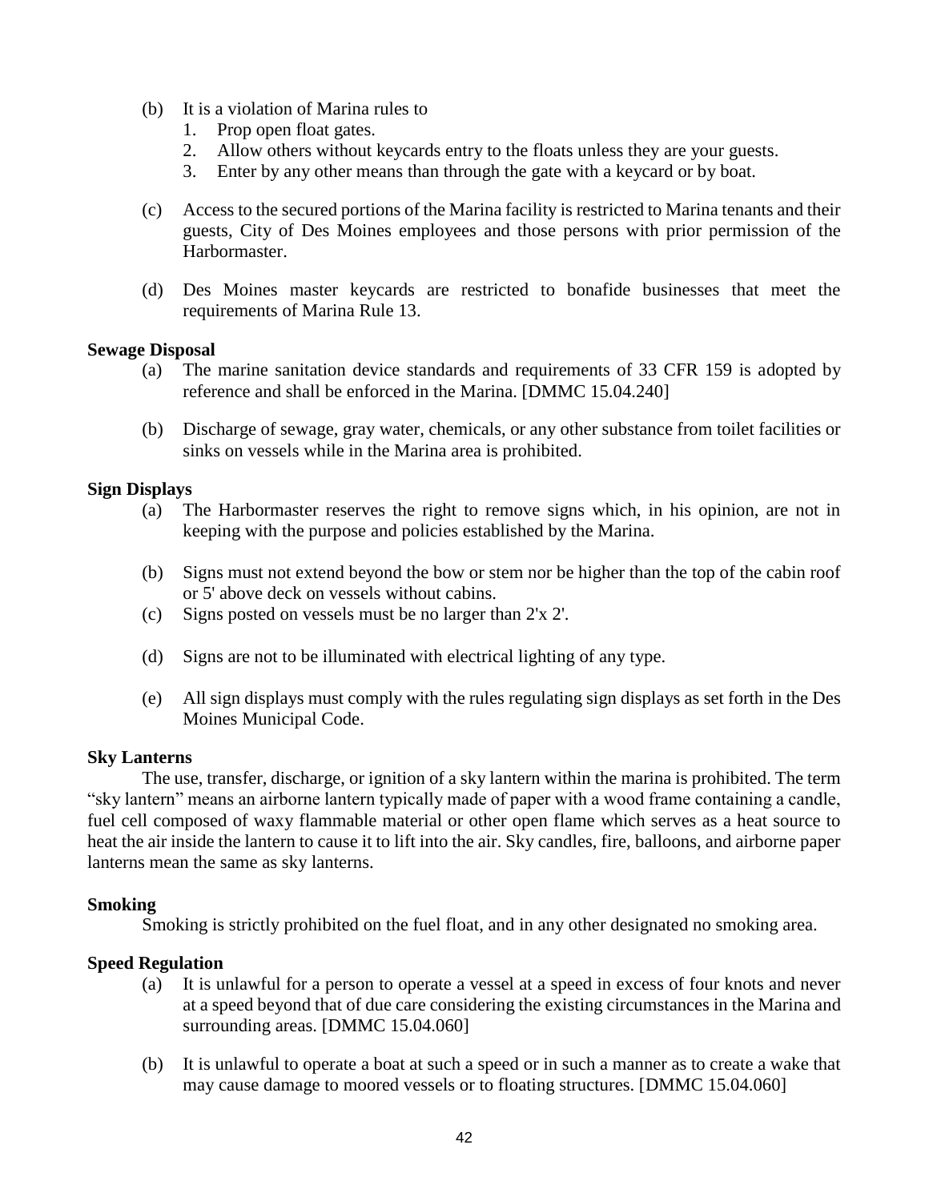(b) It is a violation of Marina rules to
   1. Prop open float gates.
   2. Allow others without keycards entry to the floats unless they are your guests.
   3. Enter by any other means than through the gate with a keycard or by boat.

(c) Access to the secured portions of the Marina facility is restricted to Marina tenants and their guests, City of Des Moines employees and those persons with prior permission of the Harbormaster.

(d) Des Moines master keycards are restricted to bonafide businesses that meet the requirements of Marina Rule 13.

**Sewage Disposal**

(a) The marine sanitation device standards and requirements of 33 CFR 159 is adopted by reference and shall be enforced in the Marina. [DMMC 15.04.240]

(b) Discharge of sewage, gray water, chemicals, or any other substance from toilet facilities or sinks on vessels while in the Marina area is prohibited.

**Sign Displays**

(a) The Harbormaster reserves the right to remove signs which, in his opinion, are not in keeping with the purpose and policies established by the Marina.

(b) Signs must not extend beyond the bow or stem nor be higher than the top of the cabin roof or 5' above deck on vessels without cabins.

(c) Signs posted on vessels must be no larger than 2'x 2'.

(d) Signs are not to be illuminated with electrical lighting of any type.

(e) All sign displays must comply with the rules regulating sign displays as set forth in the Des Moines Municipal Code.

**Sky Lanterns**

The use, transfer, discharge, or ignition of a sky lantern within the marina is prohibited. The term "sky lantern" means an airborne lantern typically made of paper with a wood frame containing a candle, fuel cell composed of waxy flammable material or other open flame which serves as a heat source to heat the air inside the lantern to cause it to lift into the air. Sky candles, fire, balloons, and airborne paper lanterns mean the same as sky lanterns.

**Smoking**

Smoking is strictly prohibited on the fuel float, and in any other designated no smoking area.

**Speed Regulation**

(a) It is unlawful for a person to operate a vessel at a speed in excess of four knots and never at a speed beyond that of due care considering the existing circumstances in the Marina and surrounding areas. [DMMC 15.04.060]

(b) It is unlawful to operate a boat at such a speed or in such a manner as to create a wake that may cause damage to moored vessels or to floating structures. [DMMC 15.04.060]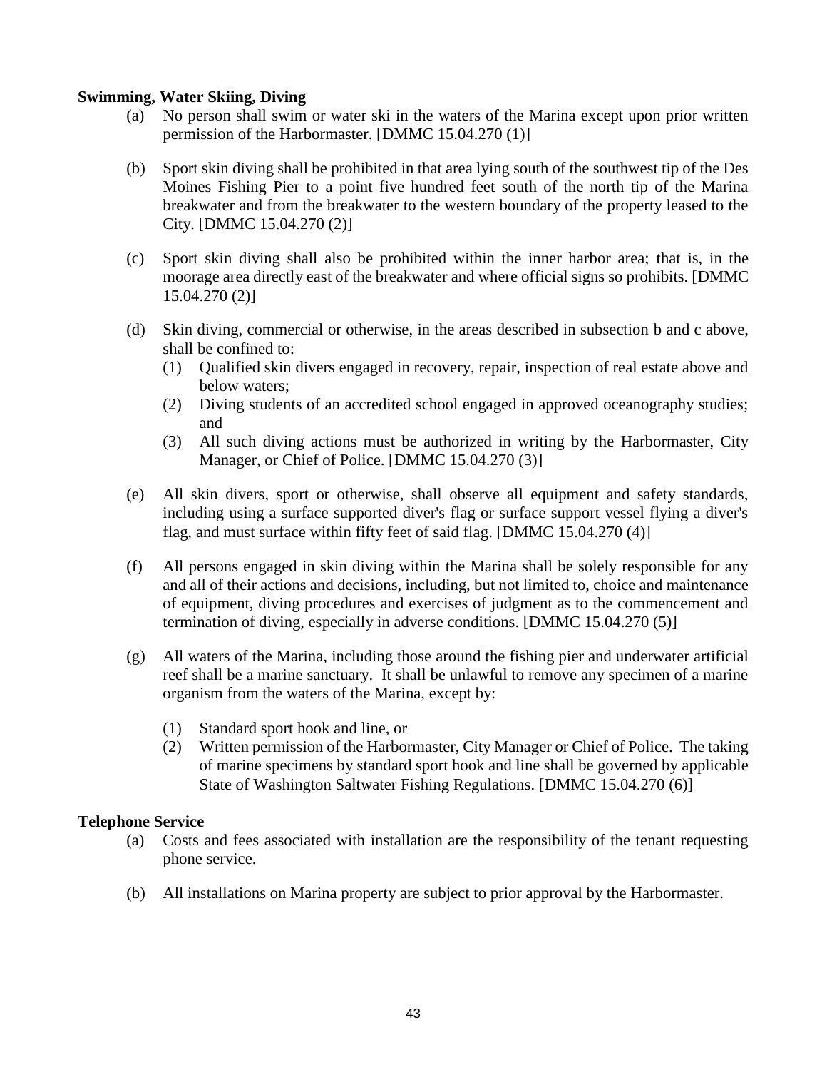**Swimming, Water Skiing, Diving**

(a) No person shall swim or water ski in the waters of the Marina except upon prior written permission of the Harbormaster. [DMMC 15.04.270 (1)]

(b) Sport skin diving shall be prohibited in that area lying south of the southwest tip of the Des Moines Fishing Pier to a point five hundred feet south of the north tip of the Marina breakwater and from the breakwater to the western boundary of the property leased to the City. [DMMC 15.04.270 (2)]

(c) Sport skin diving shall also be prohibited within the inner harbor area; that is, in the moorage area directly east of the breakwater and where official signs so prohibits. [DMMC 15.04.270 (2)]

(d) Skin diving, commercial or otherwise, in the areas described in subsection b and c above, shall be confined to:
   (1) Qualified skin divers engaged in recovery, repair, inspection of real estate above and below waters;
   (2) Diving students of an accredited school engaged in approved oceanography studies; and
   (3) All such diving actions must be authorized in writing by the Harbormaster, City Manager, or Chief of Police. [DMMC 15.04.270 (3)]

(e) All skin divers, sport or otherwise, shall observe all equipment and safety standards, including using a surface supported diver's flag or surface support vessel flying a diver's flag, and must surface within fifty feet of said flag. [DMMC 15.04.270 (4)]

(f) All persons engaged in skin diving within the Marina shall be solely responsible for any and all of their actions and decisions, including, but not limited to, choice and maintenance of equipment, diving procedures and exercises of judgment as to the commencement and termination of diving, especially in adverse conditions. [DMMC 15.04.270 (5)]

(g) All waters of the Marina, including those around the fishing pier and underwater artificial reef shall be a marine sanctuary. It shall be unlawful to remove any specimen of a marine organism from the waters of the Marina, except by:

   (1) Standard sport hook and line, or
   (2) Written permission of the Harbormaster, City Manager or Chief of Police. The taking of marine specimens by standard sport hook and line shall be governed by applicable State of Washington Saltwater Fishing Regulations. [DMMC 15.04.270 (6)]

**Telephone Service**

(a) Costs and fees associated with installation are the responsibility of the tenant requesting phone service.

(b) All installations on Marina property are subject to prior approval by the Harbormaster.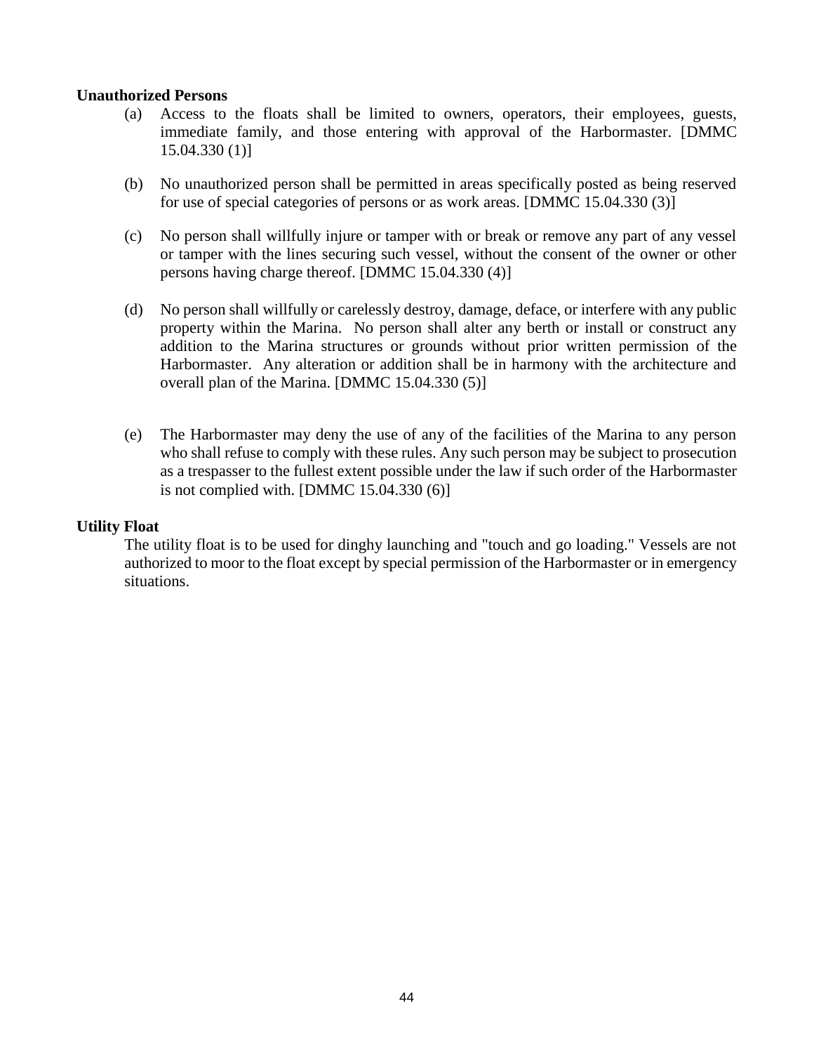**Unauthorized Persons**

(a) Access to the floats shall be limited to owners, operators, their employees, guests, immediate family, and those entering with approval of the Harbormaster. [DMMC 15.04.330 (1)]

(b) No unauthorized person shall be permitted in areas specifically posted as being reserved for use of special categories of persons or as work areas. [DMMC 15.04.330 (3)]

(c) No person shall willfully injure or tamper with or break or remove any part of any vessel or tamper with the lines securing such vessel, without the consent of the owner or other persons having charge thereof. [DMMC 15.04.330 (4)]

(d) No person shall willfully or carelessly destroy, damage, deface, or interfere with any public property within the Marina. No person shall alter any berth or install or construct any addition to the Marina structures or grounds without prior written permission of the Harbormaster. Any alteration or addition shall be in harmony with the architecture and overall plan of the Marina. [DMMC 15.04.330 (5)]

(e) The Harbormaster may deny the use of any of the facilities of the Marina to any person who shall refuse to comply with these rules. Any such person may be subject to prosecution as a trespasser to the fullest extent possible under the law if such order of the Harbormaster is not complied with. [DMMC 15.04.330 (6)]

**Utility Float**

The utility float is to be used for dinghy launching and "touch and go loading." Vessels are not authorized to moor to the float except by special permission of the Harbormaster or in emergency situations.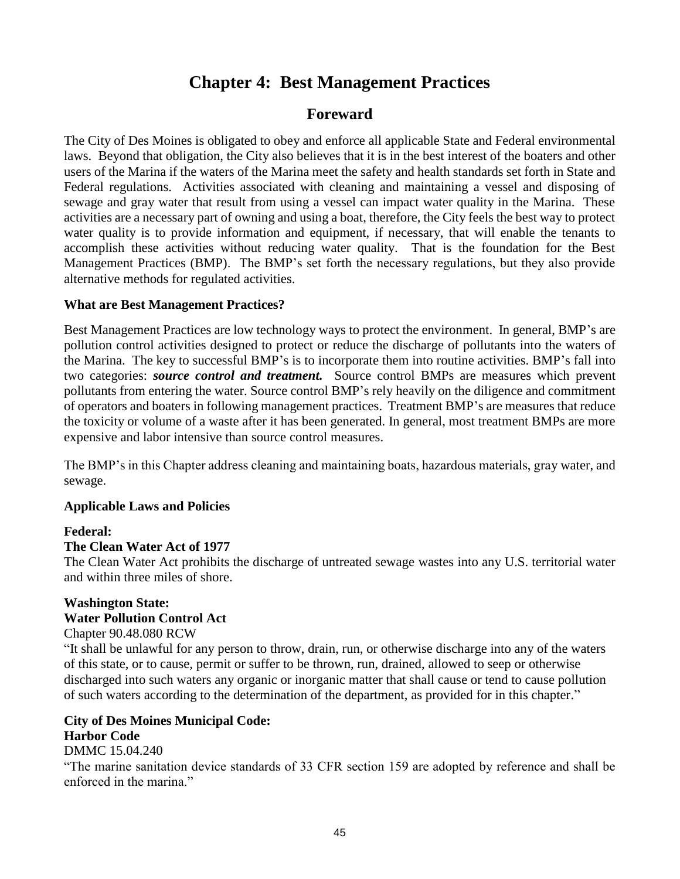# Chapter 4: Best Management Practices

## Foreward

The City of Des Moines is obligated to obey and enforce all applicable State and Federal environmental laws. Beyond that obligation, the City also believes that it is in the best interest of the boaters and other users of the Marina if the waters of the Marina meet the safety and health standards set forth in State and Federal regulations. Activities associated with cleaning and maintaining a vessel and disposing of sewage and gray water that result from using a vessel can impact water quality in the Marina. These activities are a necessary part of owning and using a boat, therefore, the City feels the best way to protect water quality is to provide information and equipment, if necessary, that will enable the tenants to accomplish these activities without reducing water quality. That is the foundation for the Best Management Practices (BMP). The BMP's set forth the necessary regulations, but they also provide alternative methods for regulated activities.

**What are Best Management Practices?**

Best Management Practices are low technology ways to protect the environment. In general, BMP's are pollution control activities designed to protect or reduce the discharge of pollutants into the waters of the Marina. The key to successful BMP's is to incorporate them into routine activities. BMP's fall into two categories: ***source control and treatment.*** Source control BMPs are measures which prevent pollutants from entering the water. Source control BMP's rely heavily on the diligence and commitment of operators and boaters in following management practices. Treatment BMP's are measures that reduce the toxicity or volume of a waste after it has been generated. In general, most treatment BMPs are more expensive and labor intensive than source control measures.

The BMP's in this Chapter address cleaning and maintaining boats, hazardous materials, gray water, and sewage.

**Applicable Laws and Policies**

**Federal:**
**The Clean Water Act of 1977**
The Clean Water Act prohibits the discharge of untreated sewage wastes into any U.S. territorial water and within three miles of shore.

**Washington State:**
**Water Pollution Control Act**
Chapter 90.48.080 RCW
"It shall be unlawful for any person to throw, drain, run, or otherwise discharge into any of the waters of this state, or to cause, permit or suffer to be thrown, run, drained, allowed to seep or otherwise discharged into such waters any organic or inorganic matter that shall cause or tend to cause pollution of such waters according to the determination of the department, as provided for in this chapter."

**City of Des Moines Municipal Code:**
**Harbor Code**
DMMC 15.04.240
"The marine sanitation device standards of 33 CFR section 159 are adopted by reference and shall be enforced in the marina."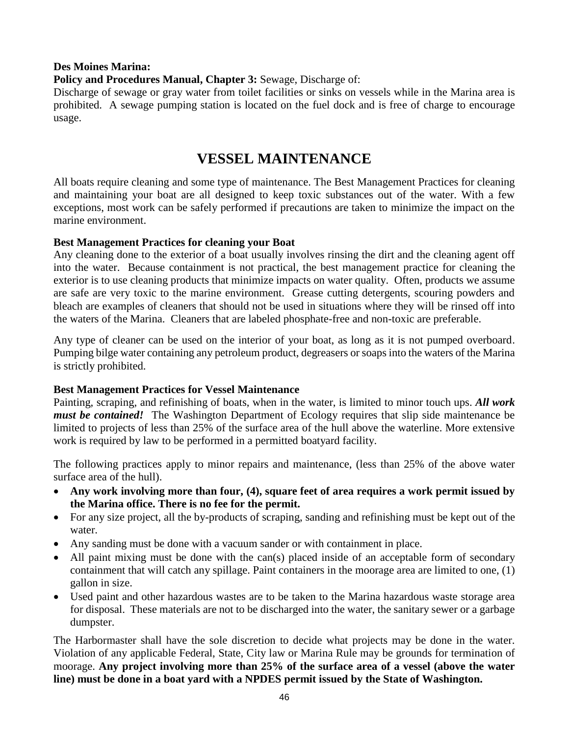**Des Moines Marina:**

**Policy and Procedures Manual, Chapter 3:** Sewage, Discharge of:

Discharge of sewage or gray water from toilet facilities or sinks on vessels while in the Marina area is prohibited. A sewage pumping station is located on the fuel dock and is free of charge to encourage usage.

# VESSEL MAINTENANCE

All boats require cleaning and some type of maintenance. The Best Management Practices for cleaning and maintaining your boat are all designed to keep toxic substances out of the water. With a few exceptions, most work can be safely performed if precautions are taken to minimize the impact on the marine environment.

**Best Management Practices for cleaning your Boat**

Any cleaning done to the exterior of a boat usually involves rinsing the dirt and the cleaning agent off into the water. Because containment is not practical, the best management practice for cleaning the exterior is to use cleaning products that minimize impacts on water quality. Often, products we assume are safe are very toxic to the marine environment. Grease cutting detergents, scouring powders and bleach are examples of cleaners that should not be used in situations where they will be rinsed off into the waters of the Marina. Cleaners that are labeled phosphate-free and non-toxic are preferable.

Any type of cleaner can be used on the interior of your boat, as long as it is not pumped overboard. Pumping bilge water containing any petroleum product, degreasers or soaps into the waters of the Marina is strictly prohibited.

**Best Management Practices for Vessel Maintenance**

Painting, scraping, and refinishing of boats, when in the water, is limited to minor touch ups. ***All work must be contained!*** The Washington Department of Ecology requires that slip side maintenance be limited to projects of less than 25% of the surface area of the hull above the waterline. More extensive work is required by law to be performed in a permitted boatyard facility.

The following practices apply to minor repairs and maintenance, (less than 25% of the above water surface area of the hull).

- **Any work involving more than four, (4), square feet of area requires a work permit issued by the Marina office. There is no fee for the permit.**
- For any size project, all the by-products of scraping, sanding and refinishing must be kept out of the water.
- Any sanding must be done with a vacuum sander or with containment in place.
- All paint mixing must be done with the can(s) placed inside of an acceptable form of secondary containment that will catch any spillage. Paint containers in the moorage area are limited to one, (1) gallon in size.
- Used paint and other hazardous wastes are to be taken to the Marina hazardous waste storage area for disposal. These materials are not to be discharged into the water, the sanitary sewer or a garbage dumpster.

The Harbormaster shall have the sole discretion to decide what projects may be done in the water. Violation of any applicable Federal, State, City law or Marina Rule may be grounds for termination of moorage. **Any project involving more than 25% of the surface area of a vessel (above the water line) must be done in a boat yard with a NPDES permit issued by the State of Washington.**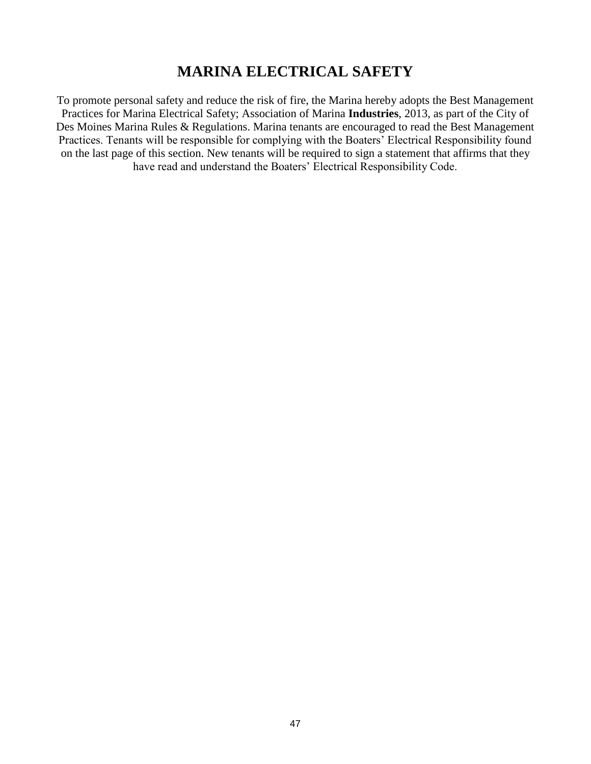# MARINA ELECTRICAL SAFETY

To promote personal safety and reduce the risk of fire, the Marina hereby adopts the Best Management Practices for Marina Electrical Safety; Association of Marina **Industries**, 2013, as part of the City of Des Moines Marina Rules & Regulations. Marina tenants are encouraged to read the Best Management Practices. Tenants will be responsible for complying with the Boaters' Electrical Responsibility found on the last page of this section. New tenants will be required to sign a statement that affirms that they have read and understand the Boaters' Electrical Responsibility Code.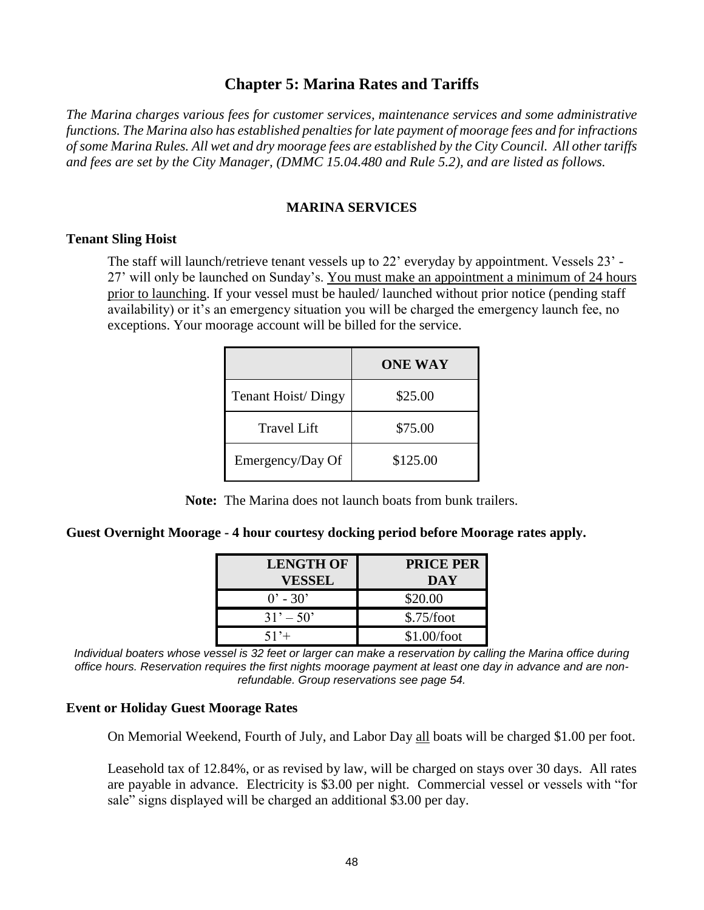# Chapter 5: Marina Rates and Tariffs

*The Marina charges various fees for customer services, maintenance services and some administrative functions. The Marina also has established penalties for late payment of moorage fees and for infractions of some Marina Rules. All wet and dry moorage fees are established by the City Council. All other tariffs and fees are set by the City Manager, (DMMC 15.04.480 and Rule 5.2), and are listed as follows.*

## MARINA SERVICES

### Tenant Sling Hoist

The staff will launch/retrieve tenant vessels up to 22' everyday by appointment. Vessels 23' - 27' will only be launched on Sunday's. <u>You must make an appointment a minimum of 24 hours prior to launching</u>. If your vessel must be hauled/ launched without prior notice (pending staff availability) or it's an emergency situation you will be charged the emergency launch fee, no exceptions. Your moorage account will be billed for the service.

| | ONE WAY |
|---|---|
| Tenant Hoist/ Dingy | $25.00 |
| Travel Lift | $75.00 |
| Emergency/Day Of | $125.00 |

**Note:** The Marina does not launch boats from bunk trailers.

### Guest Overnight Moorage - 4 hour courtesy docking period before Moorage rates apply.

| LENGTH OF VESSEL | PRICE PER DAY |
|---|---|
| 0' - 30' | $20.00 |
| 31' – 50' | $.75/foot |
| 51'+ | $1.00/foot |

*Individual boaters whose vessel is 32 feet or larger can make a reservation by calling the Marina office during office hours. Reservation requires the first nights moorage payment at least one day in advance and are non-refundable. Group reservations see page 54.*

### Event or Holiday Guest Moorage Rates

On Memorial Weekend, Fourth of July, and Labor Day <u>all</u> boats will be charged $1.00 per foot.

Leasehold tax of 12.84%, or as revised by law, will be charged on stays over 30 days. All rates are payable in advance. Electricity is $3.00 per night. Commercial vessel or vessels with "for sale" signs displayed will be charged an additional $3.00 per day.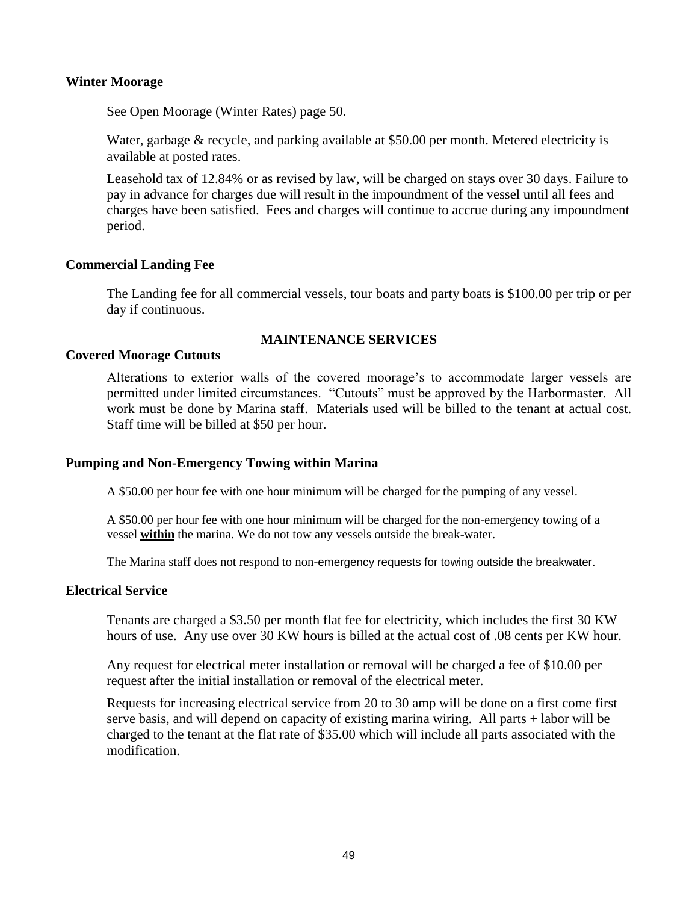### Winter Moorage

See Open Moorage (Winter Rates) page 50.

Water, garbage & recycle, and parking available at $50.00 per month. Metered electricity is available at posted rates.

Leasehold tax of 12.84% or as revised by law, will be charged on stays over 30 days. Failure to pay in advance for charges due will result in the impoundment of the vessel until all fees and charges have been satisfied. Fees and charges will continue to accrue during any impoundment period.

### Commercial Landing Fee

The Landing fee for all commercial vessels, tour boats and party boats is $100.00 per trip or per day if continuous.

## MAINTENANCE SERVICES

### Covered Moorage Cutouts

Alterations to exterior walls of the covered moorage's to accommodate larger vessels are permitted under limited circumstances. "Cutouts" must be approved by the Harbormaster. All work must be done by Marina staff. Materials used will be billed to the tenant at actual cost. Staff time will be billed at $50 per hour.

### Pumping and Non-Emergency Towing within Marina

A $50.00 per hour fee with one hour minimum will be charged for the pumping of any vessel.

A $50.00 per hour fee with one hour minimum will be charged for the non-emergency towing of a vessel **within** the marina. We do not tow any vessels outside the break-water.

The Marina staff does not respond to non-emergency requests for towing outside the breakwater.

### Electrical Service

Tenants are charged a $3.50 per month flat fee for electricity, which includes the first 30 KW hours of use. Any use over 30 KW hours is billed at the actual cost of .08 cents per KW hour.

Any request for electrical meter installation or removal will be charged a fee of $10.00 per request after the initial installation or removal of the electrical meter.

Requests for increasing electrical service from 20 to 30 amp will be done on a first come first serve basis, and will depend on capacity of existing marina wiring. All parts + labor will be charged to the tenant at the flat rate of $35.00 which will include all parts associated with the modification.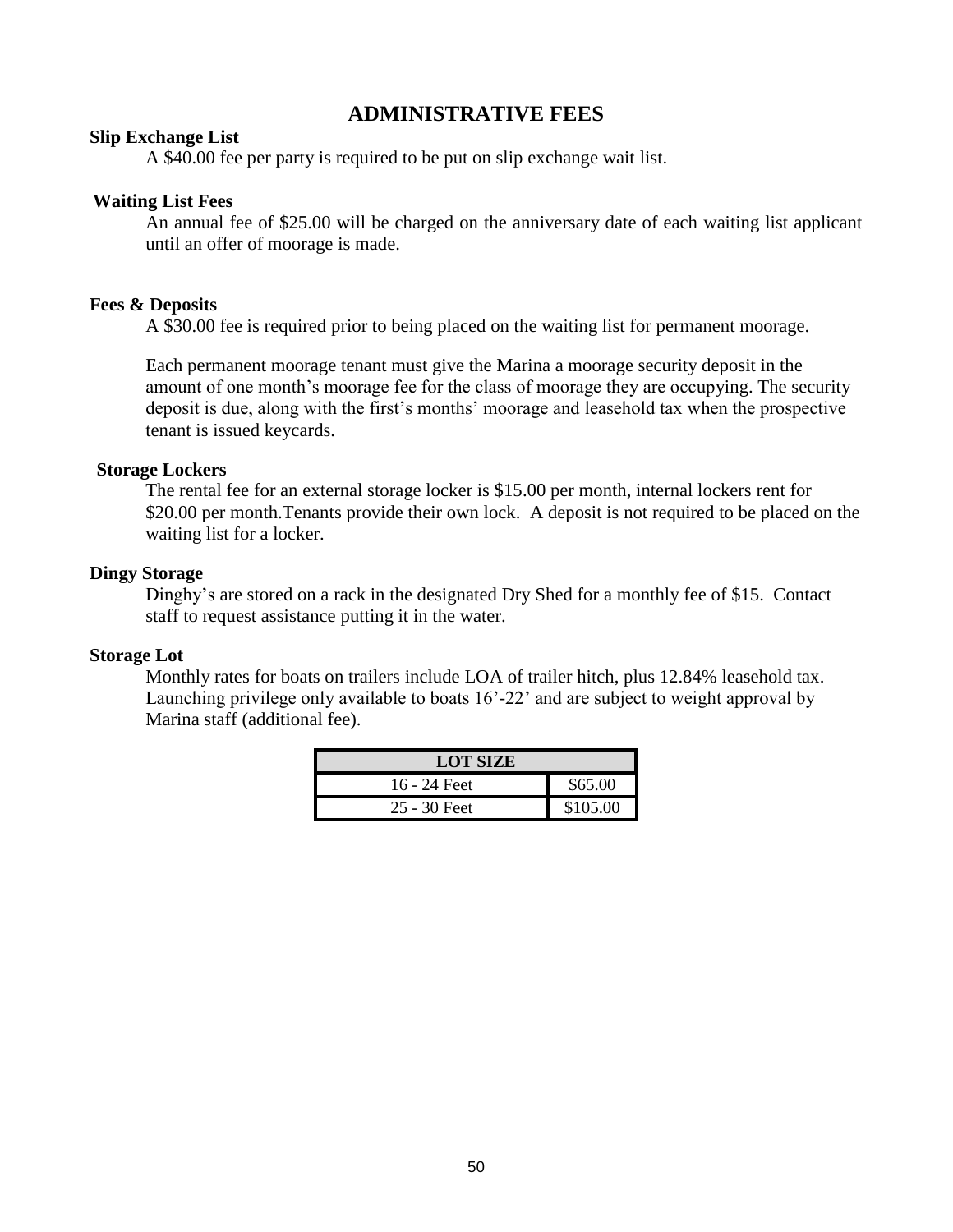# ADMINISTRATIVE FEES

**Slip Exchange List**

A $40.00 fee per party is required to be put on slip exchange wait list.

**Waiting List Fees**

An annual fee of $25.00 will be charged on the anniversary date of each waiting list applicant until an offer of moorage is made.

**Fees & Deposits**

A $30.00 fee is required prior to being placed on the waiting list for permanent moorage.

Each permanent moorage tenant must give the Marina a moorage security deposit in the amount of one month's moorage fee for the class of moorage they are occupying. The security deposit is due, along with the first's months' moorage and leasehold tax when the prospective tenant is issued keycards.

**Storage Lockers**

The rental fee for an external storage locker is $15.00 per month, internal lockers rent for $20.00 per month.Tenants provide their own lock. A deposit is not required to be placed on the waiting list for a locker.

**Dingy Storage**

Dinghy's are stored on a rack in the designated Dry Shed for a monthly fee of $15. Contact staff to request assistance putting it in the water.

**Storage Lot**

Monthly rates for boats on trailers include LOA of trailer hitch, plus 12.84% leasehold tax. Launching privilege only available to boats 16'-22' and are subject to weight approval by Marina staff (additional fee).

| LOT SIZE | |
|---|---|
| 16 - 24 Feet | $65.00 |
| 25 - 30 Feet | $105.00 |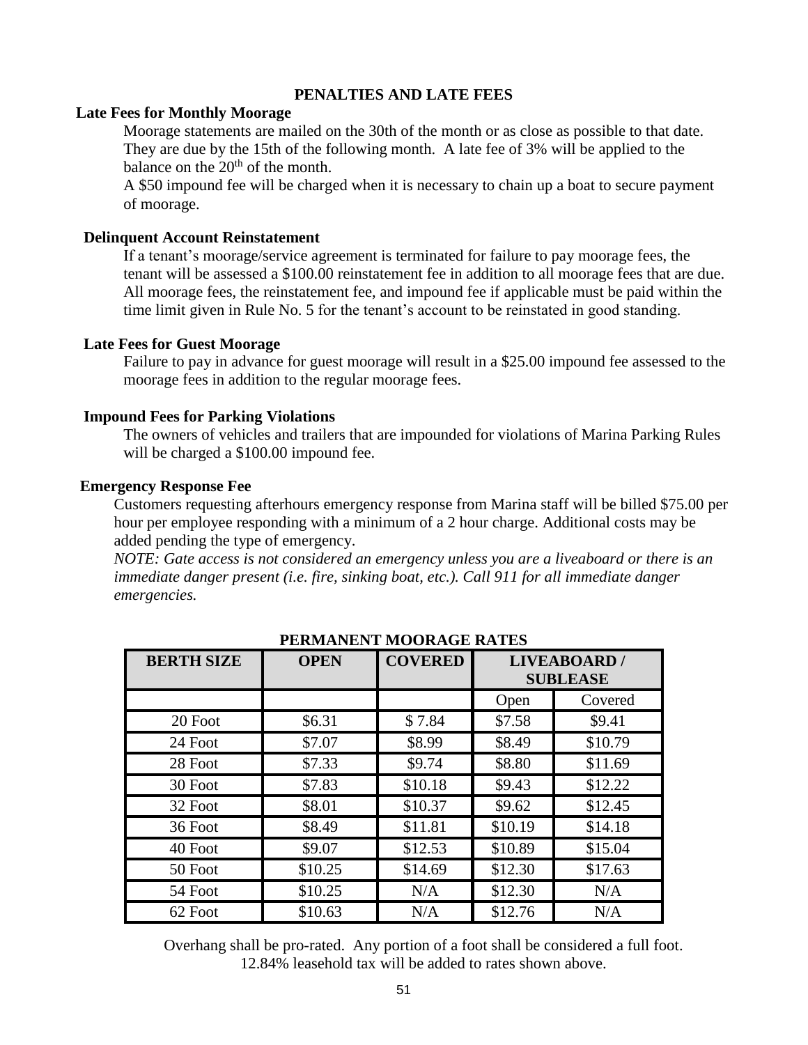## PENALTIES AND LATE FEES

### Late Fees for Monthly Moorage

Moorage statements are mailed on the 30th of the month or as close as possible to that date. They are due by the 15th of the following month. A late fee of 3% will be applied to the balance on the 20th of the month.

A $50 impound fee will be charged when it is necessary to chain up a boat to secure payment of moorage.

### Delinquent Account Reinstatement

If a tenant's moorage/service agreement is terminated for failure to pay moorage fees, the tenant will be assessed a $100.00 reinstatement fee in addition to all moorage fees that are due. All moorage fees, the reinstatement fee, and impound fee if applicable must be paid within the time limit given in Rule No. 5 for the tenant's account to be reinstated in good standing.

### Late Fees for Guest Moorage

Failure to pay in advance for guest moorage will result in a $25.00 impound fee assessed to the moorage fees in addition to the regular moorage fees.

### Impound Fees for Parking Violations

The owners of vehicles and trailers that are impounded for violations of Marina Parking Rules will be charged a $100.00 impound fee.

### Emergency Response Fee

Customers requesting afterhours emergency response from Marina staff will be billed $75.00 per hour per employee responding with a minimum of a 2 hour charge. Additional costs may be added pending the type of emergency.

*NOTE: Gate access is not considered an emergency unless you are a liveaboard or there is an immediate danger present (i.e. fire, sinking boat, etc.). Call 911 for all immediate danger emergencies.*

## PERMANENT MOORAGE RATES

| BERTH SIZE | OPEN | COVERED | LIVEABOARD / SUBLEASE | |
|---|---|---|---|---|
| | | | Open | Covered |
| 20 Foot | $6.31 | $ 7.84 | $7.58 | $9.41 |
| 24 Foot | $7.07 | $8.99 | $8.49 | $10.79 |
| 28 Foot | $7.33 | $9.74 | $8.80 | $11.69 |
| 30 Foot | $7.83 | $10.18 | $9.43 | $12.22 |
| 32 Foot | $8.01 | $10.37 | $9.62 | $12.45 |
| 36 Foot | $8.49 | $11.81 | $10.19 | $14.18 |
| 40 Foot | $9.07 | $12.53 | $10.89 | $15.04 |
| 50 Foot | $10.25 | $14.69 | $12.30 | $17.63 |
| 54 Foot | $10.25 | N/A | $12.30 | N/A |
| 62 Foot | $10.63 | N/A | $12.76 | N/A |

Overhang shall be pro-rated. Any portion of a foot shall be considered a full foot.
12.84% leasehold tax will be added to rates shown above.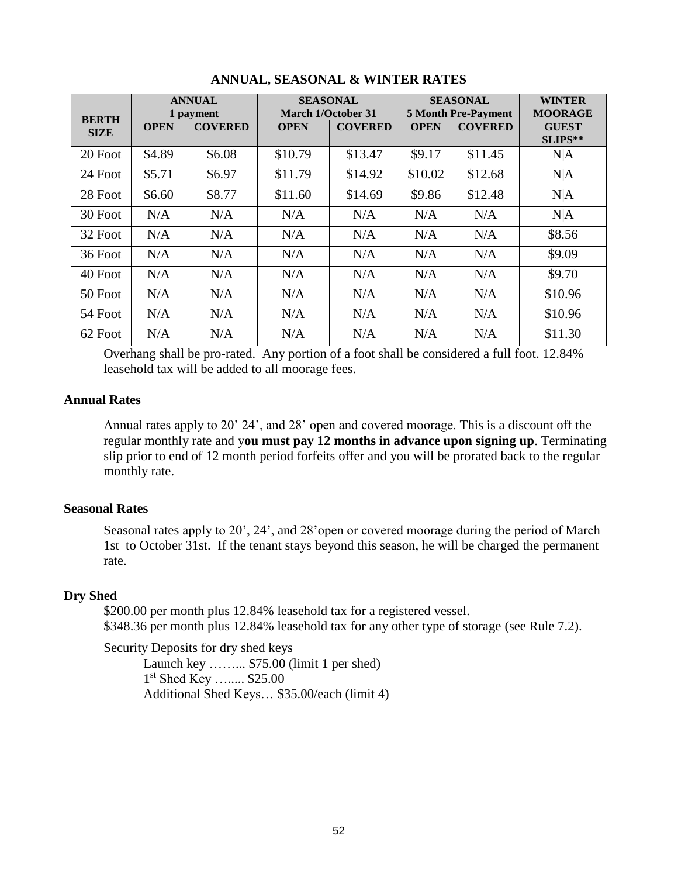## ANNUAL, SEASONAL & WINTER RATES

| BERTH SIZE | ANNUAL 1 payment | | SEASONAL March 1/October 31 | | SEASONAL 5 Month Pre-Payment | | WINTER MOORAGE |
|---|---|---|---|---|---|---|---|
| | OPEN | COVERED | OPEN | COVERED | OPEN | COVERED | GUEST SLIPS** |
| 20 Foot | $4.89 | $6.08 | $10.79 | $13.47 | $9.17 | $11.45 | N\|A |
| 24 Foot | $5.71 | $6.97 | $11.79 | $14.92 | $10.02 | $12.68 | N\|A |
| 28 Foot | $6.60 | $8.77 | $11.60 | $14.69 | $9.86 | $12.48 | N\|A |
| 30 Foot | N/A | N/A | N/A | N/A | N/A | N/A | N\|A |
| 32 Foot | N/A | N/A | N/A | N/A | N/A | N/A | $8.56 |
| 36 Foot | N/A | N/A | N/A | N/A | N/A | N/A | $9.09 |
| 40 Foot | N/A | N/A | N/A | N/A | N/A | N/A | $9.70 |
| 50 Foot | N/A | N/A | N/A | N/A | N/A | N/A | $10.96 |
| 54 Foot | N/A | N/A | N/A | N/A | N/A | N/A | $10.96 |
| 62 Foot | N/A | N/A | N/A | N/A | N/A | N/A | $11.30 |

Overhang shall be pro-rated. Any portion of a foot shall be considered a full foot. 12.84% leasehold tax will be added to all moorage fees.

### Annual Rates

Annual rates apply to 20' 24', and 28' open and covered moorage. This is a discount off the regular monthly rate and y**ou must pay 12 months in advance upon signing up**. Terminating slip prior to end of 12 month period forfeits offer and you will be prorated back to the regular monthly rate.

### Seasonal Rates

Seasonal rates apply to 20', 24', and 28'open or covered moorage during the period of March 1st to October 31st. If the tenant stays beyond this season, he will be charged the permanent rate.

### Dry Shed

$200.00 per month plus 12.84% leasehold tax for a registered vessel.
$348.36 per month plus 12.84% leasehold tax for any other type of storage (see Rule 7.2).

Security Deposits for dry shed keys

Launch key …….. $75.00 (limit 1 per shed)
1st Shed Key …..... $25.00
Additional Shed Keys… $35.00/each (limit 4)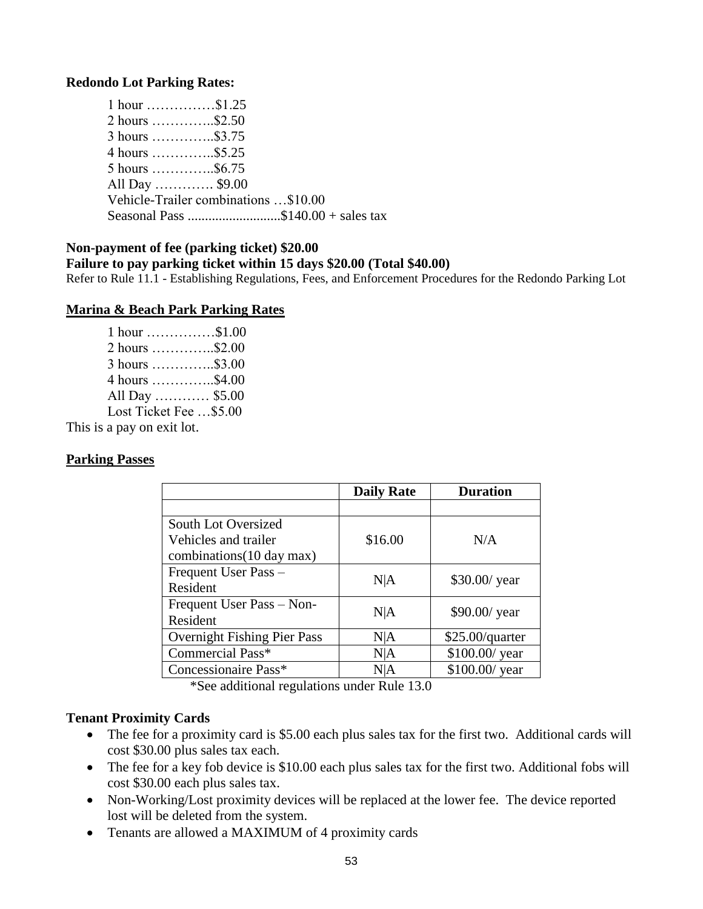**Redondo Lot Parking Rates:**

1 hour ……………$1.25
2 hours …………..$2.50
3 hours …………..$3.75
4 hours …………..$5.25
5 hours …………..$6.75
All Day …………. $9.00
Vehicle-Trailer combinations …$10.00
Seasonal Pass ..........................$140.00 + sales tax

**Non-payment of fee (parking ticket) $20.00**
**Failure to pay parking ticket within 15 days $20.00 (Total $40.00)**
Refer to Rule 11.1 - Establishing Regulations, Fees, and Enforcement Procedures for the Redondo Parking Lot

**Marina & Beach Park Parking Rates**

1 hour ……………$1.00
2 hours …………..$2.00
3 hours …………..$3.00
4 hours …………..$4.00
All Day ………… $5.00
Lost Ticket Fee …$5.00

This is a pay on exit lot.

**Parking Passes**

| | Daily Rate | Duration |
|---|---|---|
| | | |
| South Lot Oversized Vehicles and trailer combinations(10 day max) | $16.00 | N/A |
| Frequent User Pass – Resident | N\|A | $30.00/ year |
| Frequent User Pass – Non-Resident | N\|A | $90.00/ year |
| Overnight Fishing Pier Pass | N\|A | $25.00/quarter |
| Commercial Pass* | N\|A | $100.00/ year |
| Concessionaire Pass* | N\|A | $100.00/ year |

*See additional regulations under Rule 13.0

**Tenant Proximity Cards**

- The fee for a proximity card is $5.00 each plus sales tax for the first two. Additional cards will cost $30.00 plus sales tax each.
- The fee for a key fob device is $10.00 each plus sales tax for the first two. Additional fobs will cost $30.00 each plus sales tax.
- Non-Working/Lost proximity devices will be replaced at the lower fee. The device reported lost will be deleted from the system.
- Tenants are allowed a MAXIMUM of 4 proximity cards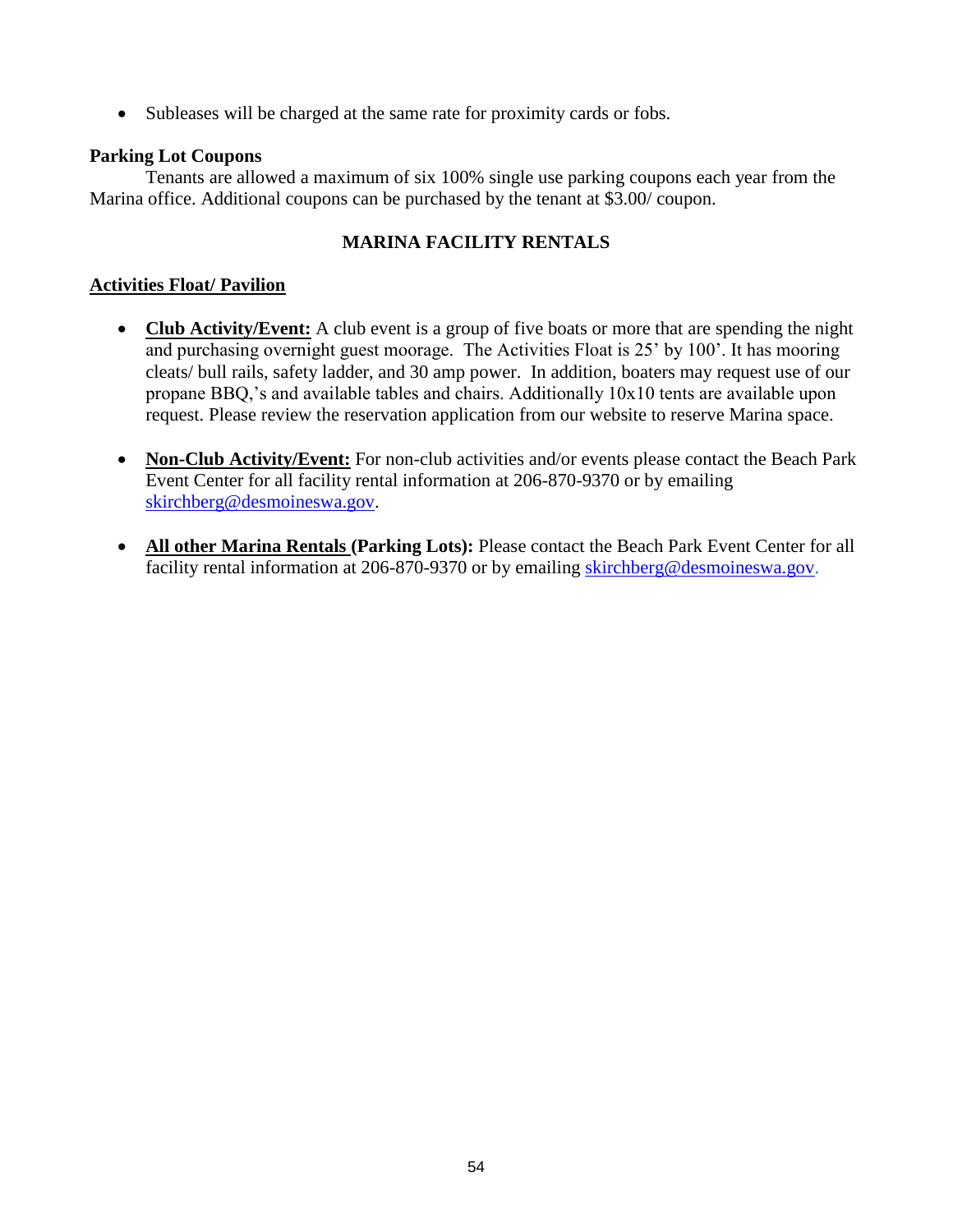- Subleases will be charged at the same rate for proximity cards or fobs.

**Parking Lot Coupons**

Tenants are allowed a maximum of six 100% single use parking coupons each year from the Marina office. Additional coupons can be purchased by the tenant at $3.00/ coupon.

## MARINA FACILITY RENTALS

**Activities Float/ Pavilion**

- **Club Activity/Event:** A club event is a group of five boats or more that are spending the night and purchasing overnight guest moorage. The Activities Float is 25' by 100'. It has mooring cleats/ bull rails, safety ladder, and 30 amp power. In addition, boaters may request use of our propane BBQ,'s and available tables and chairs. Additionally 10x10 tents are available upon request. Please review the reservation application from our website to reserve Marina space.

- **Non-Club Activity/Event:** For non-club activities and/or events please contact the Beach Park Event Center for all facility rental information at 206-870-9370 or by emailing skirchberg@desmoineswa.gov.

- **All other Marina Rentals (Parking Lots):** Please contact the Beach Park Event Center for all facility rental information at 206-870-9370 or by emailing skirchberg@desmoineswa.gov.